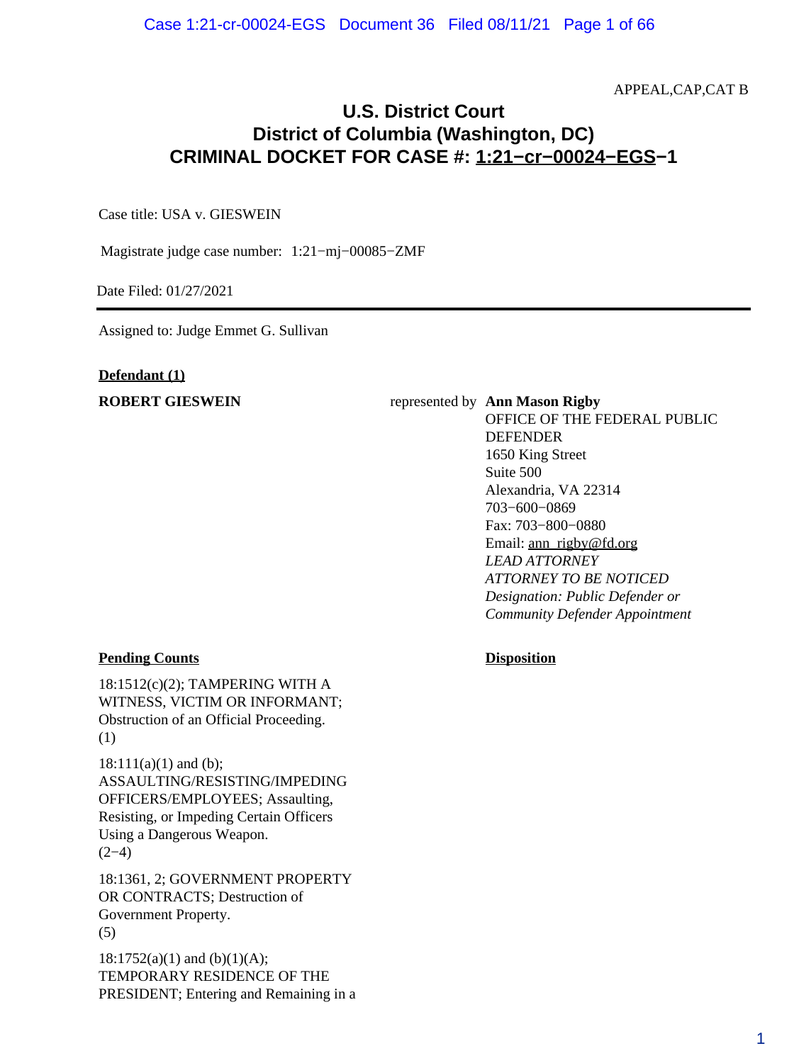APPEAL,CAP,CAT B

# U.S. District Court
# District of Columbia (Washington, DC)
# CRIMINAL DOCKET FOR CASE #: 1:21−cr−00024−EGS−1

Case title: USA v. GIESWEIN

Magistrate judge case number: 1:21−mj−00085−ZMF

Date Filed: 01/27/2021

---

Assigned to: Judge Emmet G. Sullivan

**Defendant (1)**

**ROBERT GIESWEIN** represented by **Ann Mason Rigby**
OFFICE OF THE FEDERAL PUBLIC DEFENDER
1650 King Street
Suite 500
Alexandria, VA 22314
703−600−0869
Fax: 703−800−0880
Email: ann_rigby@fd.org
*LEAD ATTORNEY*
*ATTORNEY TO BE NOTICED*
*Designation: Public Defender or Community Defender Appointment*

| **Pending Counts** | **Disposition** |
|---|---|
| 18:1512(c)(2); TAMPERING WITH A WITNESS, VICTIM OR INFORMANT; Obstruction of an Official Proceeding. (1) | |
| 18:111(a)(1) and (b); ASSAULTING/RESISTING/IMPEDING OFFICERS/EMPLOYEES; Assaulting, Resisting, or Impeding Certain Officers Using a Dangerous Weapon. (2−4) | |
| 18:1361, 2; GOVERNMENT PROPERTY OR CONTRACTS; Destruction of Government Property. (5) | |
| 18:1752(a)(1) and (b)(1)(A); TEMPORARY RESIDENCE OF THE PRESIDENT; Entering and Remaining in a | |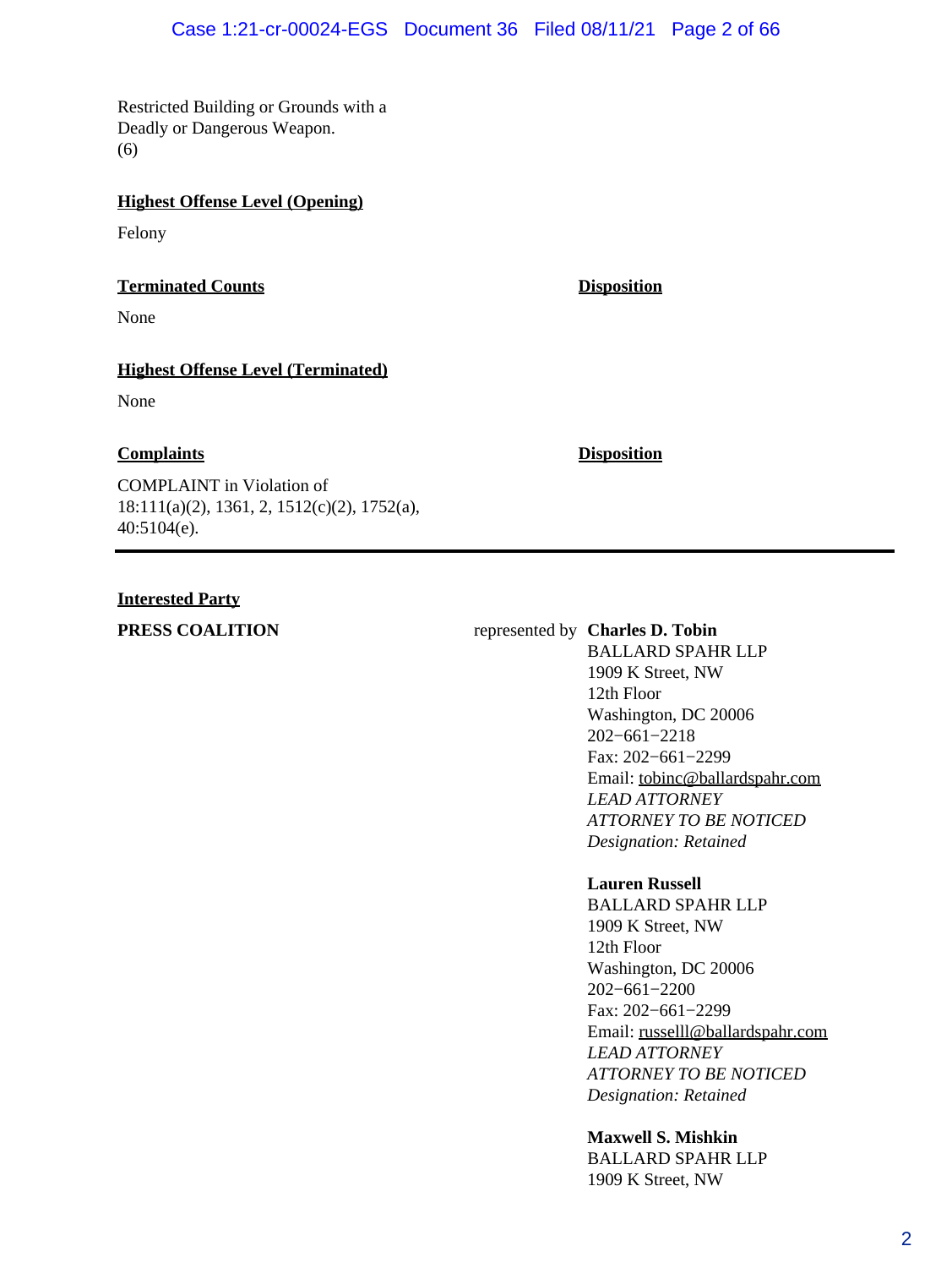Restricted Building or Grounds with a Deadly or Dangerous Weapon.
(6)

**Highest Offense Level (Opening)**

Felony

| **Terminated Counts** | **Disposition** |
| --- | --- |
| None | |

**Highest Offense Level (Terminated)**

None

| **Complaints** | **Disposition** |
| --- | --- |
| COMPLAINT in Violation of 18:111(a)(2), 1361, 2, 1512(c)(2), 1752(a), 40:5104(e). | |

---

**Interested Party**

**PRESS COALITION** represented by

**Charles D. Tobin**
BALLARD SPAHR LLP
1909 K Street, NW
12th Floor
Washington, DC 20006
202−661−2218
Fax: 202−661−2299
Email: tobinc@ballardspahr.com
*LEAD ATTORNEY*
*ATTORNEY TO BE NOTICED*
*Designation: Retained*

**Lauren Russell**
BALLARD SPAHR LLP
1909 K Street, NW
12th Floor
Washington, DC 20006
202−661−2200
Fax: 202−661−2299
Email: russelll@ballardspahr.com
*LEAD ATTORNEY*
*ATTORNEY TO BE NOTICED*
*Designation: Retained*

**Maxwell S. Mishkin**
BALLARD SPAHR LLP
1909 K Street, NW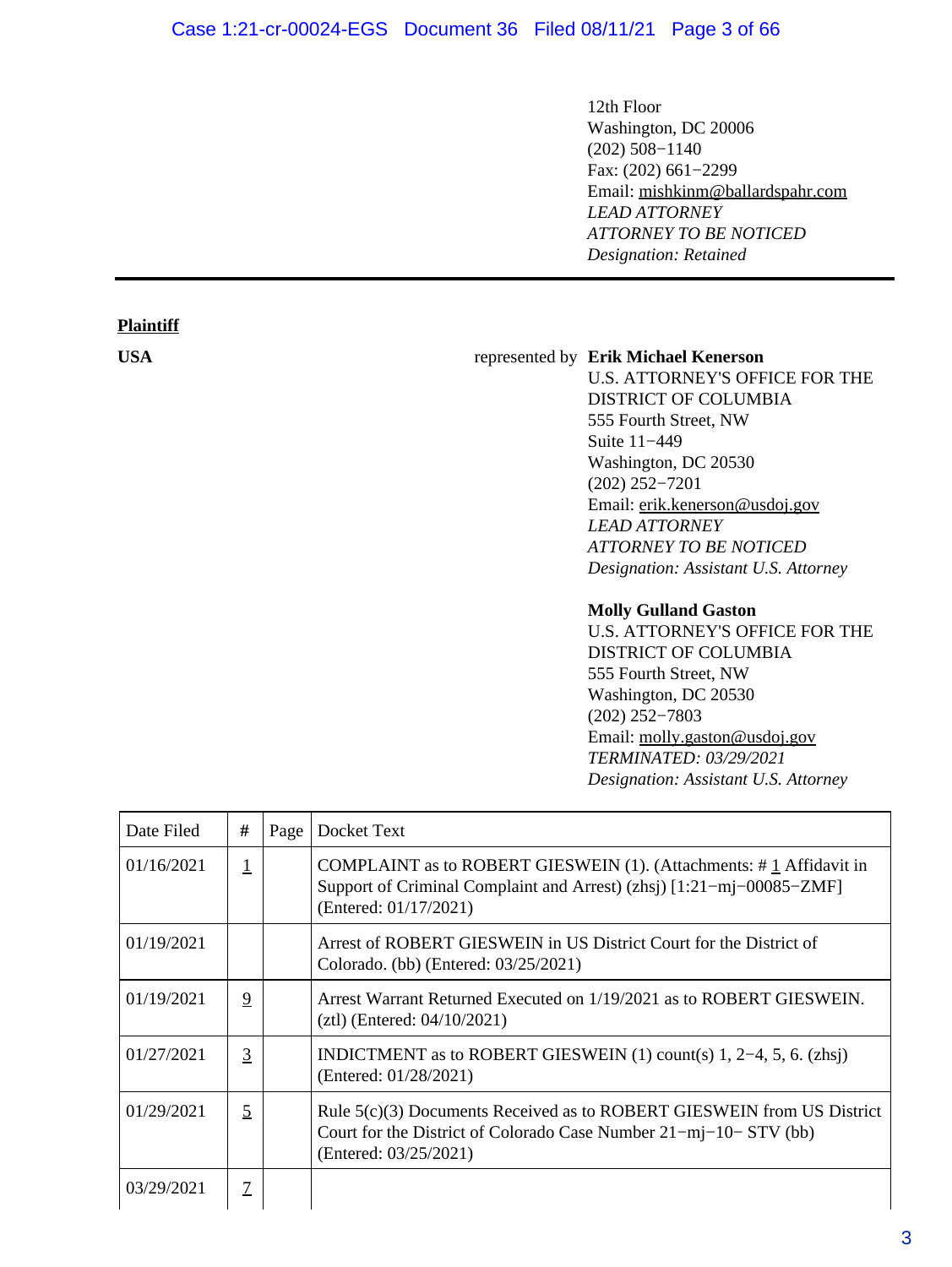12th Floor
Washington, DC 20006
(202) 508−1140
Fax: (202) 661−2299
Email: mishkinm@ballardspahr.com
*LEAD ATTORNEY*
*ATTORNEY TO BE NOTICED*
*Designation: Retained*

---

**Plaintiff**

**USA** represented by **Erik Michael Kenerson**
U.S. ATTORNEY'S OFFICE FOR THE DISTRICT OF COLUMBIA
555 Fourth Street, NW
Suite 11−449
Washington, DC 20530
(202) 252−7201
Email: erik.kenerson@usdoj.gov
*LEAD ATTORNEY*
*ATTORNEY TO BE NOTICED*
*Designation: Assistant U.S. Attorney*

**Molly Gulland Gaston**
U.S. ATTORNEY'S OFFICE FOR THE DISTRICT OF COLUMBIA
555 Fourth Street, NW
Washington, DC 20530
(202) 252−7803
Email: molly.gaston@usdoj.gov
*TERMINATED: 03/29/2021*
*Designation: Assistant U.S. Attorney*

| Date Filed | # | Page | Docket Text |
|---|---|---|---|
| 01/16/2021 | 1 | | COMPLAINT as to ROBERT GIESWEIN (1). (Attachments: # 1 Affidavit in Support of Criminal Complaint and Arrest) (zhsj) [1:21−mj−00085−ZMF] (Entered: 01/17/2021) |
| 01/19/2021 | | | Arrest of ROBERT GIESWEIN in US District Court for the District of Colorado. (bb) (Entered: 03/25/2021) |
| 01/19/2021 | 9 | | Arrest Warrant Returned Executed on 1/19/2021 as to ROBERT GIESWEIN. (ztl) (Entered: 04/10/2021) |
| 01/27/2021 | 3 | | INDICTMENT as to ROBERT GIESWEIN (1) count(s) 1, 2−4, 5, 6. (zhsj) (Entered: 01/28/2021) |
| 01/29/2021 | 5 | | Rule 5(c)(3) Documents Received as to ROBERT GIESWEIN from US District Court for the District of Colorado Case Number 21−mj−10− STV (bb) (Entered: 03/25/2021) |
| 03/29/2021 | 7 | | |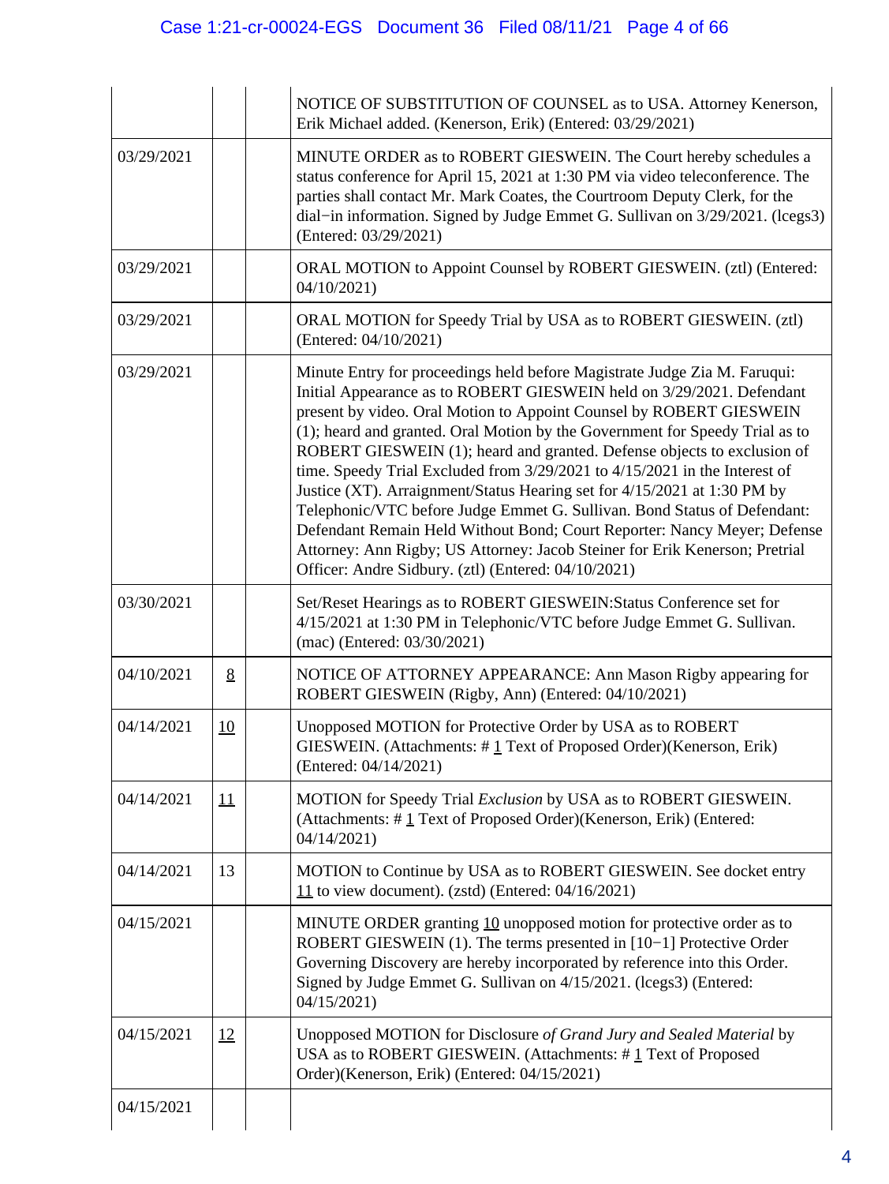| | | | |
|---|---|---|---|
| | | | NOTICE OF SUBSTITUTION OF COUNSEL as to USA. Attorney Kenerson, Erik Michael added. (Kenerson, Erik) (Entered: 03/29/2021) |
| 03/29/2021 | | | MINUTE ORDER as to ROBERT GIESWEIN. The Court hereby schedules a status conference for April 15, 2021 at 1:30 PM via video teleconference. The parties shall contact Mr. Mark Coates, the Courtroom Deputy Clerk, for the dial−in information. Signed by Judge Emmet G. Sullivan on 3/29/2021. (lcegs3) (Entered: 03/29/2021) |
| 03/29/2021 | | | ORAL MOTION to Appoint Counsel by ROBERT GIESWEIN. (ztl) (Entered: 04/10/2021) |
| 03/29/2021 | | | ORAL MOTION for Speedy Trial by USA as to ROBERT GIESWEIN. (ztl) (Entered: 04/10/2021) |
| 03/29/2021 | | | Minute Entry for proceedings held before Magistrate Judge Zia M. Faruqui: Initial Appearance as to ROBERT GIESWEIN held on 3/29/2021. Defendant present by video. Oral Motion to Appoint Counsel by ROBERT GIESWEIN (1); heard and granted. Oral Motion by the Government for Speedy Trial as to ROBERT GIESWEIN (1); heard and granted. Defense objects to exclusion of time. Speedy Trial Excluded from 3/29/2021 to 4/15/2021 in the Interest of Justice (XT). Arraignment/Status Hearing set for 4/15/2021 at 1:30 PM by Telephonic/VTC before Judge Emmet G. Sullivan. Bond Status of Defendant: Defendant Remain Held Without Bond; Court Reporter: Nancy Meyer; Defense Attorney: Ann Rigby; US Attorney: Jacob Steiner for Erik Kenerson; Pretrial Officer: Andre Sidbury. (ztl) (Entered: 04/10/2021) |
| 03/30/2021 | | | Set/Reset Hearings as to ROBERT GIESWEIN:Status Conference set for 4/15/2021 at 1:30 PM in Telephonic/VTC before Judge Emmet G. Sullivan. (mac) (Entered: 03/30/2021) |
| 04/10/2021 | 8 | | NOTICE OF ATTORNEY APPEARANCE: Ann Mason Rigby appearing for ROBERT GIESWEIN (Rigby, Ann) (Entered: 04/10/2021) |
| 04/14/2021 | 10 | | Unopposed MOTION for Protective Order by USA as to ROBERT GIESWEIN. (Attachments: # 1 Text of Proposed Order)(Kenerson, Erik) (Entered: 04/14/2021) |
| 04/14/2021 | 11 | | MOTION for Speedy Trial *Exclusion* by USA as to ROBERT GIESWEIN. (Attachments: # 1 Text of Proposed Order)(Kenerson, Erik) (Entered: 04/14/2021) |
| 04/14/2021 | 13 | | MOTION to Continue by USA as to ROBERT GIESWEIN. See docket entry 11 to view document). (zstd) (Entered: 04/16/2021) |
| 04/15/2021 | | | MINUTE ORDER granting 10 unopposed motion for protective order as to ROBERT GIESWEIN (1). The terms presented in [10−1] Protective Order Governing Discovery are hereby incorporated by reference into this Order. Signed by Judge Emmet G. Sullivan on 4/15/2021. (lcegs3) (Entered: 04/15/2021) |
| 04/15/2021 | 12 | | Unopposed MOTION for Disclosure *of Grand Jury and Sealed Material* by USA as to ROBERT GIESWEIN. (Attachments: # 1 Text of Proposed Order)(Kenerson, Erik) (Entered: 04/15/2021) |
| 04/15/2021 | | | |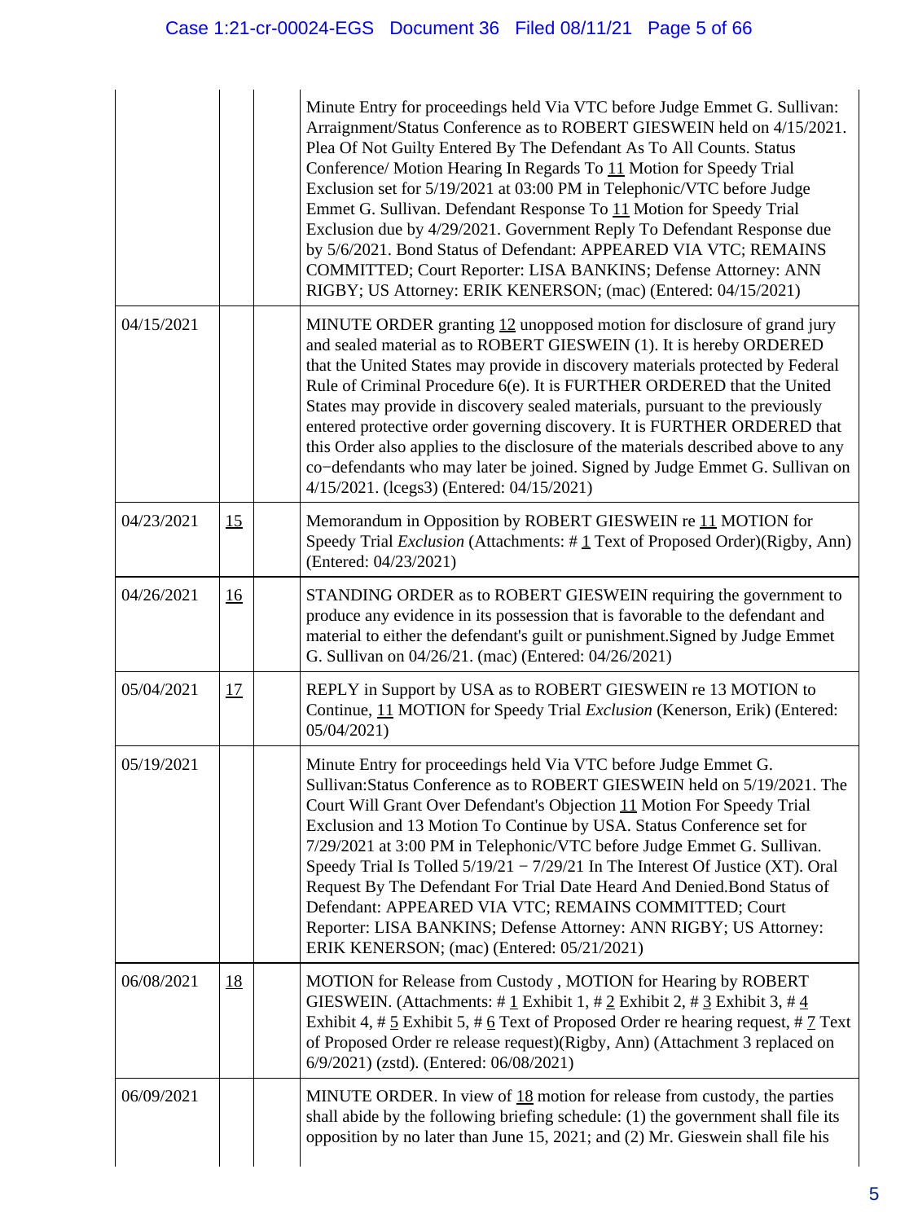| | | | |
|---|---|---|---|
| | | | Minute Entry for proceedings held Via VTC before Judge Emmet G. Sullivan: Arraignment/Status Conference as to ROBERT GIESWEIN held on 4/15/2021. Plea Of Not Guilty Entered By The Defendant As To All Counts. Status Conference/ Motion Hearing In Regards To 11 Motion for Speedy Trial Exclusion set for 5/19/2021 at 03:00 PM in Telephonic/VTC before Judge Emmet G. Sullivan. Defendant Response To 11 Motion for Speedy Trial Exclusion due by 4/29/2021. Government Reply To Defendant Response due by 5/6/2021. Bond Status of Defendant: APPEARED VIA VTC; REMAINS COMMITTED; Court Reporter: LISA BANKINS; Defense Attorney: ANN RIGBY; US Attorney: ERIK KENERSON; (mac) (Entered: 04/15/2021) |
| 04/15/2021 | | | MINUTE ORDER granting 12 unopposed motion for disclosure of grand jury and sealed material as to ROBERT GIESWEIN (1). It is hereby ORDERED that the United States may provide in discovery materials protected by Federal Rule of Criminal Procedure 6(e). It is FURTHER ORDERED that the United States may provide in discovery sealed materials, pursuant to the previously entered protective order governing discovery. It is FURTHER ORDERED that this Order also applies to the disclosure of the materials described above to any co−defendants who may later be joined. Signed by Judge Emmet G. Sullivan on 4/15/2021. (lcegs3) (Entered: 04/15/2021) |
| 04/23/2021 | 15 | | Memorandum in Opposition by ROBERT GIESWEIN re 11 MOTION for Speedy Trial *Exclusion* (Attachments: # 1 Text of Proposed Order)(Rigby, Ann) (Entered: 04/23/2021) |
| 04/26/2021 | 16 | | STANDING ORDER as to ROBERT GIESWEIN requiring the government to produce any evidence in its possession that is favorable to the defendant and material to either the defendant's guilt or punishment.Signed by Judge Emmet G. Sullivan on 04/26/21. (mac) (Entered: 04/26/2021) |
| 05/04/2021 | 17 | | REPLY in Support by USA as to ROBERT GIESWEIN re 13 MOTION to Continue, 11 MOTION for Speedy Trial *Exclusion* (Kenerson, Erik) (Entered: 05/04/2021) |
| 05/19/2021 | | | Minute Entry for proceedings held Via VTC before Judge Emmet G. Sullivan:Status Conference as to ROBERT GIESWEIN held on 5/19/2021. The Court Will Grant Over Defendant's Objection 11 Motion For Speedy Trial Exclusion and 13 Motion To Continue by USA. Status Conference set for 7/29/2021 at 3:00 PM in Telephonic/VTC before Judge Emmet G. Sullivan. Speedy Trial Is Tolled 5/19/21 − 7/29/21 In The Interest Of Justice (XT). Oral Request By The Defendant For Trial Date Heard And Denied.Bond Status of Defendant: APPEARED VIA VTC; REMAINS COMMITTED; Court Reporter: LISA BANKINS; Defense Attorney: ANN RIGBY; US Attorney: ERIK KENERSON; (mac) (Entered: 05/21/2021) |
| 06/08/2021 | 18 | | MOTION for Release from Custody , MOTION for Hearing by ROBERT GIESWEIN. (Attachments: # 1 Exhibit 1, # 2 Exhibit 2, # 3 Exhibit 3, # 4 Exhibit 4, # 5 Exhibit 5, # 6 Text of Proposed Order re hearing request, # 7 Text of Proposed Order re release request)(Rigby, Ann) (Attachment 3 replaced on 6/9/2021) (zstd). (Entered: 06/08/2021) |
| 06/09/2021 | | | MINUTE ORDER. In view of 18 motion for release from custody, the parties shall abide by the following briefing schedule: (1) the government shall file its opposition by no later than June 15, 2021; and (2) Mr. Gieswein shall file his |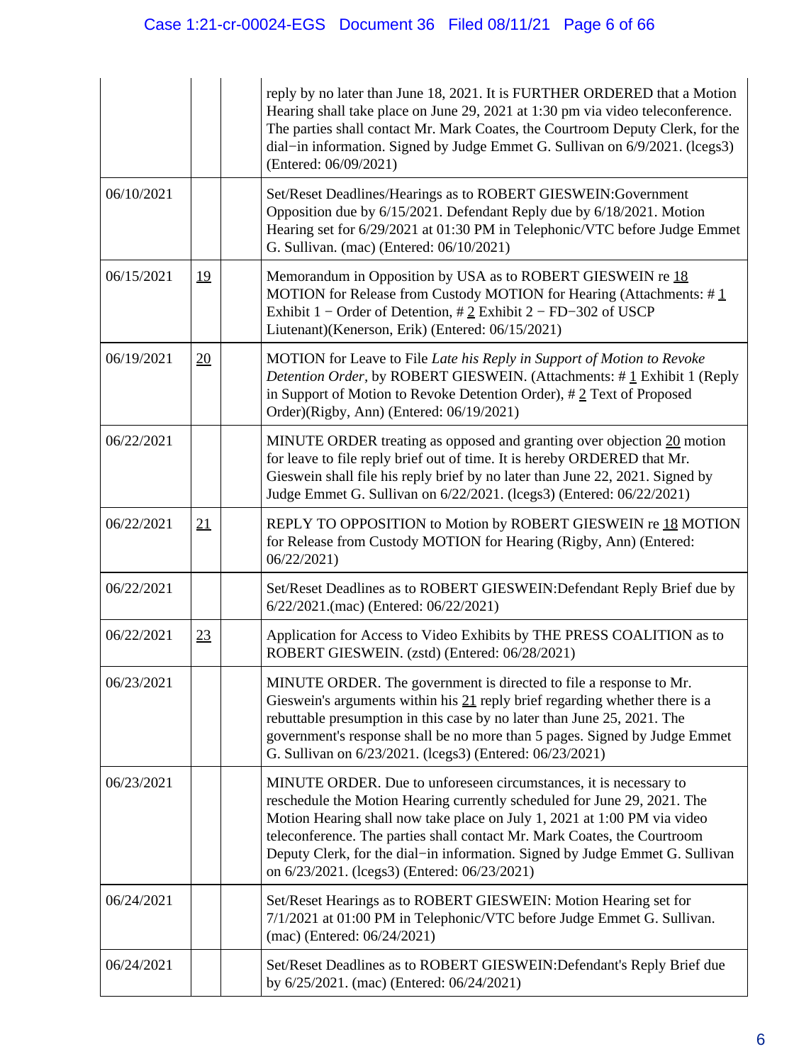| | | | |
|---|---|---|---|
| | | | reply by no later than June 18, 2021. It is FURTHER ORDERED that a Motion Hearing shall take place on June 29, 2021 at 1:30 pm via video teleconference. The parties shall contact Mr. Mark Coates, the Courtroom Deputy Clerk, for the dial−in information. Signed by Judge Emmet G. Sullivan on 6/9/2021. (lcegs3) (Entered: 06/09/2021) |
| 06/10/2021 | | | Set/Reset Deadlines/Hearings as to ROBERT GIESWEIN:Government Opposition due by 6/15/2021. Defendant Reply due by 6/18/2021. Motion Hearing set for 6/29/2021 at 01:30 PM in Telephonic/VTC before Judge Emmet G. Sullivan. (mac) (Entered: 06/10/2021) |
| 06/15/2021 | 19 | | Memorandum in Opposition by USA as to ROBERT GIESWEIN re 18 MOTION for Release from Custody MOTION for Hearing (Attachments: # 1 Exhibit 1 − Order of Detention, # 2 Exhibit 2 − FD−302 of USCP Liutenant)(Kenerson, Erik) (Entered: 06/15/2021) |
| 06/19/2021 | 20 | | MOTION for Leave to File *Late his Reply in Support of Motion to Revoke Detention Order*, by ROBERT GIESWEIN. (Attachments: # 1 Exhibit 1 (Reply in Support of Motion to Revoke Detention Order), # 2 Text of Proposed Order)(Rigby, Ann) (Entered: 06/19/2021) |
| 06/22/2021 | | | MINUTE ORDER treating as opposed and granting over objection 20 motion for leave to file reply brief out of time. It is hereby ORDERED that Mr. Gieswein shall file his reply brief by no later than June 22, 2021. Signed by Judge Emmet G. Sullivan on 6/22/2021. (lcegs3) (Entered: 06/22/2021) |
| 06/22/2021 | 21 | | REPLY TO OPPOSITION to Motion by ROBERT GIESWEIN re 18 MOTION for Release from Custody MOTION for Hearing (Rigby, Ann) (Entered: 06/22/2021) |
| 06/22/2021 | | | Set/Reset Deadlines as to ROBERT GIESWEIN:Defendant Reply Brief due by 6/22/2021.(mac) (Entered: 06/22/2021) |
| 06/22/2021 | 23 | | Application for Access to Video Exhibits by THE PRESS COALITION as to ROBERT GIESWEIN. (zstd) (Entered: 06/28/2021) |
| 06/23/2021 | | | MINUTE ORDER. The government is directed to file a response to Mr. Gieswein's arguments within his 21 reply brief regarding whether there is a rebuttable presumption in this case by no later than June 25, 2021. The government's response shall be no more than 5 pages. Signed by Judge Emmet G. Sullivan on 6/23/2021. (lcegs3) (Entered: 06/23/2021) |
| 06/23/2021 | | | MINUTE ORDER. Due to unforeseen circumstances, it is necessary to reschedule the Motion Hearing currently scheduled for June 29, 2021. The Motion Hearing shall now take place on July 1, 2021 at 1:00 PM via video teleconference. The parties shall contact Mr. Mark Coates, the Courtroom Deputy Clerk, for the dial−in information. Signed by Judge Emmet G. Sullivan on 6/23/2021. (lcegs3) (Entered: 06/23/2021) |
| 06/24/2021 | | | Set/Reset Hearings as to ROBERT GIESWEIN: Motion Hearing set for 7/1/2021 at 01:00 PM in Telephonic/VTC before Judge Emmet G. Sullivan. (mac) (Entered: 06/24/2021) |
| 06/24/2021 | | | Set/Reset Deadlines as to ROBERT GIESWEIN:Defendant's Reply Brief due by 6/25/2021. (mac) (Entered: 06/24/2021) |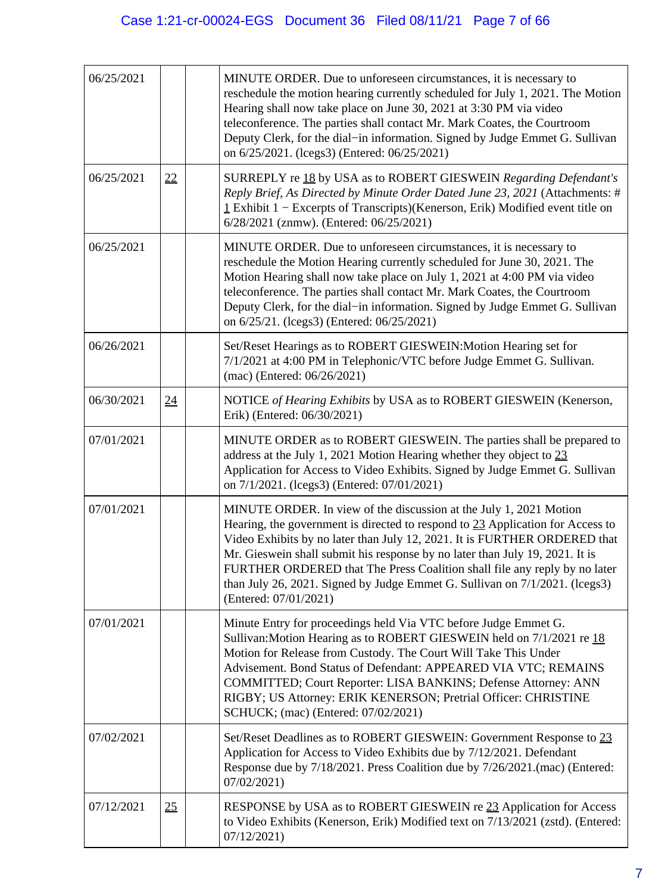| | | | |
|---|---|---|---|
| 06/25/2021 | | | MINUTE ORDER. Due to unforeseen circumstances, it is necessary to reschedule the motion hearing currently scheduled for July 1, 2021. The Motion Hearing shall now take place on June 30, 2021 at 3:30 PM via video teleconference. The parties shall contact Mr. Mark Coates, the Courtroom Deputy Clerk, for the dial−in information. Signed by Judge Emmet G. Sullivan on 6/25/2021. (lcegs3) (Entered: 06/25/2021) |
| 06/25/2021 | 22 | | SURREPLY re 18 by USA as to ROBERT GIESWEIN *Regarding Defendant's Reply Brief, As Directed by Minute Order Dated June 23, 2021* (Attachments: # 1 Exhibit 1 − Excerpts of Transcripts)(Kenerson, Erik) Modified event title on 6/28/2021 (znmw). (Entered: 06/25/2021) |
| 06/25/2021 | | | MINUTE ORDER. Due to unforeseen circumstances, it is necessary to reschedule the Motion Hearing currently scheduled for June 30, 2021. The Motion Hearing shall now take place on July 1, 2021 at 4:00 PM via video teleconference. The parties shall contact Mr. Mark Coates, the Courtroom Deputy Clerk, for the dial−in information. Signed by Judge Emmet G. Sullivan on 6/25/21. (lcegs3) (Entered: 06/25/2021) |
| 06/26/2021 | | | Set/Reset Hearings as to ROBERT GIESWEIN:Motion Hearing set for 7/1/2021 at 4:00 PM in Telephonic/VTC before Judge Emmet G. Sullivan. (mac) (Entered: 06/26/2021) |
| 06/30/2021 | 24 | | NOTICE *of Hearing Exhibits* by USA as to ROBERT GIESWEIN (Kenerson, Erik) (Entered: 06/30/2021) |
| 07/01/2021 | | | MINUTE ORDER as to ROBERT GIESWEIN. The parties shall be prepared to address at the July 1, 2021 Motion Hearing whether they object to 23 Application for Access to Video Exhibits. Signed by Judge Emmet G. Sullivan on 7/1/2021. (lcegs3) (Entered: 07/01/2021) |
| 07/01/2021 | | | MINUTE ORDER. In view of the discussion at the July 1, 2021 Motion Hearing, the government is directed to respond to 23 Application for Access to Video Exhibits by no later than July 12, 2021. It is FURTHER ORDERED that Mr. Gieswein shall submit his response by no later than July 19, 2021. It is FURTHER ORDERED that The Press Coalition shall file any reply by no later than July 26, 2021. Signed by Judge Emmet G. Sullivan on 7/1/2021. (lcegs3) (Entered: 07/01/2021) |
| 07/01/2021 | | | Minute Entry for proceedings held Via VTC before Judge Emmet G. Sullivan:Motion Hearing as to ROBERT GIESWEIN held on 7/1/2021 re 18 Motion for Release from Custody. The Court Will Take This Under Advisement. Bond Status of Defendant: APPEARED VIA VTC; REMAINS COMMITTED; Court Reporter: LISA BANKINS; Defense Attorney: ANN RIGBY; US Attorney: ERIK KENERSON; Pretrial Officer: CHRISTINE SCHUCK; (mac) (Entered: 07/02/2021) |
| 07/02/2021 | | | Set/Reset Deadlines as to ROBERT GIESWEIN: Government Response to 23 Application for Access to Video Exhibits due by 7/12/2021. Defendant Response due by 7/18/2021. Press Coalition due by 7/26/2021.(mac) (Entered: 07/02/2021) |
| 07/12/2021 | 25 | | RESPONSE by USA as to ROBERT GIESWEIN re 23 Application for Access to Video Exhibits (Kenerson, Erik) Modified text on 7/13/2021 (zstd). (Entered: 07/12/2021) |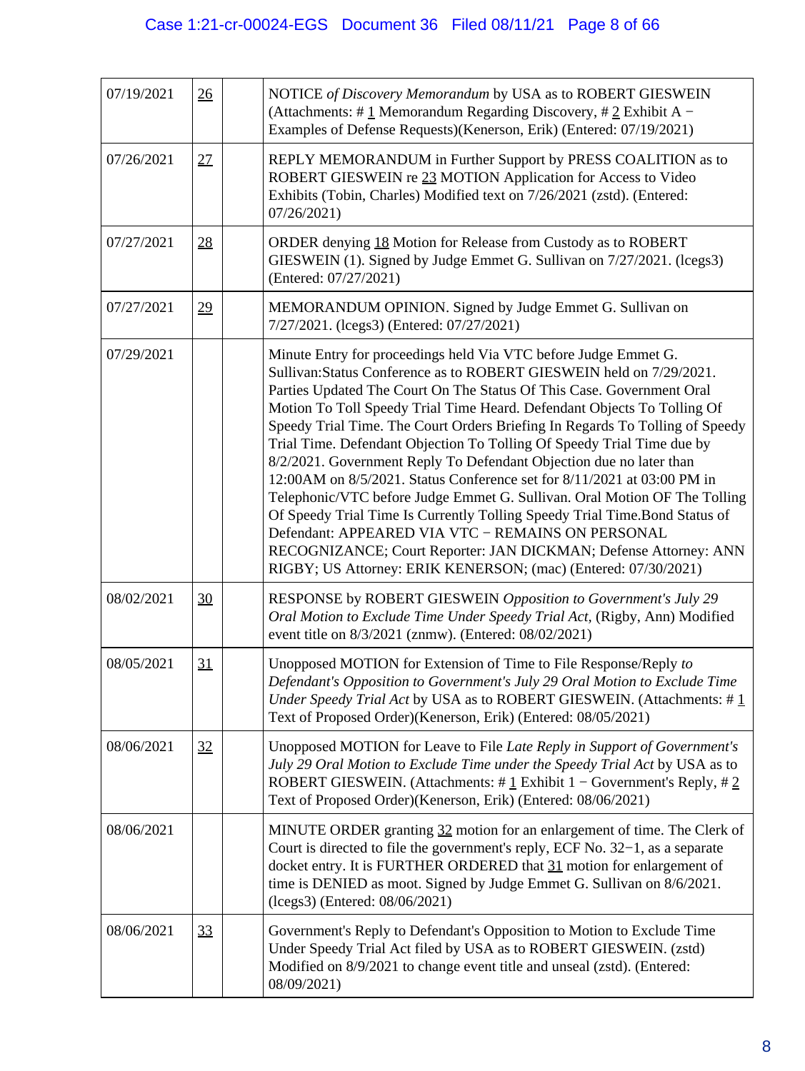| | | | |
|---|---|---|---|
| 07/19/2021 | 26 | | NOTICE *of Discovery Memorandum* by USA as to ROBERT GIESWEIN (Attachments: # 1 Memorandum Regarding Discovery, # 2 Exhibit A − Examples of Defense Requests)(Kenerson, Erik) (Entered: 07/19/2021) |
| 07/26/2021 | 27 | | REPLY MEMORANDUM in Further Support by PRESS COALITION as to ROBERT GIESWEIN re 23 MOTION Application for Access to Video Exhibits (Tobin, Charles) Modified text on 7/26/2021 (zstd). (Entered: 07/26/2021) |
| 07/27/2021 | 28 | | ORDER denying 18 Motion for Release from Custody as to ROBERT GIESWEIN (1). Signed by Judge Emmet G. Sullivan on 7/27/2021. (lcegs3) (Entered: 07/27/2021) |
| 07/27/2021 | 29 | | MEMORANDUM OPINION. Signed by Judge Emmet G. Sullivan on 7/27/2021. (lcegs3) (Entered: 07/27/2021) |
| 07/29/2021 | | | Minute Entry for proceedings held Via VTC before Judge Emmet G. Sullivan:Status Conference as to ROBERT GIESWEIN held on 7/29/2021. Parties Updated The Court On The Status Of This Case. Government Oral Motion To Toll Speedy Trial Time Heard. Defendant Objects To Tolling Of Speedy Trial Time. The Court Orders Briefing In Regards To Tolling of Speedy Trial Time. Defendant Objection To Tolling Of Speedy Trial Time due by 8/2/2021. Government Reply To Defendant Objection due no later than 12:00AM on 8/5/2021. Status Conference set for 8/11/2021 at 03:00 PM in Telephonic/VTC before Judge Emmet G. Sullivan. Oral Motion OF The Tolling Of Speedy Trial Time Is Currently Tolling Speedy Trial Time.Bond Status of Defendant: APPEARED VIA VTC − REMAINS ON PERSONAL RECOGNIZANCE; Court Reporter: JAN DICKMAN; Defense Attorney: ANN RIGBY; US Attorney: ERIK KENERSON; (mac) (Entered: 07/30/2021) |
| 08/02/2021 | 30 | | RESPONSE by ROBERT GIESWEIN *Opposition to Government's July 29 Oral Motion to Exclude Time Under Speedy Trial Act*, (Rigby, Ann) Modified event title on 8/3/2021 (znmw). (Entered: 08/02/2021) |
| 08/05/2021 | 31 | | Unopposed MOTION for Extension of Time to File Response/Reply *to Defendant's Opposition to Government's July 29 Oral Motion to Exclude Time Under Speedy Trial Act* by USA as to ROBERT GIESWEIN. (Attachments: # 1 Text of Proposed Order)(Kenerson, Erik) (Entered: 08/05/2021) |
| 08/06/2021 | 32 | | Unopposed MOTION for Leave to File *Late Reply in Support of Government's July 29 Oral Motion to Exclude Time under the Speedy Trial Act* by USA as to ROBERT GIESWEIN. (Attachments: # 1 Exhibit 1 − Government's Reply, # 2 Text of Proposed Order)(Kenerson, Erik) (Entered: 08/06/2021) |
| 08/06/2021 | | | MINUTE ORDER granting 32 motion for an enlargement of time. The Clerk of Court is directed to file the government's reply, ECF No. 32−1, as a separate docket entry. It is FURTHER ORDERED that 31 motion for enlargement of time is DENIED as moot. Signed by Judge Emmet G. Sullivan on 8/6/2021. (lcegs3) (Entered: 08/06/2021) |
| 08/06/2021 | 33 | | Government's Reply to Defendant's Opposition to Motion to Exclude Time Under Speedy Trial Act filed by USA as to ROBERT GIESWEIN. (zstd) Modified on 8/9/2021 to change event title and unseal (zstd). (Entered: 08/09/2021) |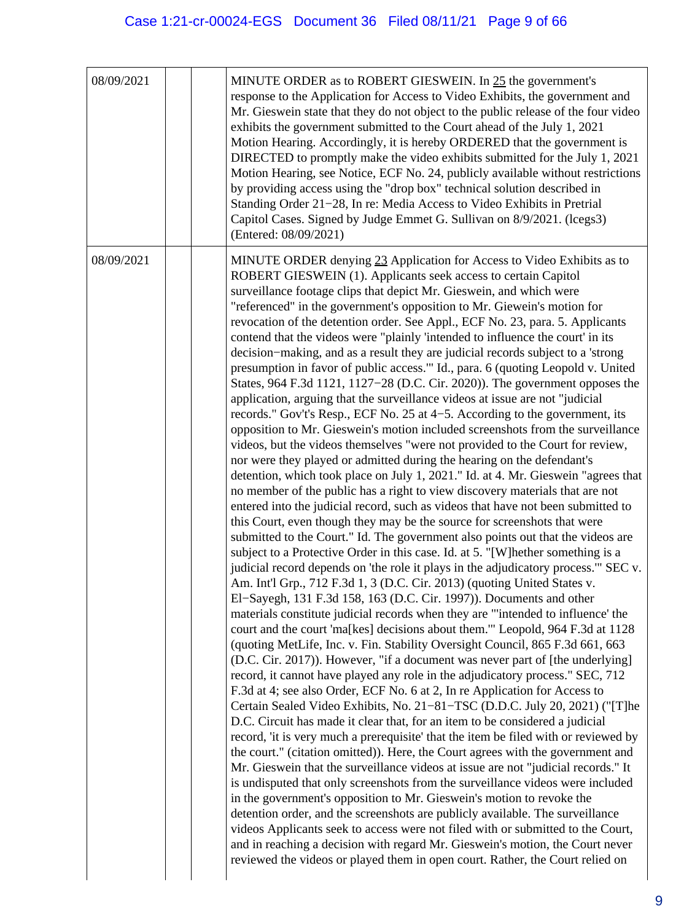| | | | |
|---|---|---|---|
| 08/09/2021 | | | MINUTE ORDER as to ROBERT GIESWEIN. In 25 the government's response to the Application for Access to Video Exhibits, the government and Mr. Gieswein state that they do not object to the public release of the four video exhibits the government submitted to the Court ahead of the July 1, 2021 Motion Hearing. Accordingly, it is hereby ORDERED that the government is DIRECTED to promptly make the video exhibits submitted for the July 1, 2021 Motion Hearing, see Notice, ECF No. 24, publicly available without restrictions by providing access using the "drop box" technical solution described in Standing Order 21−28, In re: Media Access to Video Exhibits in Pretrial Capitol Cases. Signed by Judge Emmet G. Sullivan on 8/9/2021. (lcegs3) (Entered: 08/09/2021) |
| 08/09/2021 | | | MINUTE ORDER denying 23 Application for Access to Video Exhibits as to ROBERT GIESWEIN (1). Applicants seek access to certain Capitol surveillance footage clips that depict Mr. Gieswein, and which were "referenced" in the government's opposition to Mr. Giewein's motion for revocation of the detention order. See Appl., ECF No. 23, para. 5. Applicants contend that the videos were "plainly 'intended to influence the court' in its decision−making, and as a result they are judicial records subject to a 'strong presumption in favor of public access.'" Id., para. 6 (quoting Leopold v. United States, 964 F.3d 1121, 1127−28 (D.C. Cir. 2020)). The government opposes the application, arguing that the surveillance videos at issue are not "judicial records." Gov't's Resp., ECF No. 25 at 4−5. According to the government, its opposition to Mr. Gieswein's motion included screenshots from the surveillance videos, but the videos themselves "were not provided to the Court for review, nor were they played or admitted during the hearing on the defendant's detention, which took place on July 1, 2021." Id. at 4. Mr. Gieswein "agrees that no member of the public has a right to view discovery materials that are not entered into the judicial record, such as videos that have not been submitted to this Court, even though they may be the source for screenshots that were submitted to the Court." Id. The government also points out that the videos are subject to a Protective Order in this case. Id. at 5. "[W]hether something is a judicial record depends on 'the role it plays in the adjudicatory process.'" SEC v. Am. Int'l Grp., 712 F.3d 1, 3 (D.C. Cir. 2013) (quoting United States v. El−Sayegh, 131 F.3d 158, 163 (D.C. Cir. 1997)). Documents and other materials constitute judicial records when they are "'intended to influence' the court and the court 'ma[kes] decisions about them.'" Leopold, 964 F.3d at 1128 (quoting MetLife, Inc. v. Fin. Stability Oversight Council, 865 F.3d 661, 663 (D.C. Cir. 2017)). However, "if a document was never part of [the underlying] record, it cannot have played any role in the adjudicatory process." SEC, 712 F.3d at 4; see also Order, ECF No. 6 at 2, In re Application for Access to Certain Sealed Video Exhibits, No. 21−81−TSC (D.D.C. July 20, 2021) ("[T]he D.C. Circuit has made it clear that, for an item to be considered a judicial record, 'it is very much a prerequisite' that the item be filed with or reviewed by the court." (citation omitted)). Here, the Court agrees with the government and Mr. Gieswein that the surveillance videos at issue are not "judicial records." It is undisputed that only screenshots from the surveillance videos were included in the government's opposition to Mr. Gieswein's motion to revoke the detention order, and the screenshots are publicly available. The surveillance videos Applicants seek to access were not filed with or submitted to the Court, and in reaching a decision with regard Mr. Gieswein's motion, the Court never reviewed the videos or played them in open court. Rather, the Court relied on |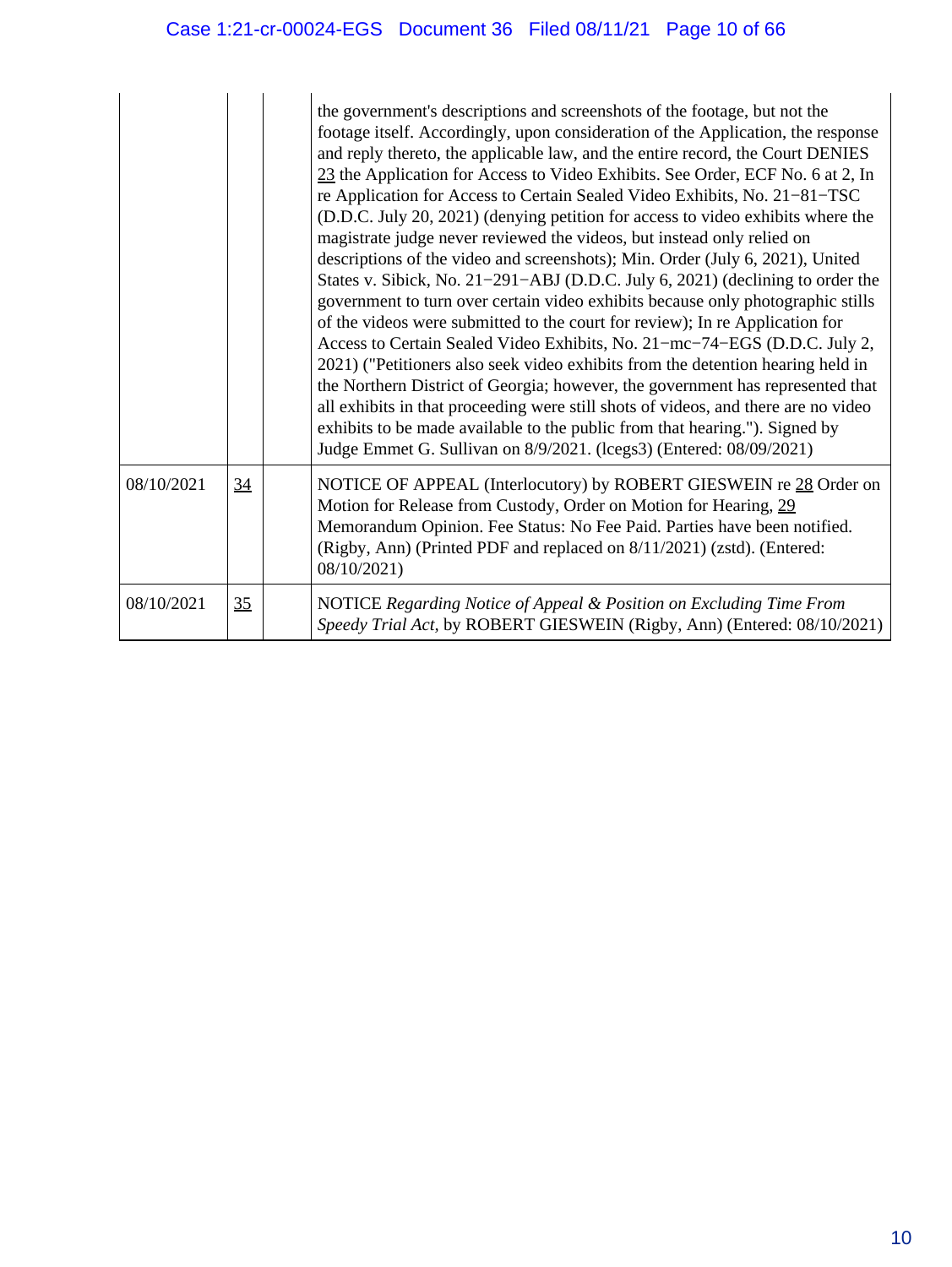| | | | |
|---|---|---|---|
| | | | the government's descriptions and screenshots of the footage, but not the footage itself. Accordingly, upon consideration of the Application, the response and reply thereto, the applicable law, and the entire record, the Court DENIES 23 the Application for Access to Video Exhibits. See Order, ECF No. 6 at 2, In re Application for Access to Certain Sealed Video Exhibits, No. 21−81−TSC (D.D.C. July 20, 2021) (denying petition for access to video exhibits where the magistrate judge never reviewed the videos, but instead only relied on descriptions of the video and screenshots); Min. Order (July 6, 2021), United States v. Sibick, No. 21−291−ABJ (D.D.C. July 6, 2021) (declining to order the government to turn over certain video exhibits because only photographic stills of the videos were submitted to the court for review); In re Application for Access to Certain Sealed Video Exhibits, No. 21−mc−74−EGS (D.D.C. July 2, 2021) ("Petitioners also seek video exhibits from the detention hearing held in the Northern District of Georgia; however, the government has represented that all exhibits in that proceeding were still shots of videos, and there are no video exhibits to be made available to the public from that hearing."). Signed by Judge Emmet G. Sullivan on 8/9/2021. (lcegs3) (Entered: 08/09/2021) |
| 08/10/2021 | 34 | | NOTICE OF APPEAL (Interlocutory) by ROBERT GIESWEIN re 28 Order on Motion for Release from Custody, Order on Motion for Hearing, 29 Memorandum Opinion. Fee Status: No Fee Paid. Parties have been notified. (Rigby, Ann) (Printed PDF and replaced on 8/11/2021) (zstd). (Entered: 08/10/2021) |
| 08/10/2021 | 35 | | NOTICE *Regarding Notice of Appeal & Position on Excluding Time From Speedy Trial Act,* by ROBERT GIESWEIN (Rigby, Ann) (Entered: 08/10/2021) |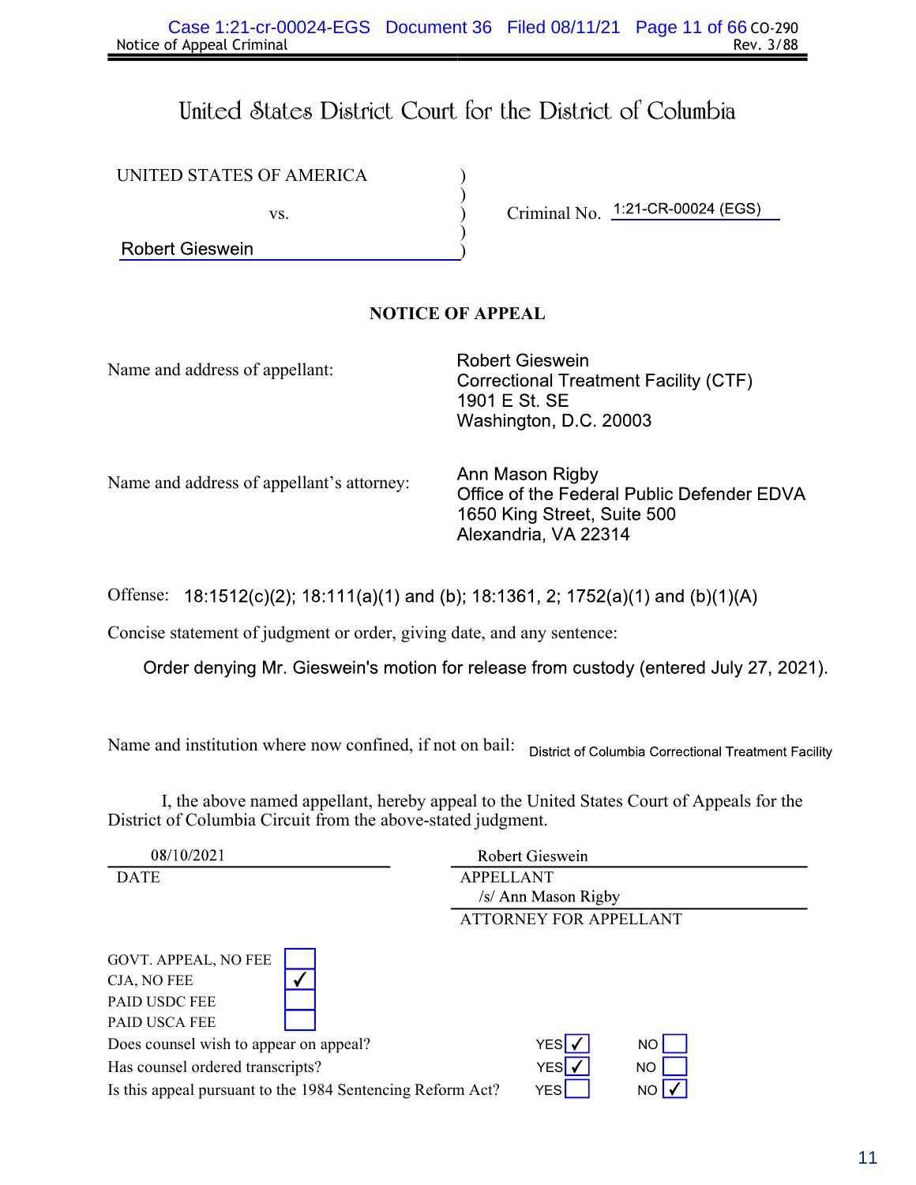Notice of Appeal Criminal CO-290
Rev. 3/88

# United States District Court for the District of Columbia

| | | |
|---|---|---|
| UNITED STATES OF AMERICA | ) | |
| | ) | |
| vs. | ) | Criminal No. 1:21-CR-00024 (EGS) |
| | ) | |
| Robert Gieswein | ) | |

## NOTICE OF APPEAL

Name and address of appellant:

Robert Gieswein
Correctional Treatment Facility (CTF)
1901 E St. SE
Washington, D.C. 20003

Name and address of appellant's attorney:

Ann Mason Rigby
Office of the Federal Public Defender EDVA
1650 King Street, Suite 500
Alexandria, VA 22314

Offense: 18:1512(c)(2); 18:111(a)(1) and (b); 18:1361, 2; 1752(a)(1) and (b)(1)(A)

Concise statement of judgment or order, giving date, and any sentence:

Order denying Mr. Gieswein's motion for release from custody (entered July 27, 2021).

Name and institution where now confined, if not on bail: District of Columbia Correctional Treatment Facility

I, the above named appellant, hereby appeal to the United States Court of Appeals for the District of Columbia Circuit from the above-stated judgment.

08/10/2021
DATE

Robert Gieswein
APPELLANT

/s/ Ann Mason Rigby
ATTORNEY FOR APPELLANT

| | |
|---|---|
| GOVT. APPEAL, NO FEE | ☐ |
| CJA, NO FEE | ☑ |
| PAID USDC FEE | ☐ |
| PAID USCA FEE | ☐ |

| | YES | NO |
|---|---|---|
| Does counsel wish to appear on appeal? | ☑ | ☐ |
| Has counsel ordered transcripts? | ☑ | ☐ |
| Is this appeal pursuant to the 1984 Sentencing Reform Act? | ☐ | ☑ |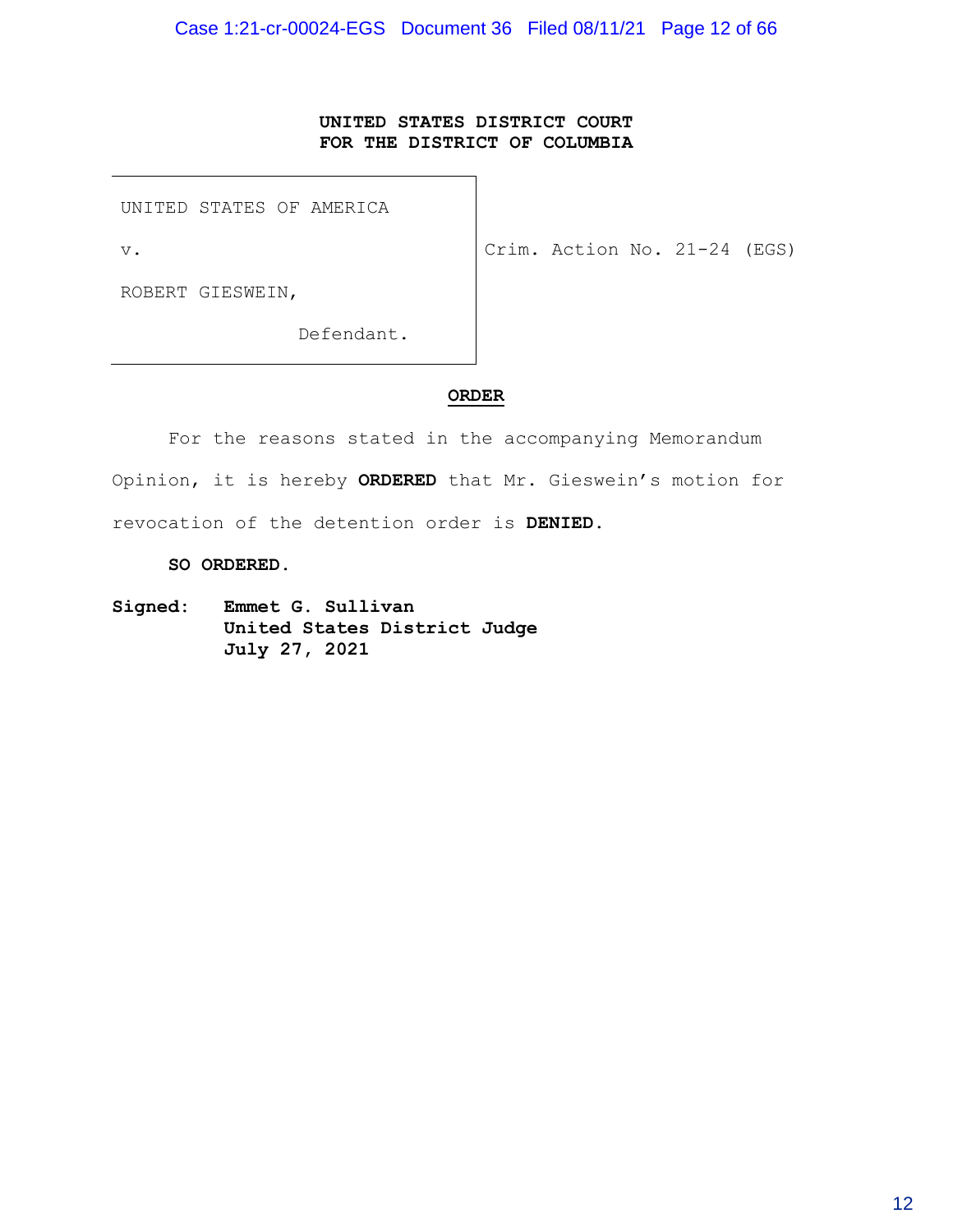**UNITED STATES DISTRICT COURT**
**FOR THE DISTRICT OF COLUMBIA**

| | |
|---|---|
| UNITED STATES OF AMERICA<br><br>v.<br><br>ROBERT GIESWEIN,<br><br>Defendant. | Crim. Action No. 21-24 (EGS) |

**ORDER**

For the reasons stated in the accompanying Memorandum Opinion, it is hereby **ORDERED** that Mr. Gieswein's motion for revocation of the detention order is **DENIED.**

**SO ORDERED.**

**Signed: Emmet G. Sullivan**
**United States District Judge**
**July 27, 2021**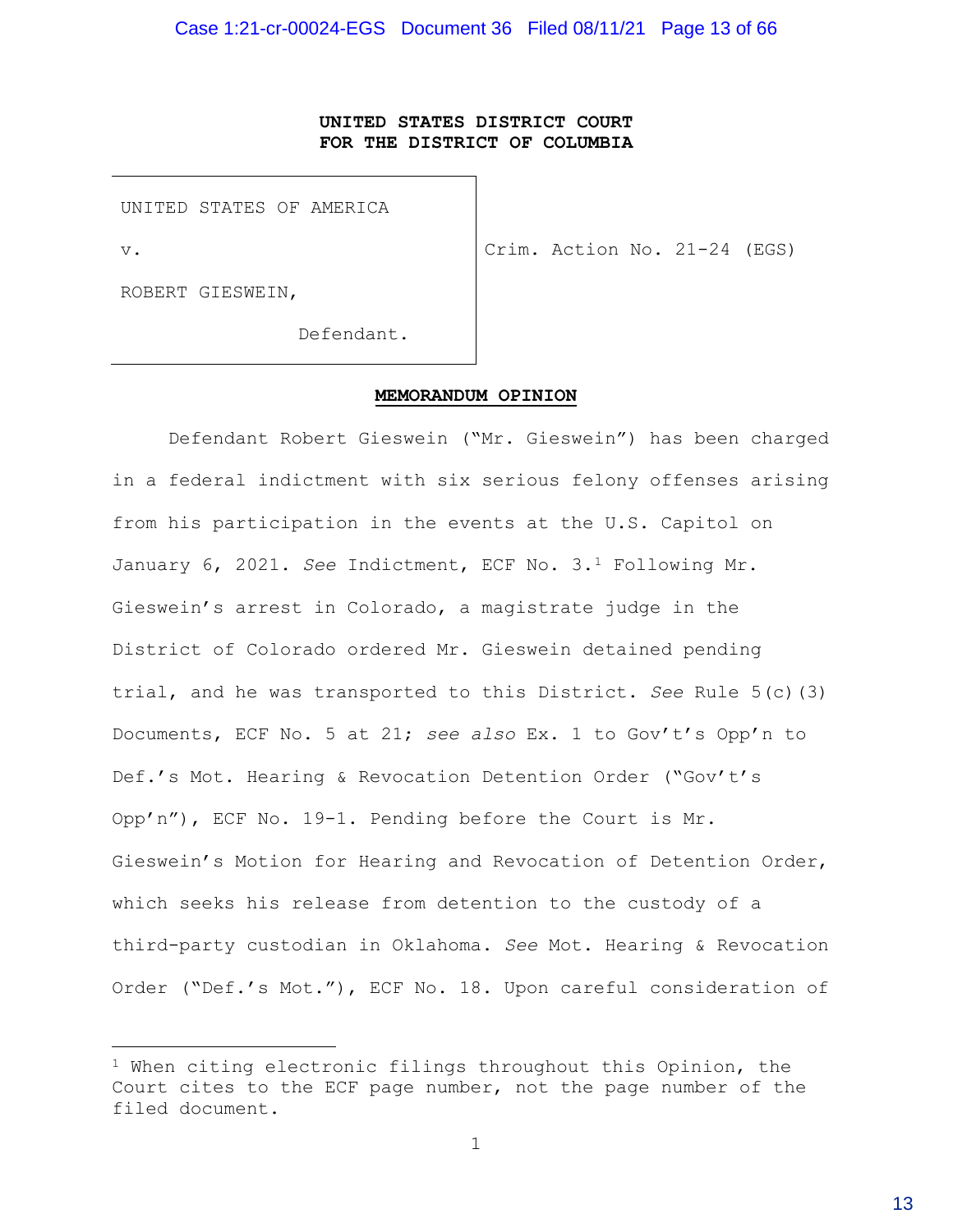**UNITED STATES DISTRICT COURT**
**FOR THE DISTRICT OF COLUMBIA**

| | |
|---|---|
| UNITED STATES OF AMERICA<br><br>v.<br><br>ROBERT GIESWEIN,<br><br>Defendant. | Crim. Action No. 21-24 (EGS) |

**MEMORANDUM OPINION**

Defendant Robert Gieswein ("Mr. Gieswein") has been charged in a federal indictment with six serious felony offenses arising from his participation in the events at the U.S. Capitol on January 6, 2021. *See* Indictment, ECF No. 3.[1] Following Mr. Gieswein's arrest in Colorado, a magistrate judge in the District of Colorado ordered Mr. Gieswein detained pending trial, and he was transported to this District. *See* Rule 5(c)(3) Documents, ECF No. 5 at 21; *see also* Ex. 1 to Gov't's Opp'n to Def.'s Mot. Hearing & Revocation Detention Order ("Gov't's Opp'n"), ECF No. 19-1. Pending before the Court is Mr. Gieswein's Motion for Hearing and Revocation of Detention Order, which seeks his release from detention to the custody of a third-party custodian in Oklahoma. *See* Mot. Hearing & Revocation Order ("Def.'s Mot."), ECF No. 18. Upon careful consideration of

[1] When citing electronic filings throughout this Opinion, the Court cites to the ECF page number, not the page number of the filed document.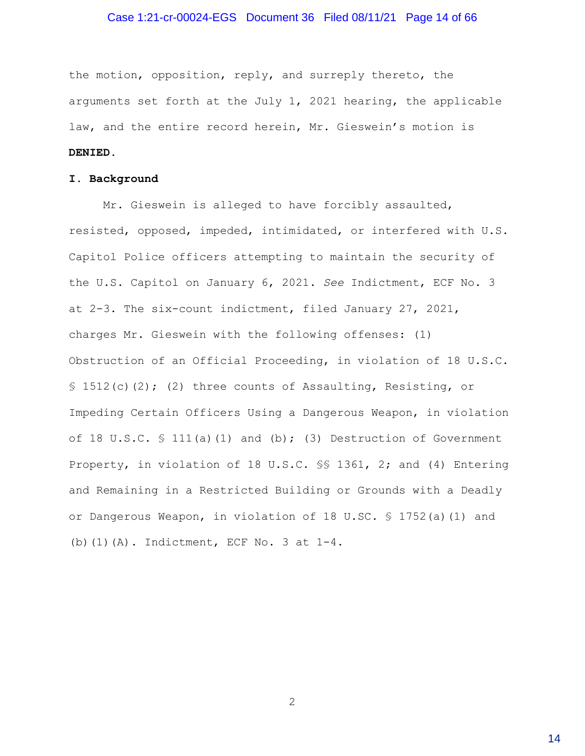the motion, opposition, reply, and surreply thereto, the arguments set forth at the July 1, 2021 hearing, the applicable law, and the entire record herein, Mr. Gieswein's motion is **DENIED.**

## I. Background

Mr. Gieswein is alleged to have forcibly assaulted, resisted, opposed, impeded, intimidated, or interfered with U.S. Capitol Police officers attempting to maintain the security of the U.S. Capitol on January 6, 2021. *See* Indictment, ECF No. 3 at 2-3. The six-count indictment, filed January 27, 2021, charges Mr. Gieswein with the following offenses: (1) Obstruction of an Official Proceeding, in violation of 18 U.S.C. § 1512(c)(2); (2) three counts of Assaulting, Resisting, or Impeding Certain Officers Using a Dangerous Weapon, in violation of 18 U.S.C. § 111(a)(1) and (b); (3) Destruction of Government Property, in violation of 18 U.S.C. §§ 1361, 2; and (4) Entering and Remaining in a Restricted Building or Grounds with a Deadly or Dangerous Weapon, in violation of 18 U.SC. § 1752(a)(1) and (b)(1)(A). Indictment, ECF No. 3 at 1-4.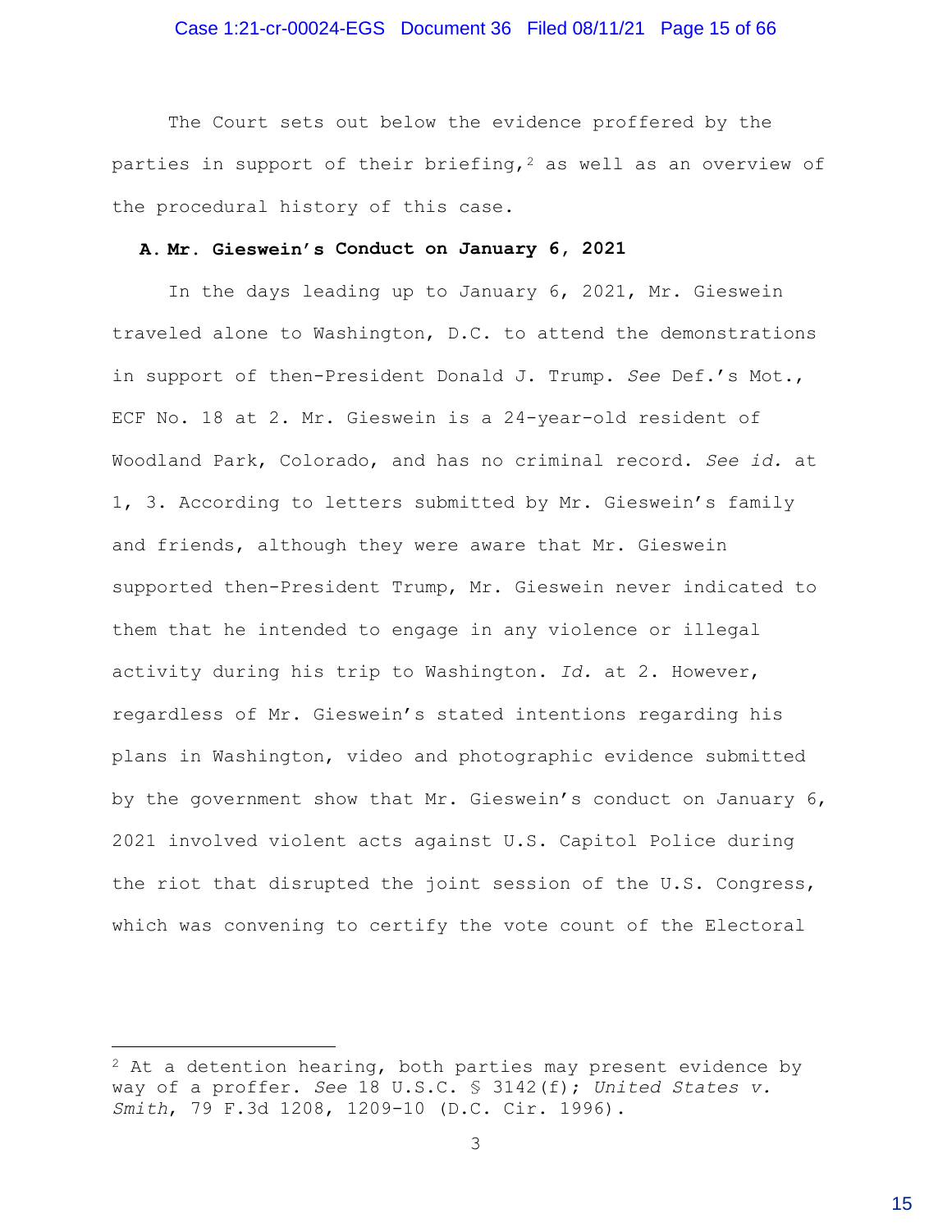The Court sets out below the evidence proffered by the parties in support of their briefing,[2] as well as an overview of the procedural history of this case.

**A. Mr. Gieswein's Conduct on January 6, 2021**

In the days leading up to January 6, 2021, Mr. Gieswein traveled alone to Washington, D.C. to attend the demonstrations in support of then-President Donald J. Trump. *See* Def.'s Mot., ECF No. 18 at 2. Mr. Gieswein is a 24-year-old resident of Woodland Park, Colorado, and has no criminal record. *See id.* at 1, 3. According to letters submitted by Mr. Gieswein's family and friends, although they were aware that Mr. Gieswein supported then-President Trump, Mr. Gieswein never indicated to them that he intended to engage in any violence or illegal activity during his trip to Washington. *Id.* at 2. However, regardless of Mr. Gieswein's stated intentions regarding his plans in Washington, video and photographic evidence submitted by the government show that Mr. Gieswein's conduct on January 6, 2021 involved violent acts against U.S. Capitol Police during the riot that disrupted the joint session of the U.S. Congress, which was convening to certify the vote count of the Electoral

---

[2] At a detention hearing, both parties may present evidence by way of a proffer. *See* 18 U.S.C. § 3142(f); *United States v. Smith*, 79 F.3d 1208, 1209-10 (D.C. Cir. 1996).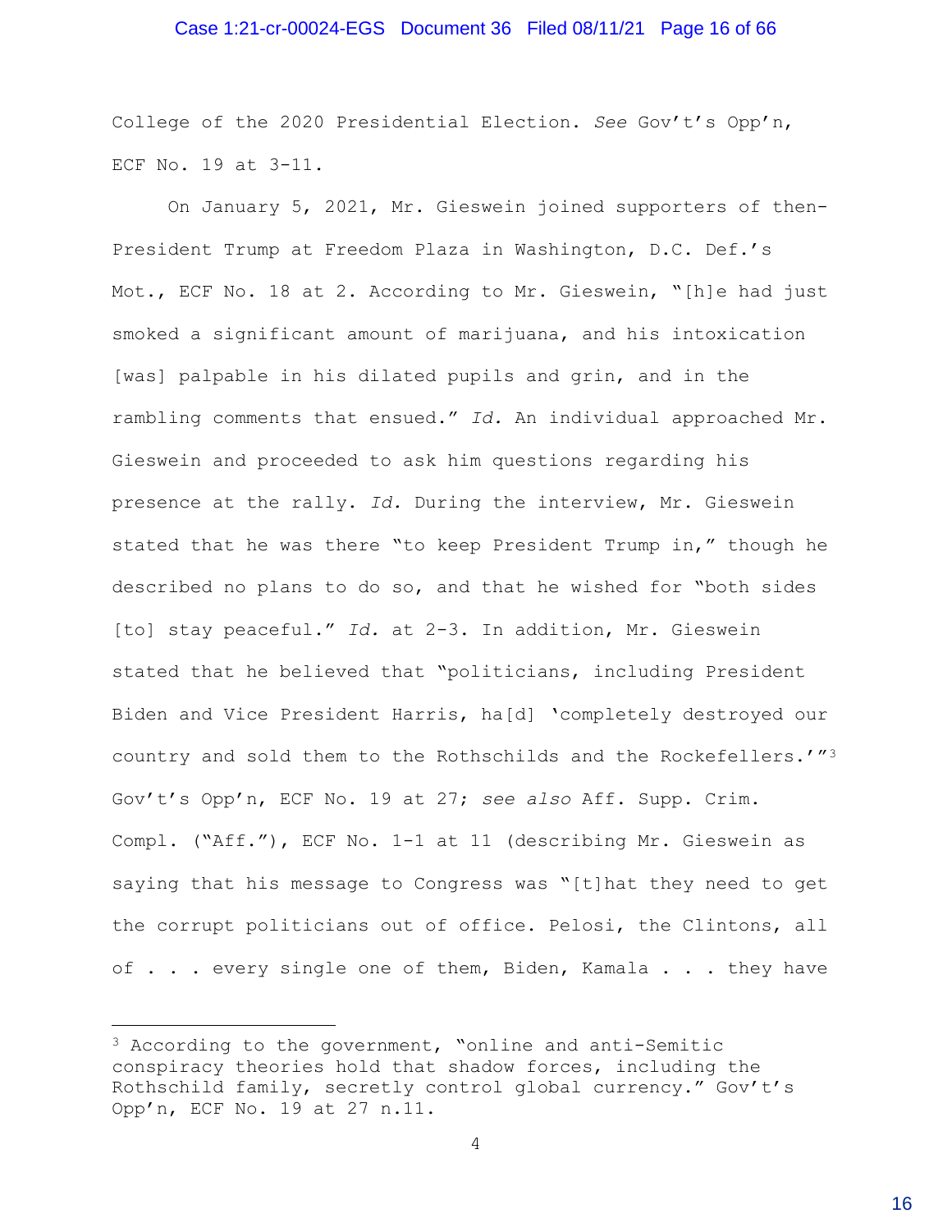College of the 2020 Presidential Election. *See* Gov't's Opp'n, ECF No. 19 at 3-11.

On January 5, 2021, Mr. Gieswein joined supporters of then-President Trump at Freedom Plaza in Washington, D.C. Def.'s Mot., ECF No. 18 at 2. According to Mr. Gieswein, "[h]e had just smoked a significant amount of marijuana, and his intoxication [was] palpable in his dilated pupils and grin, and in the rambling comments that ensued." *Id.* An individual approached Mr. Gieswein and proceeded to ask him questions regarding his presence at the rally. *Id.* During the interview, Mr. Gieswein stated that he was there "to keep President Trump in," though he described no plans to do so, and that he wished for "both sides [to] stay peaceful." *Id.* at 2-3. In addition, Mr. Gieswein stated that he believed that "politicians, including President Biden and Vice President Harris, ha[d] 'completely destroyed our country and sold them to the Rothschilds and the Rockefellers.'"[3] Gov't's Opp'n, ECF No. 19 at 27; *see also* Aff. Supp. Crim. Compl. ("Aff."), ECF No. 1-1 at 11 (describing Mr. Gieswein as saying that his message to Congress was "[t]hat they need to get the corrupt politicians out of office. Pelosi, the Clintons, all of . . . every single one of them, Biden, Kamala . . . they have

---

[3] According to the government, "online and anti-Semitic conspiracy theories hold that shadow forces, including the Rothschild family, secretly control global currency." Gov't's Opp'n, ECF No. 19 at 27 n.11.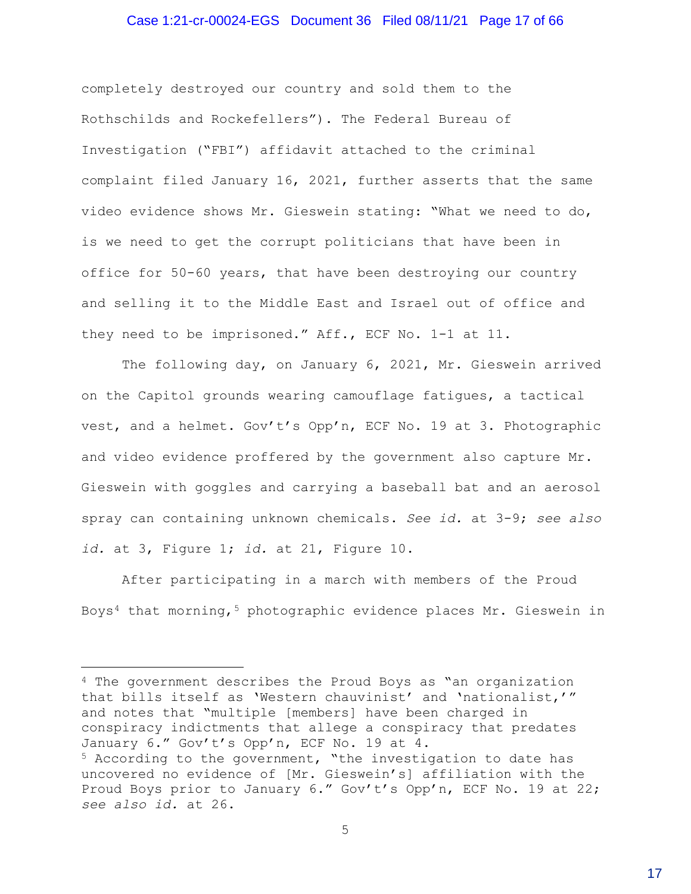completely destroyed our country and sold them to the Rothschilds and Rockefellers"). The Federal Bureau of Investigation ("FBI") affidavit attached to the criminal complaint filed January 16, 2021, further asserts that the same video evidence shows Mr. Gieswein stating: "What we need to do, is we need to get the corrupt politicians that have been in office for 50-60 years, that have been destroying our country and selling it to the Middle East and Israel out of office and they need to be imprisoned." Aff., ECF No. 1-1 at 11.

The following day, on January 6, 2021, Mr. Gieswein arrived on the Capitol grounds wearing camouflage fatigues, a tactical vest, and a helmet. Gov't's Opp'n, ECF No. 19 at 3. Photographic and video evidence proffered by the government also capture Mr. Gieswein with goggles and carrying a baseball bat and an aerosol spray can containing unknown chemicals. *See id.* at 3-9; *see also id.* at 3, Figure 1; *id.* at 21, Figure 10.

After participating in a march with members of the Proud Boys[4] that morning,[5] photographic evidence places Mr. Gieswein in

---

[4] The government describes the Proud Boys as "an organization that bills itself as 'Western chauvinist' and 'nationalist,'" and notes that "multiple [members] have been charged in conspiracy indictments that allege a conspiracy that predates January 6." Gov't's Opp'n, ECF No. 19 at 4.

[5] According to the government, "the investigation to date has uncovered no evidence of [Mr. Gieswein's] affiliation with the Proud Boys prior to January 6." Gov't's Opp'n, ECF No. 19 at 22; *see also id.* at 26.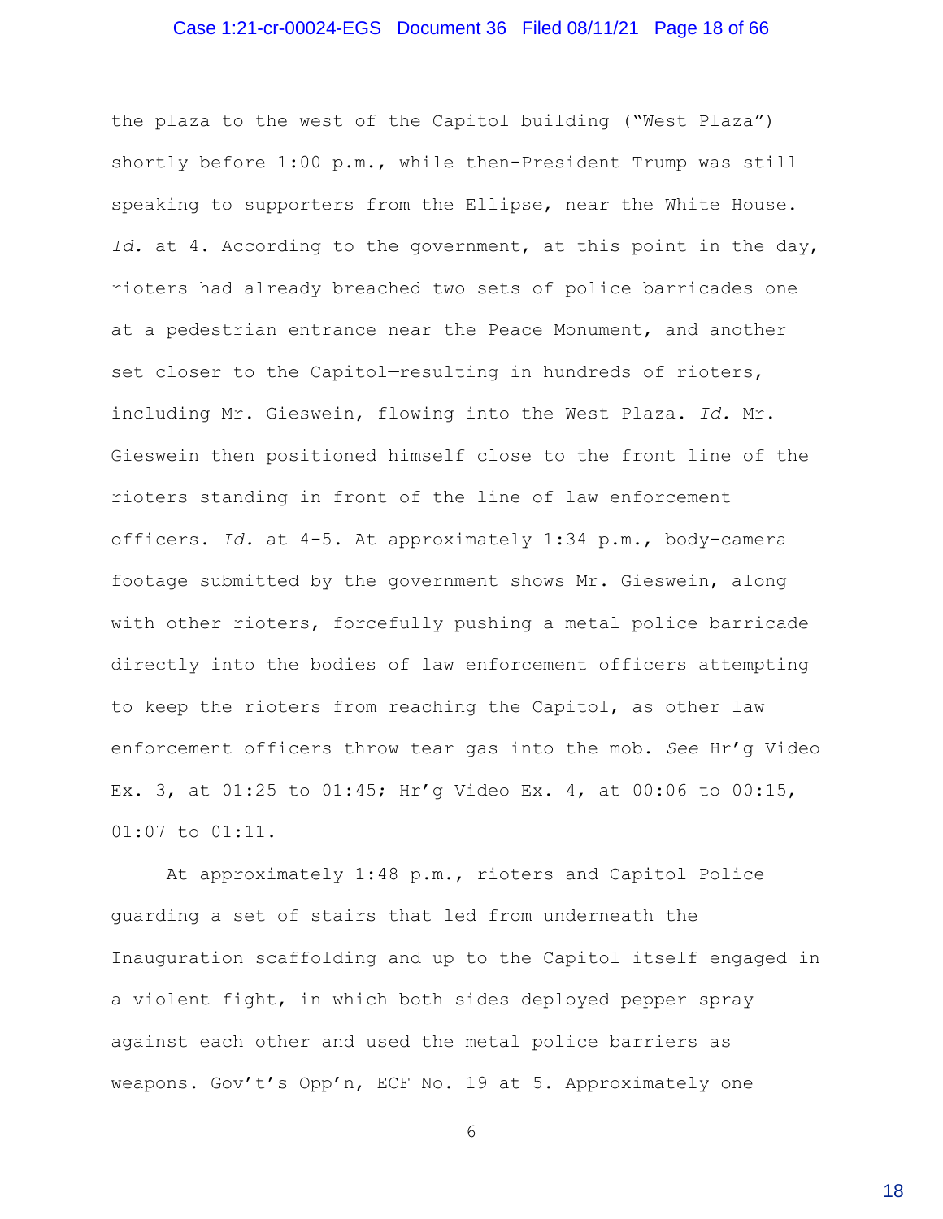the plaza to the west of the Capitol building ("West Plaza") shortly before 1:00 p.m., while then-President Trump was still speaking to supporters from the Ellipse, near the White House. *Id.* at 4. According to the government, at this point in the day, rioters had already breached two sets of police barricades—one at a pedestrian entrance near the Peace Monument, and another set closer to the Capitol—resulting in hundreds of rioters, including Mr. Gieswein, flowing into the West Plaza. *Id.* Mr. Gieswein then positioned himself close to the front line of the rioters standing in front of the line of law enforcement officers. *Id.* at 4-5. At approximately 1:34 p.m., body-camera footage submitted by the government shows Mr. Gieswein, along with other rioters, forcefully pushing a metal police barricade directly into the bodies of law enforcement officers attempting to keep the rioters from reaching the Capitol, as other law enforcement officers throw tear gas into the mob. *See* Hr'g Video Ex. 3, at 01:25 to 01:45; Hr'g Video Ex. 4, at 00:06 to 00:15, 01:07 to 01:11.

At approximately 1:48 p.m., rioters and Capitol Police guarding a set of stairs that led from underneath the Inauguration scaffolding and up to the Capitol itself engaged in a violent fight, in which both sides deployed pepper spray against each other and used the metal police barriers as weapons. Gov't's Opp'n, ECF No. 19 at 5. Approximately one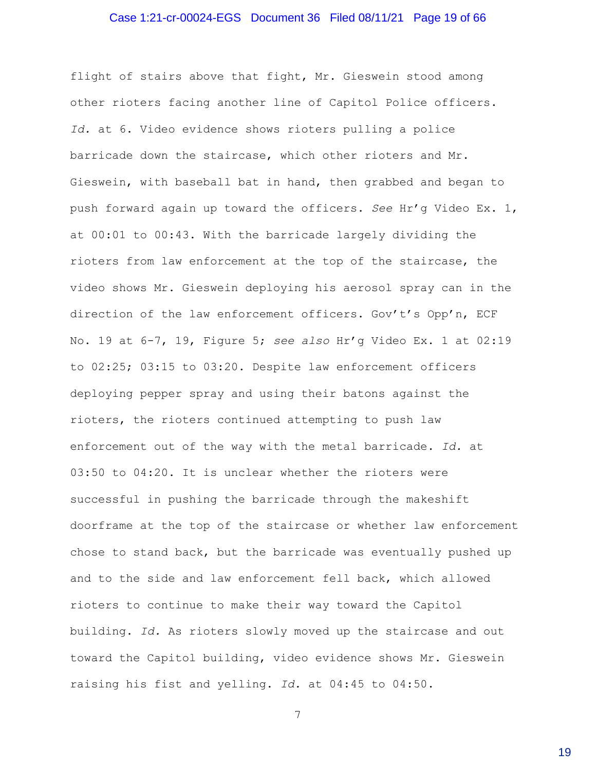flight of stairs above that fight, Mr. Gieswein stood among other rioters facing another line of Capitol Police officers. *Id.* at 6. Video evidence shows rioters pulling a police barricade down the staircase, which other rioters and Mr. Gieswein, with baseball bat in hand, then grabbed and began to push forward again up toward the officers. *See* Hr'g Video Ex. 1, at 00:01 to 00:43. With the barricade largely dividing the rioters from law enforcement at the top of the staircase, the video shows Mr. Gieswein deploying his aerosol spray can in the direction of the law enforcement officers. Gov't's Opp'n, ECF No. 19 at 6-7, 19, Figure 5; *see also* Hr'g Video Ex. 1 at 02:19 to 02:25; 03:15 to 03:20. Despite law enforcement officers deploying pepper spray and using their batons against the rioters, the rioters continued attempting to push law enforcement out of the way with the metal barricade. *Id.* at 03:50 to 04:20. It is unclear whether the rioters were successful in pushing the barricade through the makeshift doorframe at the top of the staircase or whether law enforcement chose to stand back, but the barricade was eventually pushed up and to the side and law enforcement fell back, which allowed rioters to continue to make their way toward the Capitol building. *Id.* As rioters slowly moved up the staircase and out toward the Capitol building, video evidence shows Mr. Gieswein raising his fist and yelling. *Id.* at 04:45 to 04:50.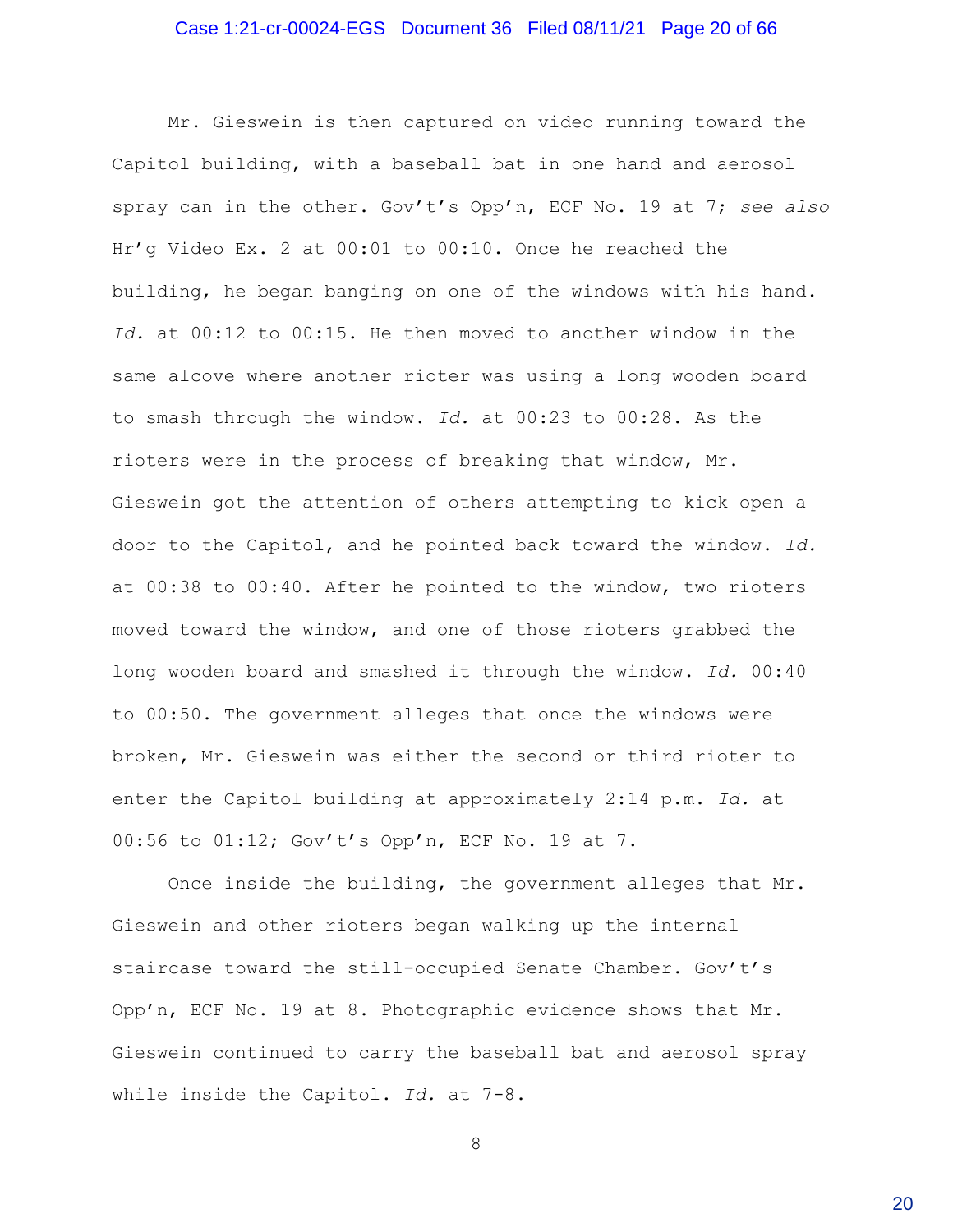Mr. Gieswein is then captured on video running toward the Capitol building, with a baseball bat in one hand and aerosol spray can in the other. Gov't's Opp'n, ECF No. 19 at 7; *see also* Hr'g Video Ex. 2 at 00:01 to 00:10. Once he reached the building, he began banging on one of the windows with his hand. *Id.* at 00:12 to 00:15. He then moved to another window in the same alcove where another rioter was using a long wooden board to smash through the window. *Id.* at 00:23 to 00:28. As the rioters were in the process of breaking that window, Mr. Gieswein got the attention of others attempting to kick open a door to the Capitol, and he pointed back toward the window. *Id.* at 00:38 to 00:40. After he pointed to the window, two rioters moved toward the window, and one of those rioters grabbed the long wooden board and smashed it through the window. *Id.* 00:40 to 00:50. The government alleges that once the windows were broken, Mr. Gieswein was either the second or third rioter to enter the Capitol building at approximately 2:14 p.m. *Id.* at 00:56 to 01:12; Gov't's Opp'n, ECF No. 19 at 7.

Once inside the building, the government alleges that Mr. Gieswein and other rioters began walking up the internal staircase toward the still-occupied Senate Chamber. Gov't's Opp'n, ECF No. 19 at 8. Photographic evidence shows that Mr. Gieswein continued to carry the baseball bat and aerosol spray while inside the Capitol. *Id.* at 7-8.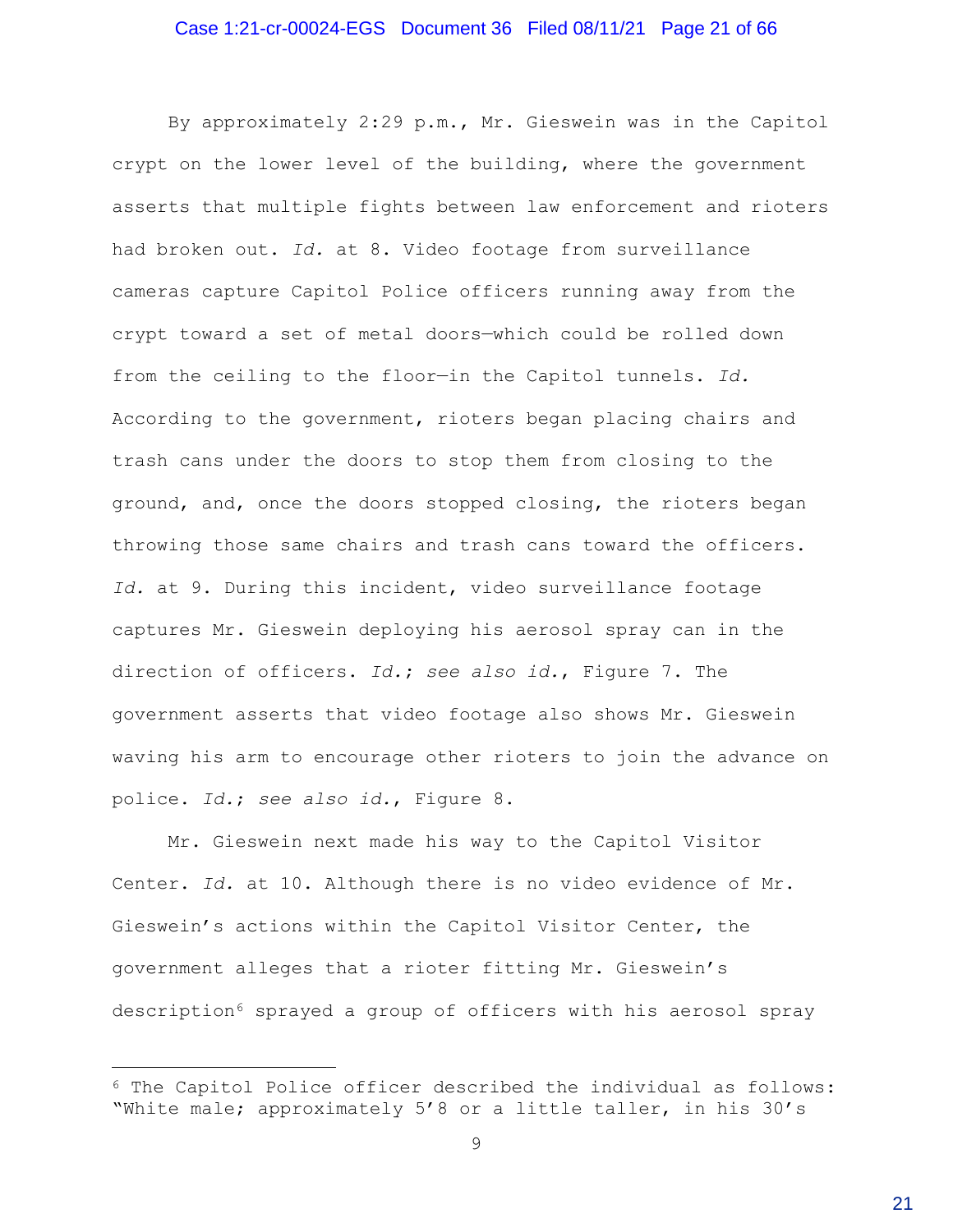By approximately 2:29 p.m., Mr. Gieswein was in the Capitol crypt on the lower level of the building, where the government asserts that multiple fights between law enforcement and rioters had broken out. *Id.* at 8. Video footage from surveillance cameras capture Capitol Police officers running away from the crypt toward a set of metal doors—which could be rolled down from the ceiling to the floor—in the Capitol tunnels. *Id.* According to the government, rioters began placing chairs and trash cans under the doors to stop them from closing to the ground, and, once the doors stopped closing, the rioters began throwing those same chairs and trash cans toward the officers. *Id.* at 9. During this incident, video surveillance footage captures Mr. Gieswein deploying his aerosol spray can in the direction of officers. *Id.*; *see also id.*, Figure 7. The government asserts that video footage also shows Mr. Gieswein waving his arm to encourage other rioters to join the advance on police. *Id.*; *see also id.*, Figure 8.

Mr. Gieswein next made his way to the Capitol Visitor Center. *Id.* at 10. Although there is no video evidence of Mr. Gieswein's actions within the Capitol Visitor Center, the government alleges that a rioter fitting Mr. Gieswein's description[6] sprayed a group of officers with his aerosol spray

[6] The Capitol Police officer described the individual as follows: "White male; approximately 5'8 or a little taller, in his 30's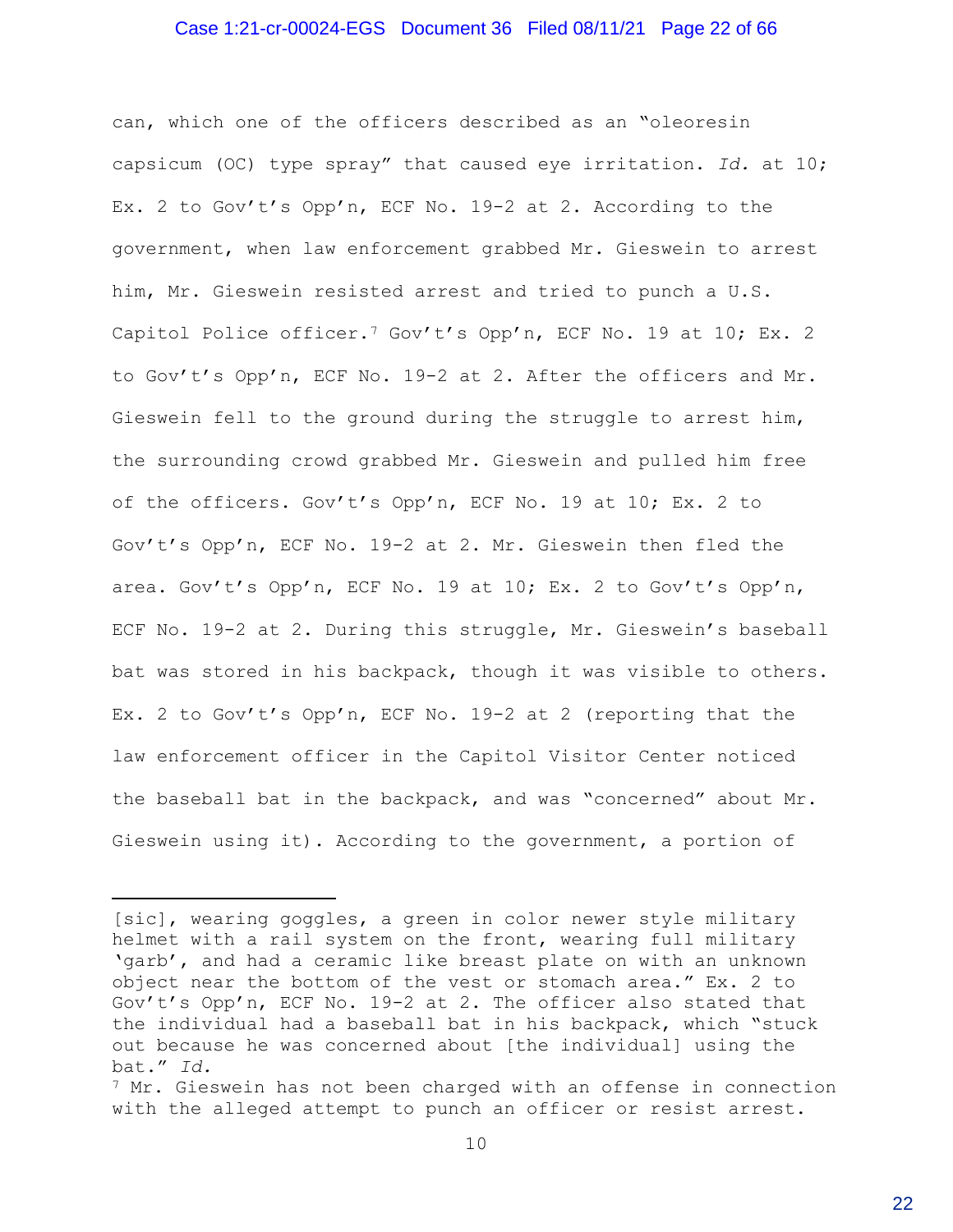can, which one of the officers described as an "oleoresin capsicum (OC) type spray" that caused eye irritation. *Id.* at 10; Ex. 2 to Gov't's Opp'n, ECF No. 19-2 at 2. According to the government, when law enforcement grabbed Mr. Gieswein to arrest him, Mr. Gieswein resisted arrest and tried to punch a U.S. Capitol Police officer.[7] Gov't's Opp'n, ECF No. 19 at 10; Ex. 2 to Gov't's Opp'n, ECF No. 19-2 at 2. After the officers and Mr. Gieswein fell to the ground during the struggle to arrest him, the surrounding crowd grabbed Mr. Gieswein and pulled him free of the officers. Gov't's Opp'n, ECF No. 19 at 10; Ex. 2 to Gov't's Opp'n, ECF No. 19-2 at 2. Mr. Gieswein then fled the area. Gov't's Opp'n, ECF No. 19 at 10; Ex. 2 to Gov't's Opp'n, ECF No. 19-2 at 2. During this struggle, Mr. Gieswein's baseball bat was stored in his backpack, though it was visible to others. Ex. 2 to Gov't's Opp'n, ECF No. 19-2 at 2 (reporting that the law enforcement officer in the Capitol Visitor Center noticed the baseball bat in the backpack, and was "concerned" about Mr. Gieswein using it). According to the government, a portion of

---

[sic], wearing goggles, a green in color newer style military helmet with a rail system on the front, wearing full military 'garb', and had a ceramic like breast plate on with an unknown object near the bottom of the vest or stomach area." Ex. 2 to Gov't's Opp'n, ECF No. 19-2 at 2. The officer also stated that the individual had a baseball bat in his backpack, which "stuck out because he was concerned about [the individual] using the bat." *Id.*

[7] Mr. Gieswein has not been charged with an offense in connection with the alleged attempt to punch an officer or resist arrest.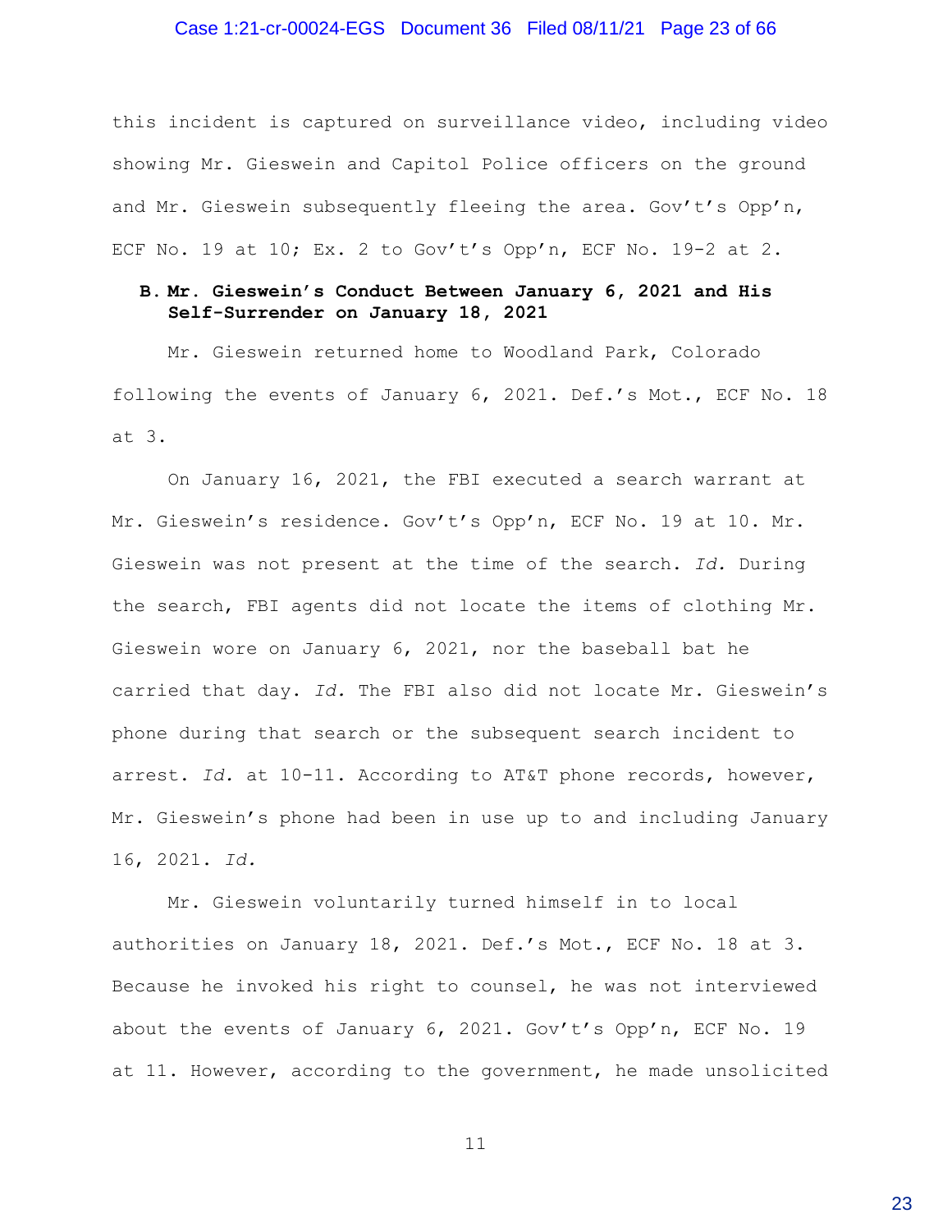this incident is captured on surveillance video, including video showing Mr. Gieswein and Capitol Police officers on the ground and Mr. Gieswein subsequently fleeing the area. Gov't's Opp'n, ECF No. 19 at 10; Ex. 2 to Gov't's Opp'n, ECF No. 19-2 at 2.

### B. Mr. Gieswein's Conduct Between January 6, 2021 and His Self-Surrender on January 18, 2021

Mr. Gieswein returned home to Woodland Park, Colorado following the events of January 6, 2021. Def.'s Mot., ECF No. 18 at 3.

On January 16, 2021, the FBI executed a search warrant at Mr. Gieswein's residence. Gov't's Opp'n, ECF No. 19 at 10. Mr. Gieswein was not present at the time of the search. *Id.* During the search, FBI agents did not locate the items of clothing Mr. Gieswein wore on January 6, 2021, nor the baseball bat he carried that day. *Id.* The FBI also did not locate Mr. Gieswein's phone during that search or the subsequent search incident to arrest. *Id.* at 10-11. According to AT&T phone records, however, Mr. Gieswein's phone had been in use up to and including January 16, 2021. *Id.*

Mr. Gieswein voluntarily turned himself in to local authorities on January 18, 2021. Def.'s Mot., ECF No. 18 at 3. Because he invoked his right to counsel, he was not interviewed about the events of January 6, 2021. Gov't's Opp'n, ECF No. 19 at 11. However, according to the government, he made unsolicited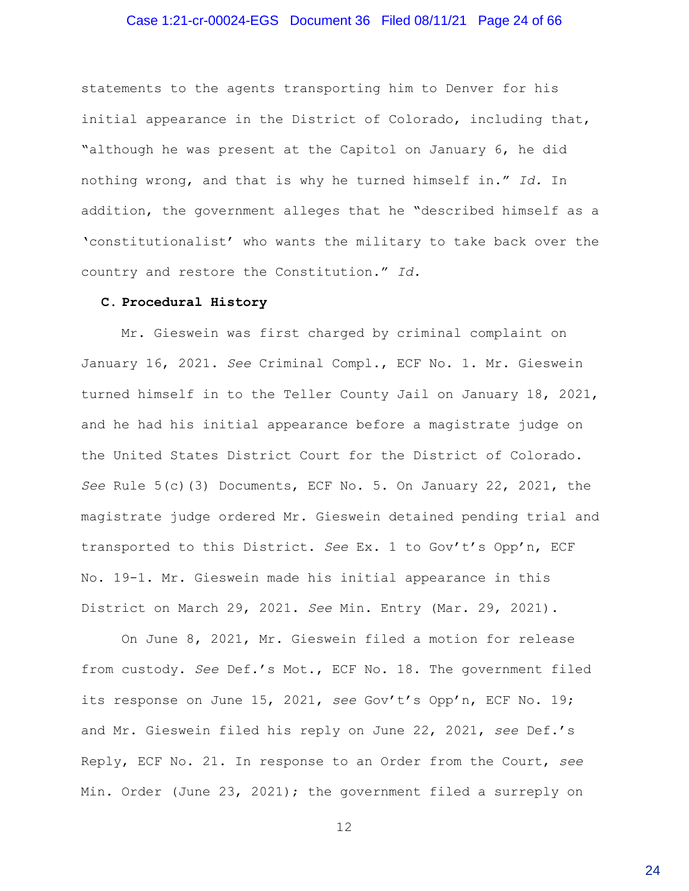statements to the agents transporting him to Denver for his initial appearance in the District of Colorado, including that, "although he was present at the Capitol on January 6, he did nothing wrong, and that is why he turned himself in." *Id.* In addition, the government alleges that he "described himself as a 'constitutionalist' who wants the military to take back over the country and restore the Constitution." *Id.*

### C. Procedural History

Mr. Gieswein was first charged by criminal complaint on January 16, 2021. *See* Criminal Compl., ECF No. 1. Mr. Gieswein turned himself in to the Teller County Jail on January 18, 2021, and he had his initial appearance before a magistrate judge on the United States District Court for the District of Colorado. *See* Rule 5(c)(3) Documents, ECF No. 5. On January 22, 2021, the magistrate judge ordered Mr. Gieswein detained pending trial and transported to this District. *See* Ex. 1 to Gov't's Opp'n, ECF No. 19-1. Mr. Gieswein made his initial appearance in this District on March 29, 2021. *See* Min. Entry (Mar. 29, 2021).

On June 8, 2021, Mr. Gieswein filed a motion for release from custody. *See* Def.'s Mot., ECF No. 18. The government filed its response on June 15, 2021, *see* Gov't's Opp'n, ECF No. 19; and Mr. Gieswein filed his reply on June 22, 2021, *see* Def.'s Reply, ECF No. 21. In response to an Order from the Court, *see* Min. Order (June 23, 2021); the government filed a surreply on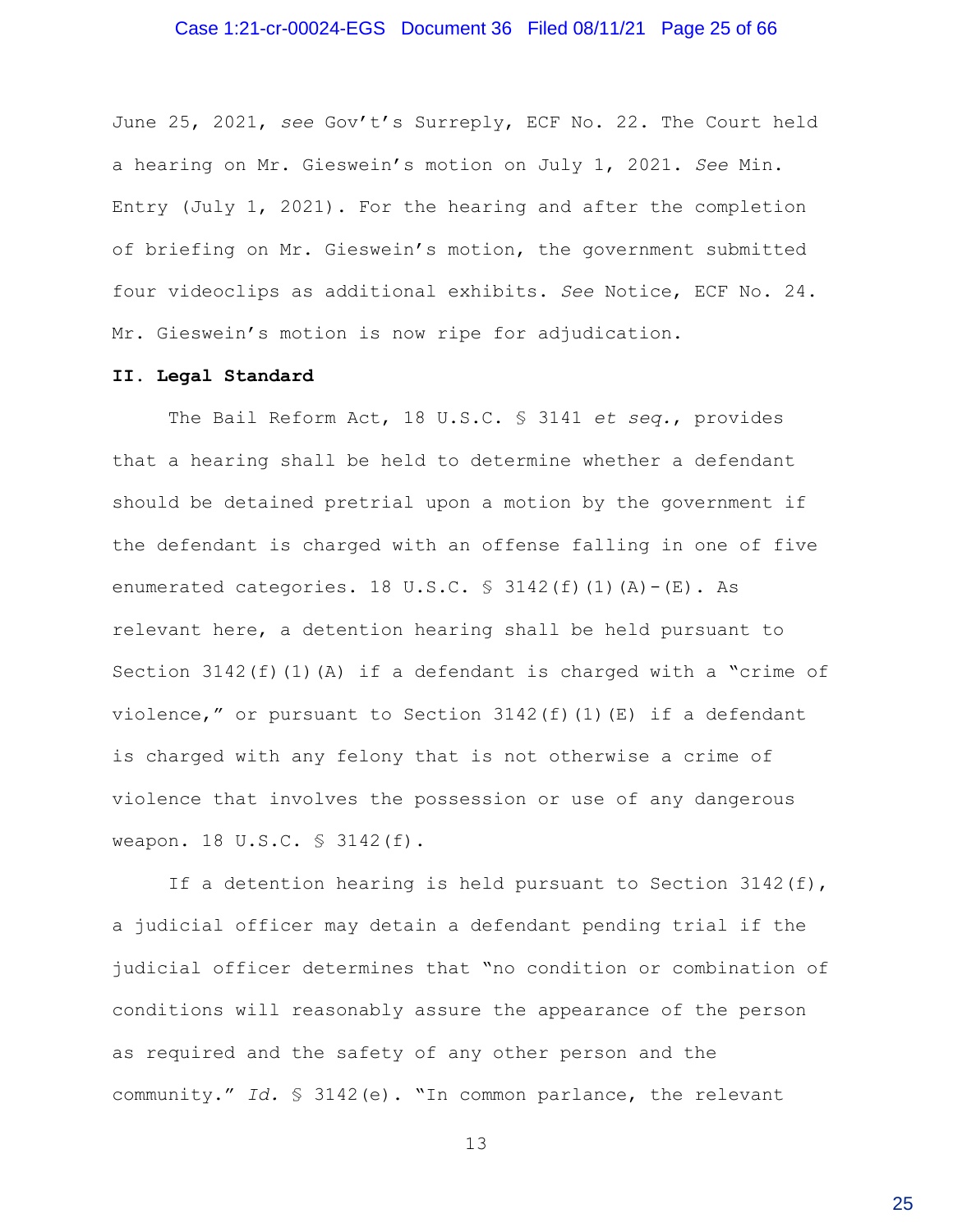June 25, 2021, *see* Gov't's Surreply, ECF No. 22. The Court held a hearing on Mr. Gieswein's motion on July 1, 2021. *See* Min. Entry (July 1, 2021). For the hearing and after the completion of briefing on Mr. Gieswein's motion, the government submitted four videoclips as additional exhibits. *See* Notice, ECF No. 24. Mr. Gieswein's motion is now ripe for adjudication.

## II. Legal Standard

The Bail Reform Act, 18 U.S.C. § 3141 *et seq.*, provides that a hearing shall be held to determine whether a defendant should be detained pretrial upon a motion by the government if the defendant is charged with an offense falling in one of five enumerated categories. 18 U.S.C. § 3142(f)(1)(A)-(E). As relevant here, a detention hearing shall be held pursuant to Section 3142(f)(1)(A) if a defendant is charged with a "crime of violence," or pursuant to Section 3142(f)(1)(E) if a defendant is charged with any felony that is not otherwise a crime of violence that involves the possession or use of any dangerous weapon. 18 U.S.C. § 3142(f).

If a detention hearing is held pursuant to Section 3142(f), a judicial officer may detain a defendant pending trial if the judicial officer determines that "no condition or combination of conditions will reasonably assure the appearance of the person as required and the safety of any other person and the community." *Id.* § 3142(e). "In common parlance, the relevant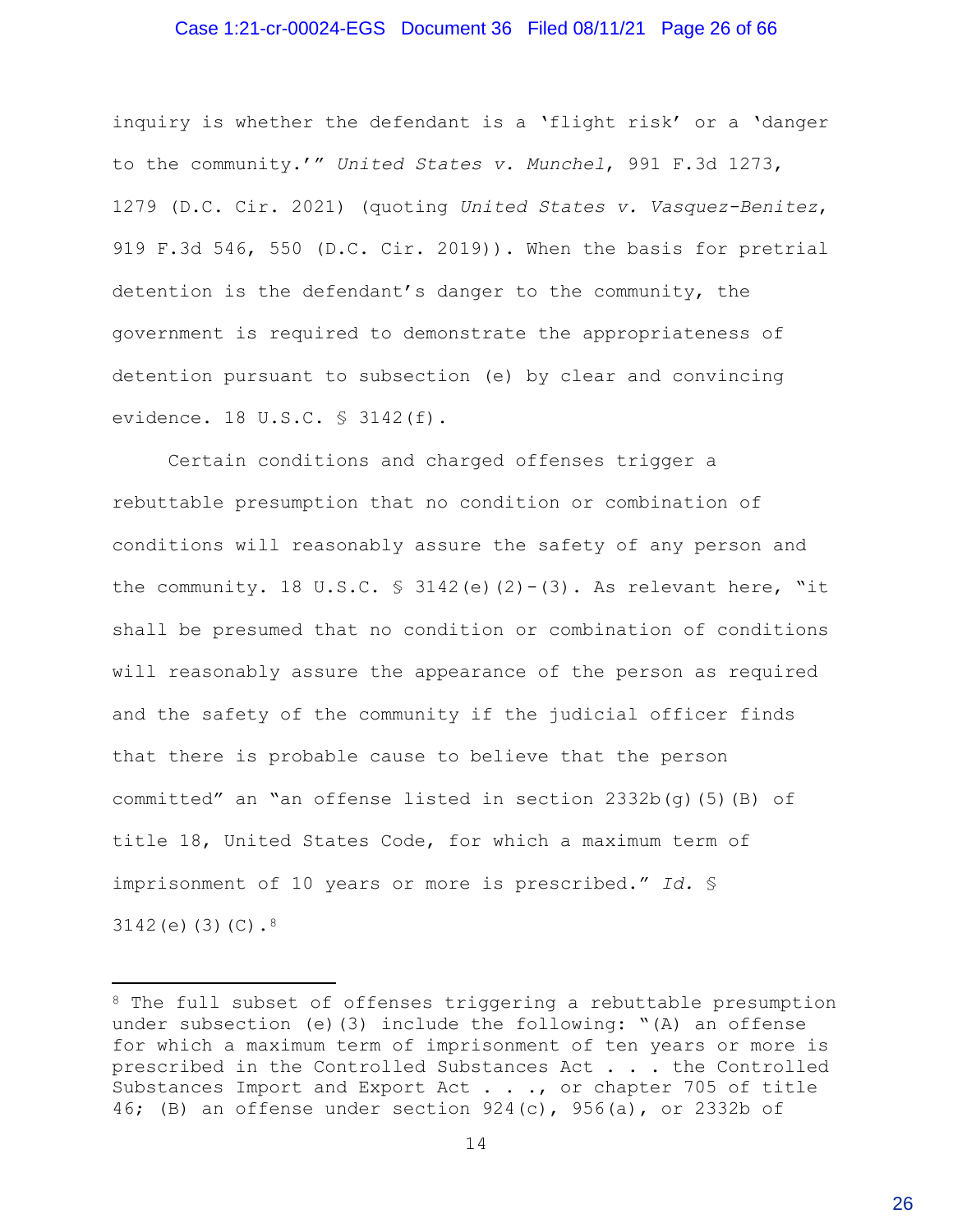inquiry is whether the defendant is a 'flight risk' or a 'danger to the community.'" *United States v. Munchel*, 991 F.3d 1273, 1279 (D.C. Cir. 2021) (quoting *United States v. Vasquez-Benitez*, 919 F.3d 546, 550 (D.C. Cir. 2019)). When the basis for pretrial detention is the defendant's danger to the community, the government is required to demonstrate the appropriateness of detention pursuant to subsection (e) by clear and convincing evidence. 18 U.S.C. § 3142(f).

Certain conditions and charged offenses trigger a rebuttable presumption that no condition or combination of conditions will reasonably assure the safety of any person and the community. 18 U.S.C. § 3142(e)(2)-(3). As relevant here, "it shall be presumed that no condition or combination of conditions will reasonably assure the appearance of the person as required and the safety of the community if the judicial officer finds that there is probable cause to believe that the person committed" an "an offense listed in section 2332b(g)(5)(B) of title 18, United States Code, for which a maximum term of imprisonment of 10 years or more is prescribed." *Id.* § 3142(e)(3)(C).[8]

---

[8] The full subset of offenses triggering a rebuttable presumption under subsection (e)(3) include the following: "(A) an offense for which a maximum term of imprisonment of ten years or more is prescribed in the Controlled Substances Act . . . the Controlled Substances Import and Export Act . . ., or chapter 705 of title 46; (B) an offense under section 924(c), 956(a), or 2332b of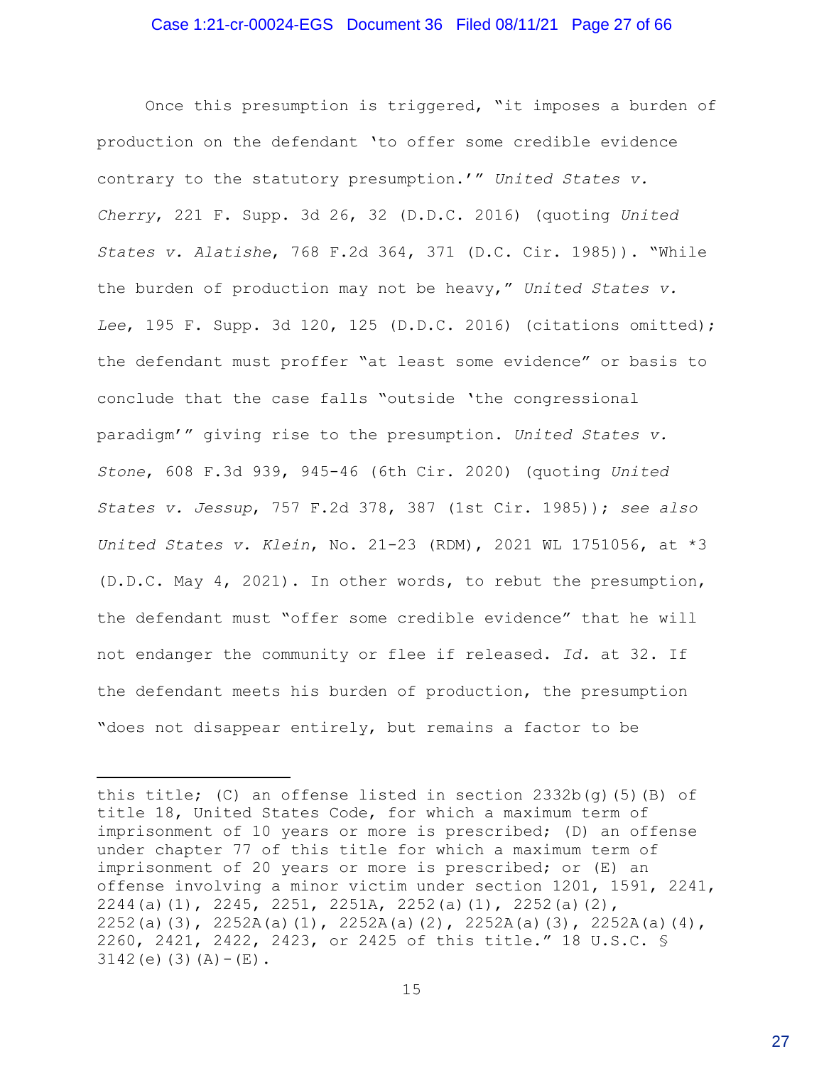Once this presumption is triggered, "it imposes a burden of production on the defendant 'to offer some credible evidence contrary to the statutory presumption.'" *United States v. Cherry*, 221 F. Supp. 3d 26, 32 (D.D.C. 2016) (quoting *United States v. Alatishe*, 768 F.2d 364, 371 (D.C. Cir. 1985)). "While the burden of production may not be heavy," *United States v. Lee*, 195 F. Supp. 3d 120, 125 (D.D.C. 2016) (citations omitted); the defendant must proffer "at least some evidence" or basis to conclude that the case falls "outside 'the congressional paradigm'" giving rise to the presumption. *United States v. Stone*, 608 F.3d 939, 945-46 (6th Cir. 2020) (quoting *United States v. Jessup*, 757 F.2d 378, 387 (1st Cir. 1985)); *see also United States v. Klein*, No. 21-23 (RDM), 2021 WL 1751056, at *3 (D.D.C. May 4, 2021). In other words, to rebut the presumption, the defendant must "offer some credible evidence" that he will not endanger the community or flee if released. *Id.* at 32. If the defendant meets his burden of production, the presumption "does not disappear entirely, but remains a factor to be

---

this title; (C) an offense listed in section 2332b(g)(5)(B) of title 18, United States Code, for which a maximum term of imprisonment of 10 years or more is prescribed; (D) an offense under chapter 77 of this title for which a maximum term of imprisonment of 20 years or more is prescribed; or (E) an offense involving a minor victim under section 1201, 1591, 2241, 2244(a)(1), 2245, 2251, 2251A, 2252(a)(1), 2252(a)(2), 2252(a)(3), 2252A(a)(1), 2252A(a)(2), 2252A(a)(3), 2252A(a)(4), 2260, 2421, 2422, 2423, or 2425 of this title." 18 U.S.C. § 3142(e)(3)(A)-(E).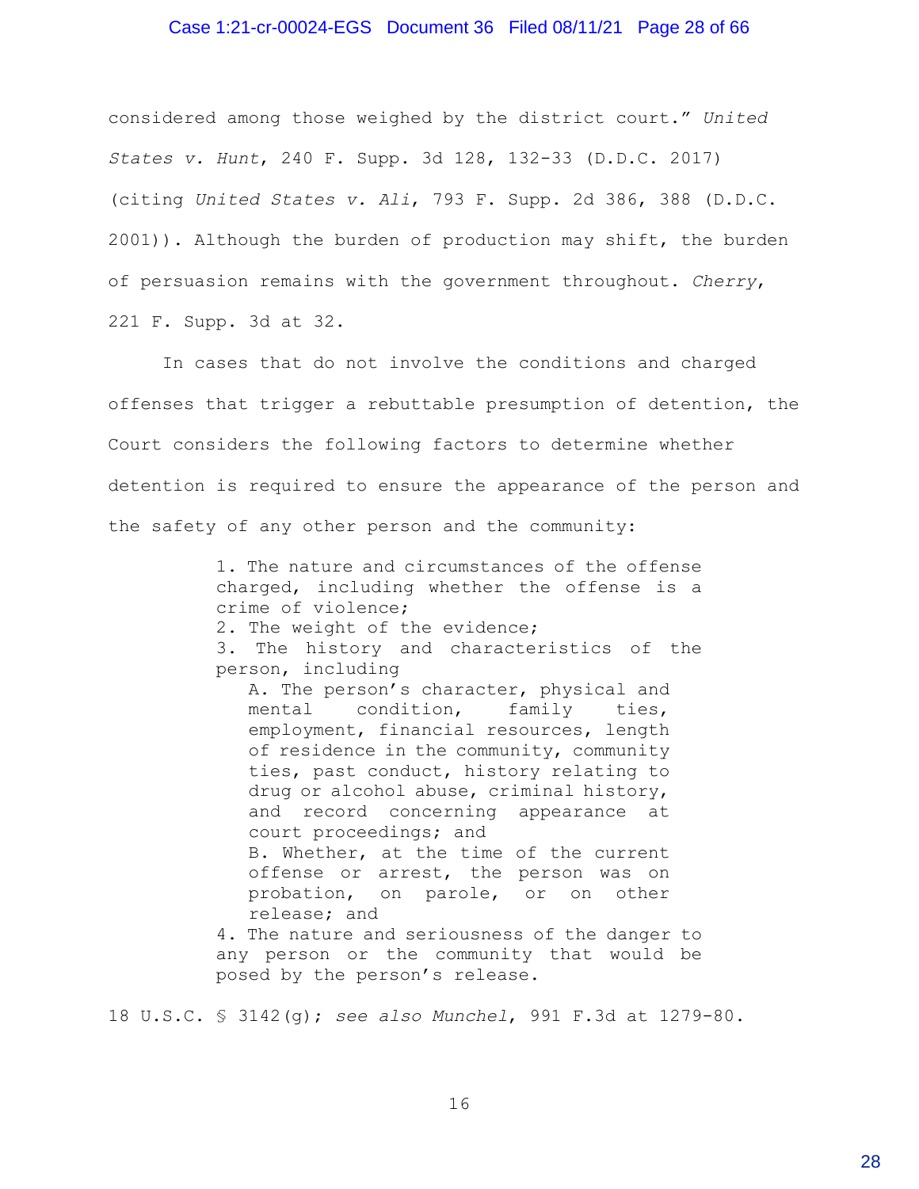considered among those weighed by the district court." *United States v. Hunt*, 240 F. Supp. 3d 128, 132-33 (D.D.C. 2017) (citing *United States v. Ali*, 793 F. Supp. 2d 386, 388 (D.D.C. 2001)). Although the burden of production may shift, the burden of persuasion remains with the government throughout. *Cherry*, 221 F. Supp. 3d at 32.

In cases that do not involve the conditions and charged offenses that trigger a rebuttable presumption of detention, the Court considers the following factors to determine whether detention is required to ensure the appearance of the person and the safety of any other person and the community:

> 1. The nature and circumstances of the offense charged, including whether the offense is a crime of violence;
> 2. The weight of the evidence;
> 3. The history and characteristics of the person, including
>    A. The person's character, physical and mental condition, family ties, employment, financial resources, length of residence in the community, community ties, past conduct, history relating to drug or alcohol abuse, criminal history, and record concerning appearance at court proceedings; and
>    B. Whether, at the time of the current offense or arrest, the person was on probation, on parole, or on other release; and
> 4. The nature and seriousness of the danger to any person or the community that would be posed by the person's release.

18 U.S.C. § 3142(g); *see also Munchel*, 991 F.3d at 1279-80.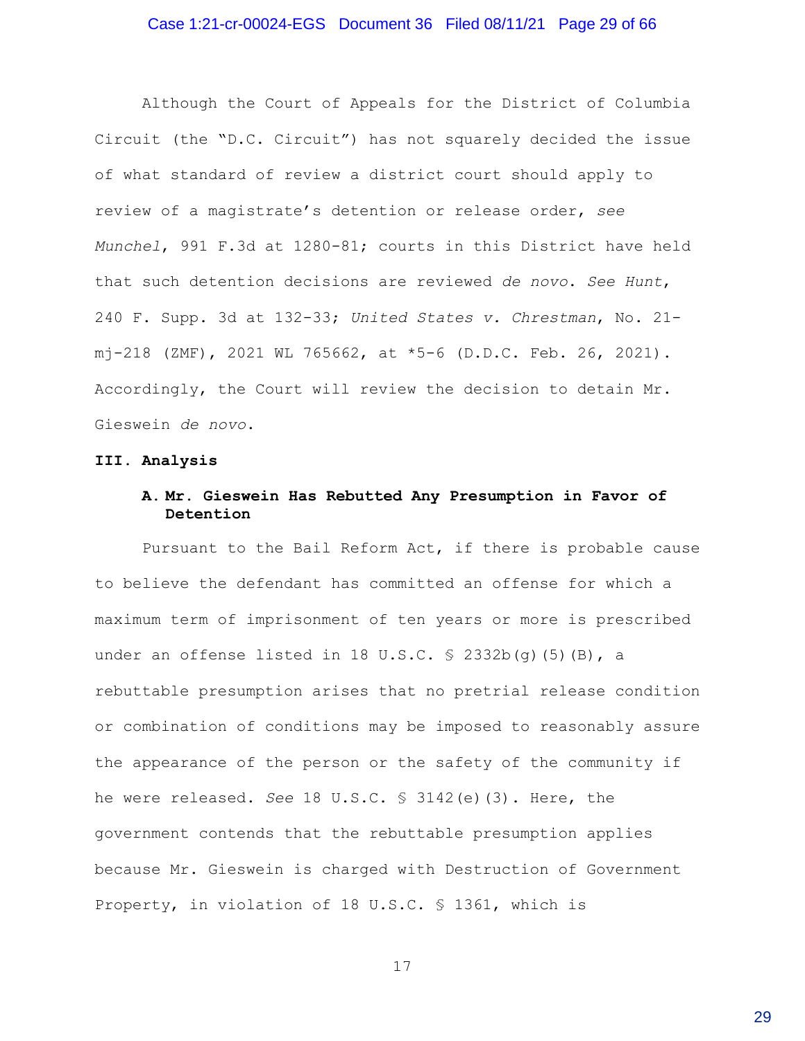Although the Court of Appeals for the District of Columbia Circuit (the "D.C. Circuit") has not squarely decided the issue of what standard of review a district court should apply to review of a magistrate's detention or release order, *see Munchel*, 991 F.3d at 1280-81; courts in this District have held that such detention decisions are reviewed *de novo*. *See Hunt*, 240 F. Supp. 3d at 132-33; *United States v. Chrestman*, No. 21-mj-218 (ZMF), 2021 WL 765662, at *5-6 (D.D.C. Feb. 26, 2021). Accordingly, the Court will review the decision to detain Mr. Gieswein *de novo*.

## III. Analysis

### A. Mr. Gieswein Has Rebutted Any Presumption in Favor of Detention

Pursuant to the Bail Reform Act, if there is probable cause to believe the defendant has committed an offense for which a maximum term of imprisonment of ten years or more is prescribed under an offense listed in 18 U.S.C. § 2332b(g)(5)(B), a rebuttable presumption arises that no pretrial release condition or combination of conditions may be imposed to reasonably assure the appearance of the person or the safety of the community if he were released. *See* 18 U.S.C. § 3142(e)(3). Here, the government contends that the rebuttable presumption applies because Mr. Gieswein is charged with Destruction of Government Property, in violation of 18 U.S.C. § 1361, which is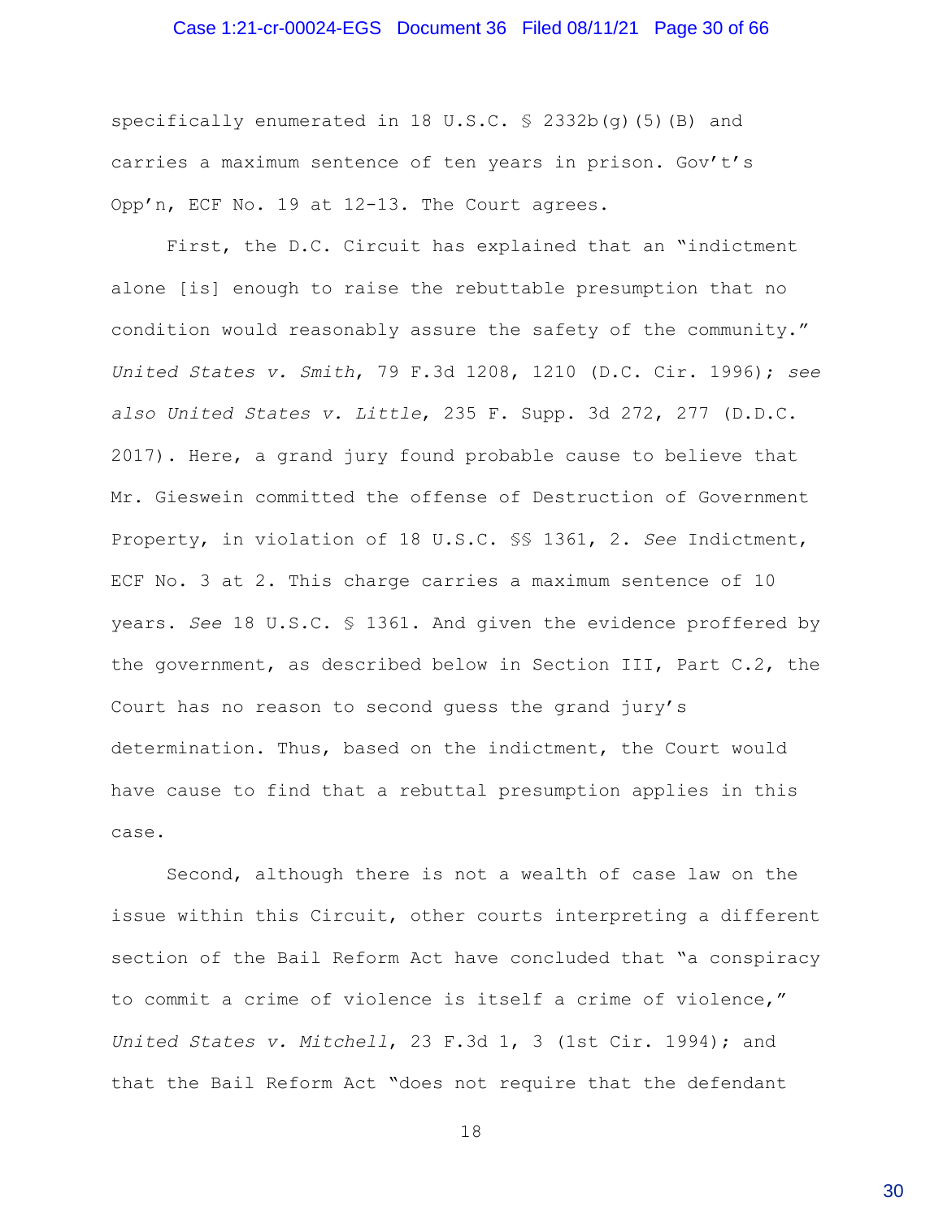specifically enumerated in 18 U.S.C. § 2332b(g)(5)(B) and carries a maximum sentence of ten years in prison. Gov't's Opp'n, ECF No. 19 at 12-13. The Court agrees.

First, the D.C. Circuit has explained that an "indictment alone [is] enough to raise the rebuttable presumption that no condition would reasonably assure the safety of the community." *United States v. Smith*, 79 F.3d 1208, 1210 (D.C. Cir. 1996); *see also United States v. Little*, 235 F. Supp. 3d 272, 277 (D.D.C. 2017). Here, a grand jury found probable cause to believe that Mr. Gieswein committed the offense of Destruction of Government Property, in violation of 18 U.S.C. §§ 1361, 2. *See* Indictment, ECF No. 3 at 2. This charge carries a maximum sentence of 10 years. *See* 18 U.S.C. § 1361. And given the evidence proffered by the government, as described below in Section III, Part C.2, the Court has no reason to second guess the grand jury's determination. Thus, based on the indictment, the Court would have cause to find that a rebuttal presumption applies in this case.

Second, although there is not a wealth of case law on the issue within this Circuit, other courts interpreting a different section of the Bail Reform Act have concluded that "a conspiracy to commit a crime of violence is itself a crime of violence," *United States v. Mitchell*, 23 F.3d 1, 3 (1st Cir. 1994); and that the Bail Reform Act "does not require that the defendant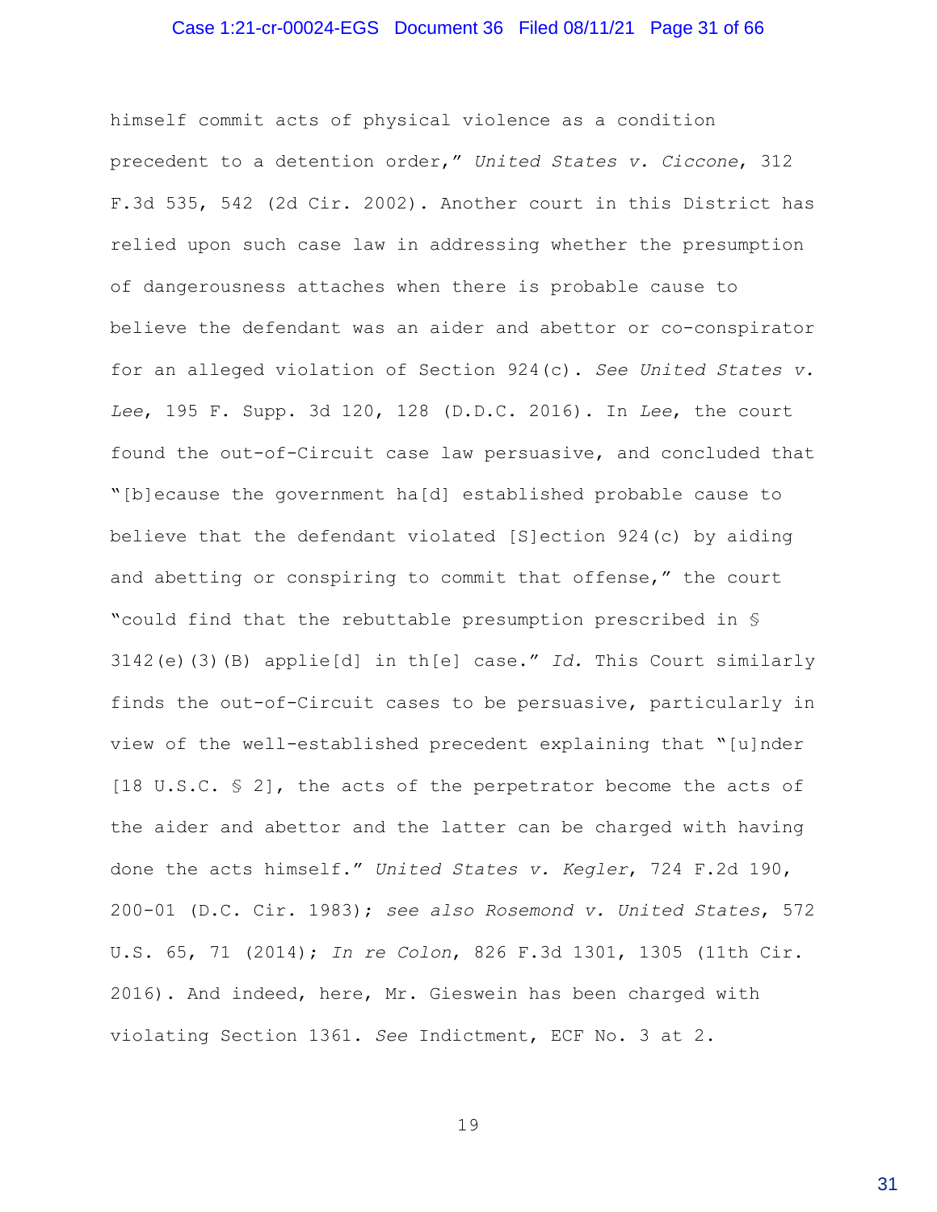himself commit acts of physical violence as a condition precedent to a detention order," *United States v. Ciccone*, 312 F.3d 535, 542 (2d Cir. 2002). Another court in this District has relied upon such case law in addressing whether the presumption of dangerousness attaches when there is probable cause to believe the defendant was an aider and abettor or co-conspirator for an alleged violation of Section 924(c). *See United States v. Lee*, 195 F. Supp. 3d 120, 128 (D.D.C. 2016). In *Lee*, the court found the out-of-Circuit case law persuasive, and concluded that "[b]ecause the government ha[d] established probable cause to believe that the defendant violated [S]ection 924(c) by aiding and abetting or conspiring to commit that offense," the court "could find that the rebuttable presumption prescribed in § 3142(e)(3)(B) applie[d] in th[e] case." *Id.* This Court similarly finds the out-of-Circuit cases to be persuasive, particularly in view of the well-established precedent explaining that "[u]nder [18 U.S.C. § 2], the acts of the perpetrator become the acts of the aider and abettor and the latter can be charged with having done the acts himself." *United States v. Kegler*, 724 F.2d 190, 200-01 (D.C. Cir. 1983); *see also Rosemond v. United States*, 572 U.S. 65, 71 (2014); *In re Colon*, 826 F.3d 1301, 1305 (11th Cir. 2016). And indeed, here, Mr. Gieswein has been charged with violating Section 1361. *See* Indictment, ECF No. 3 at 2.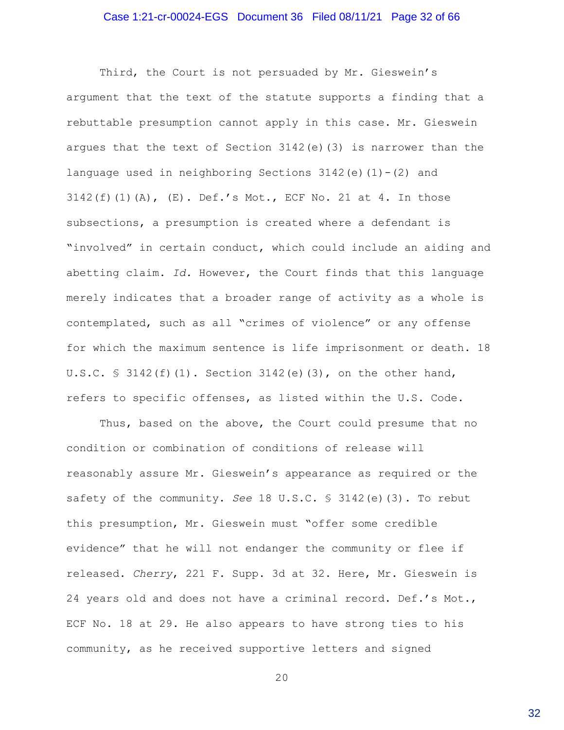Third, the Court is not persuaded by Mr. Gieswein's argument that the text of the statute supports a finding that a rebuttable presumption cannot apply in this case. Mr. Gieswein argues that the text of Section 3142(e)(3) is narrower than the language used in neighboring Sections 3142(e)(1)-(2) and 3142(f)(1)(A), (E). Def.'s Mot., ECF No. 21 at 4. In those subsections, a presumption is created where a defendant is "involved" in certain conduct, which could include an aiding and abetting claim. *Id.* However, the Court finds that this language merely indicates that a broader range of activity as a whole is contemplated, such as all "crimes of violence" or any offense for which the maximum sentence is life imprisonment or death. 18 U.S.C. § 3142(f)(1). Section 3142(e)(3), on the other hand, refers to specific offenses, as listed within the U.S. Code.

Thus, based on the above, the Court could presume that no condition or combination of conditions of release will reasonably assure Mr. Gieswein's appearance as required or the safety of the community. *See* 18 U.S.C. § 3142(e)(3). To rebut this presumption, Mr. Gieswein must "offer some credible evidence" that he will not endanger the community or flee if released. *Cherry*, 221 F. Supp. 3d at 32. Here, Mr. Gieswein is 24 years old and does not have a criminal record. Def.'s Mot., ECF No. 18 at 29. He also appears to have strong ties to his community, as he received supportive letters and signed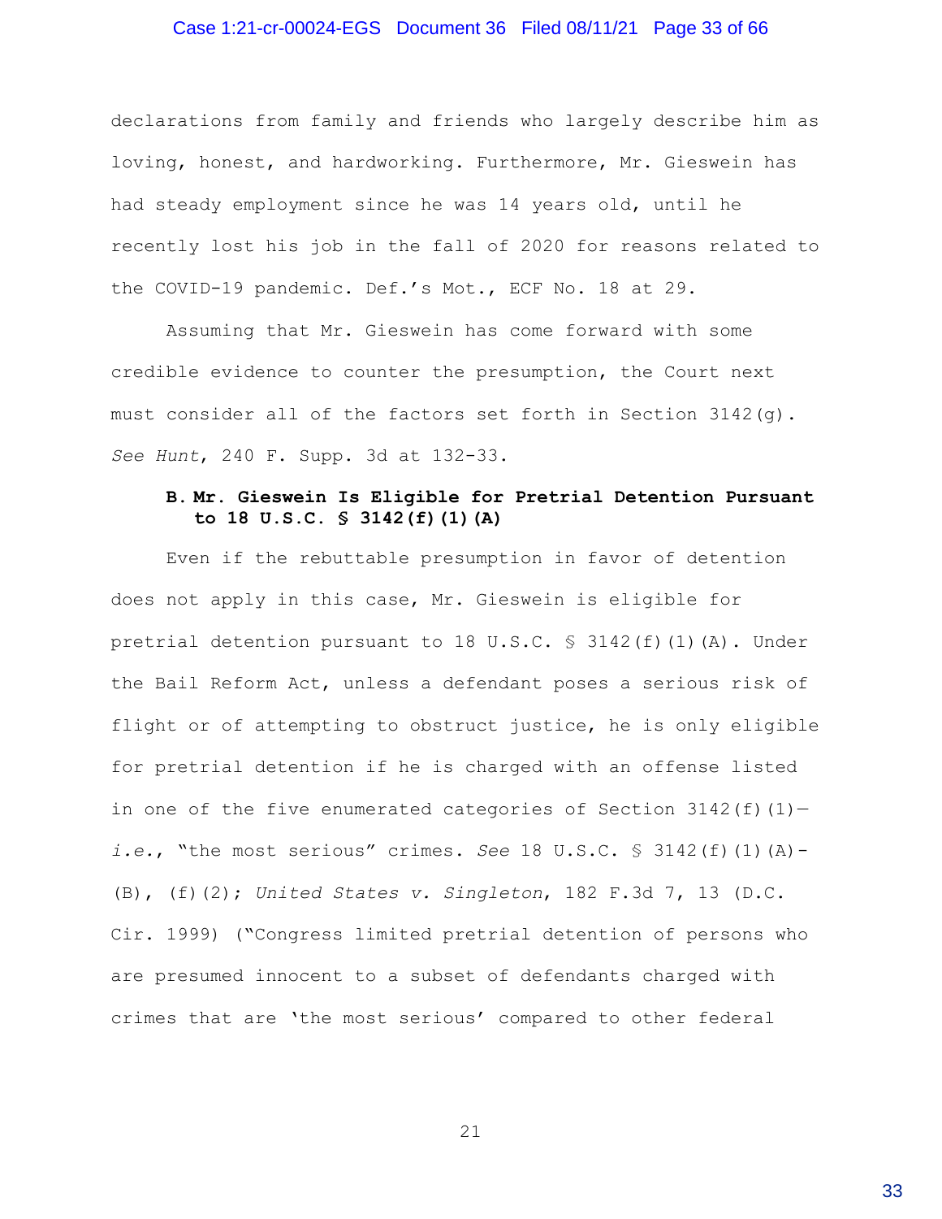declarations from family and friends who largely describe him as loving, honest, and hardworking. Furthermore, Mr. Gieswein has had steady employment since he was 14 years old, until he recently lost his job in the fall of 2020 for reasons related to the COVID-19 pandemic. Def.'s Mot., ECF No. 18 at 29.

Assuming that Mr. Gieswein has come forward with some credible evidence to counter the presumption, the Court next must consider all of the factors set forth in Section 3142(g). *See Hunt*, 240 F. Supp. 3d at 132-33.

**B. Mr. Gieswein Is Eligible for Pretrial Detention Pursuant to 18 U.S.C. § 3142(f)(1)(A)**

Even if the rebuttable presumption in favor of detention does not apply in this case, Mr. Gieswein is eligible for pretrial detention pursuant to 18 U.S.C. § 3142(f)(1)(A). Under the Bail Reform Act, unless a defendant poses a serious risk of flight or of attempting to obstruct justice, he is only eligible for pretrial detention if he is charged with an offense listed in one of the five enumerated categories of Section 3142(f)(1)—*i.e.*, "the most serious" crimes. *See* 18 U.S.C. § 3142(f)(1)(A)-(B), (f)(2); *United States v. Singleton*, 182 F.3d 7, 13 (D.C. Cir. 1999) ("Congress limited pretrial detention of persons who are presumed innocent to a subset of defendants charged with crimes that are 'the most serious' compared to other federal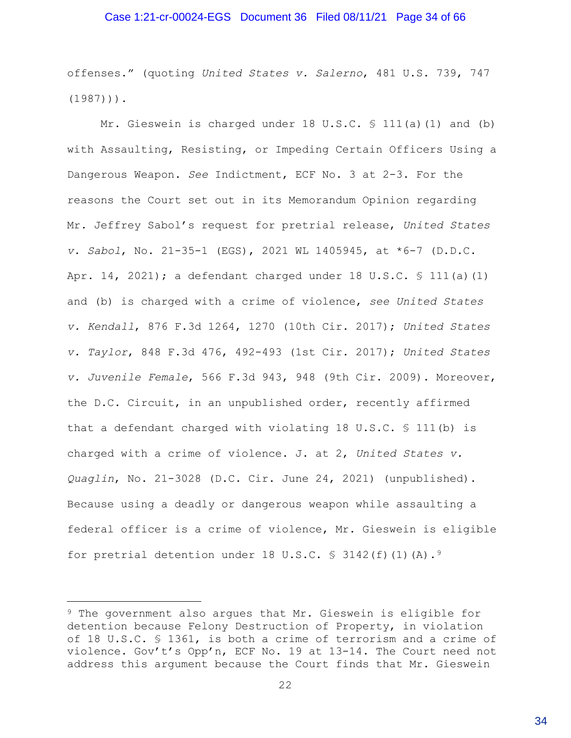offenses." (quoting *United States v. Salerno*, 481 U.S. 739, 747 (1987))).

Mr. Gieswein is charged under 18 U.S.C. § 111(a)(1) and (b) with Assaulting, Resisting, or Impeding Certain Officers Using a Dangerous Weapon. *See* Indictment, ECF No. 3 at 2-3. For the reasons the Court set out in its Memorandum Opinion regarding Mr. Jeffrey Sabol's request for pretrial release, *United States v. Sabol*, No. 21-35-1 (EGS), 2021 WL 1405945, at *6-7 (D.D.C. Apr. 14, 2021); a defendant charged under 18 U.S.C. § 111(a)(1) and (b) is charged with a crime of violence, *see United States v. Kendall*, 876 F.3d 1264, 1270 (10th Cir. 2017); *United States v. Taylor*, 848 F.3d 476, 492-493 (1st Cir. 2017); *United States v. Juvenile Female*, 566 F.3d 943, 948 (9th Cir. 2009). Moreover, the D.C. Circuit, in an unpublished order, recently affirmed that a defendant charged with violating 18 U.S.C. § 111(b) is charged with a crime of violence. J. at 2, *United States v. Quaglin*, No. 21-3028 (D.C. Cir. June 24, 2021) (unpublished). Because using a deadly or dangerous weapon while assaulting a federal officer is a crime of violence, Mr. Gieswein is eligible for pretrial detention under 18 U.S.C. § 3142(f)(1)(A).[9]

---

[9] The government also argues that Mr. Gieswein is eligible for detention because Felony Destruction of Property, in violation of 18 U.S.C. § 1361, is both a crime of terrorism and a crime of violence. Gov't's Opp'n, ECF No. 19 at 13-14. The Court need not address this argument because the Court finds that Mr. Gieswein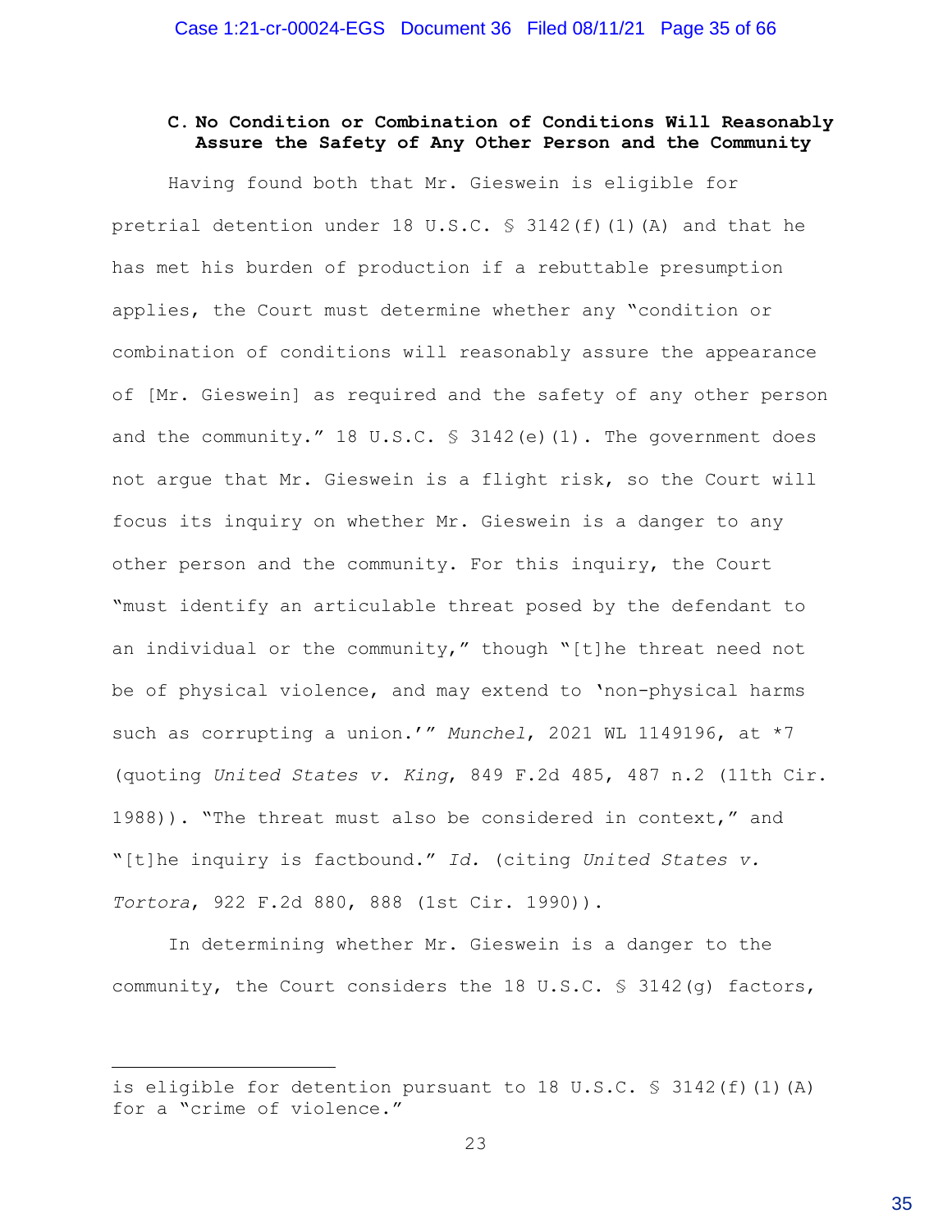### C. No Condition or Combination of Conditions Will Reasonably Assure the Safety of Any Other Person and the Community

Having found both that Mr. Gieswein is eligible for pretrial detention under 18 U.S.C. § 3142(f)(1)(A) and that he has met his burden of production if a rebuttable presumption applies, the Court must determine whether any "condition or combination of conditions will reasonably assure the appearance of [Mr. Gieswein] as required and the safety of any other person and the community." 18 U.S.C. § 3142(e)(1). The government does not argue that Mr. Gieswein is a flight risk, so the Court will focus its inquiry on whether Mr. Gieswein is a danger to any other person and the community. For this inquiry, the Court "must identify an articulable threat posed by the defendant to an individual or the community," though "[t]he threat need not be of physical violence, and may extend to 'non-physical harms such as corrupting a union.'" *Munchel*, 2021 WL 1149196, at *7 (quoting *United States v. King*, 849 F.2d 485, 487 n.2 (11th Cir. 1988)). "The threat must also be considered in context," and "[t]he inquiry is factbound." *Id.* (citing *United States v. Tortora*, 922 F.2d 880, 888 (1st Cir. 1990)).

In determining whether Mr. Gieswein is a danger to the community, the Court considers the 18 U.S.C. § 3142(g) factors,

---

is eligible for detention pursuant to 18 U.S.C. § 3142(f)(1)(A) for a "crime of violence."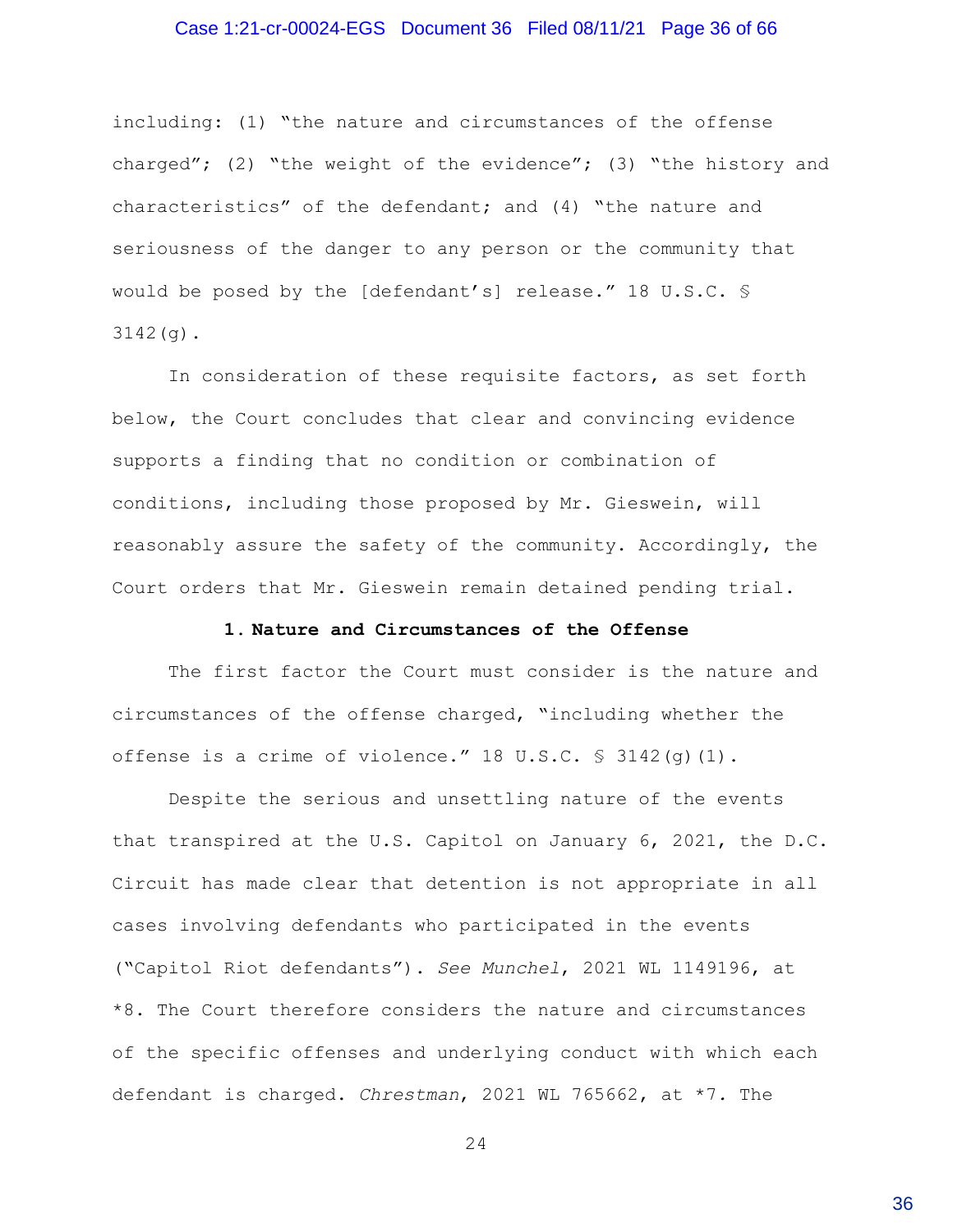including: (1) "the nature and circumstances of the offense charged"; (2) "the weight of the evidence"; (3) "the history and characteristics" of the defendant; and (4) "the nature and seriousness of the danger to any person or the community that would be posed by the [defendant's] release." 18 U.S.C. § 3142(g).

In consideration of these requisite factors, as set forth below, the Court concludes that clear and convincing evidence supports a finding that no condition or combination of conditions, including those proposed by Mr. Gieswein, will reasonably assure the safety of the community. Accordingly, the Court orders that Mr. Gieswein remain detained pending trial.

**1. Nature and Circumstances of the Offense**

The first factor the Court must consider is the nature and circumstances of the offense charged, "including whether the offense is a crime of violence." 18 U.S.C. § 3142(g)(1).

Despite the serious and unsettling nature of the events that transpired at the U.S. Capitol on January 6, 2021, the D.C. Circuit has made clear that detention is not appropriate in all cases involving defendants who participated in the events ("Capitol Riot defendants"). *See Munchel*, 2021 WL 1149196, at *8. The Court therefore considers the nature and circumstances of the specific offenses and underlying conduct with which each defendant is charged. *Chrestman*, 2021 WL 765662, at *7. The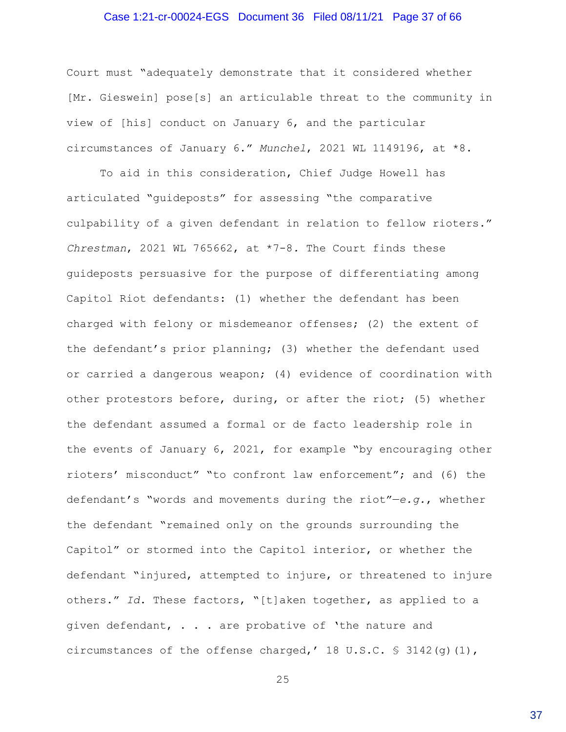Court must "adequately demonstrate that it considered whether [Mr. Gieswein] pose[s] an articulable threat to the community in view of [his] conduct on January 6, and the particular circumstances of January 6." *Munchel*, 2021 WL 1149196, at *8.

To aid in this consideration, Chief Judge Howell has articulated "guideposts" for assessing "the comparative culpability of a given defendant in relation to fellow rioters." *Chrestman*, 2021 WL 765662, at *7-8. The Court finds these guideposts persuasive for the purpose of differentiating among Capitol Riot defendants: (1) whether the defendant has been charged with felony or misdemeanor offenses; (2) the extent of the defendant's prior planning; (3) whether the defendant used or carried a dangerous weapon; (4) evidence of coordination with other protestors before, during, or after the riot; (5) whether the defendant assumed a formal or de facto leadership role in the events of January 6, 2021, for example "by encouraging other rioters' misconduct" "to confront law enforcement"; and (6) the defendant's "words and movements during the riot"—*e.g.*, whether the defendant "remained only on the grounds surrounding the Capitol" or stormed into the Capitol interior, or whether the defendant "injured, attempted to injure, or threatened to injure others." *Id.* These factors, "[t]aken together, as applied to a given defendant, . . . are probative of 'the nature and circumstances of the offense charged,' 18 U.S.C. § 3142(g)(1),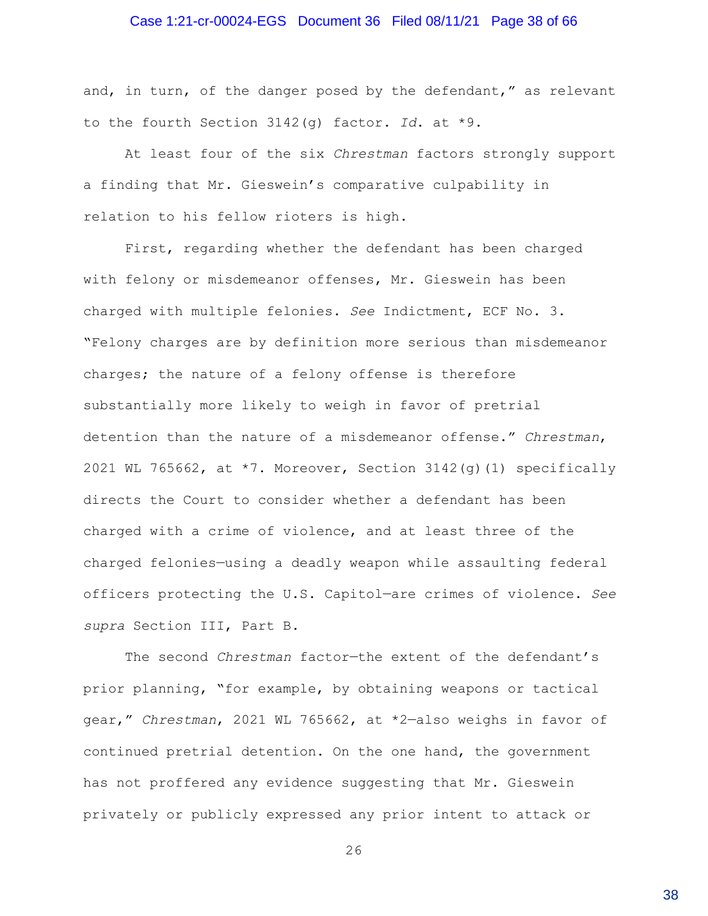and, in turn, of the danger posed by the defendant," as relevant to the fourth Section 3142(g) factor. *Id.* at *9.

At least four of the six *Chestman* factors strongly support a finding that Mr. Gieswein's comparative culpability in relation to his fellow rioters is high.

First, regarding whether the defendant has been charged with felony or misdemeanor offenses, Mr. Gieswein has been charged with multiple felonies. *See* Indictment, ECF No. 3. "Felony charges are by definition more serious than misdemeanor charges; the nature of a felony offense is therefore substantially more likely to weigh in favor of pretrial detention than the nature of a misdemeanor offense." *Chrestman*, 2021 WL 765662, at *7. Moreover, Section 3142(g)(1) specifically directs the Court to consider whether a defendant has been charged with a crime of violence, and at least three of the charged felonies—using a deadly weapon while assaulting federal officers protecting the U.S. Capitol—are crimes of violence. *See supra* Section III, Part B.

The second *Chrestman* factor—the extent of the defendant's prior planning, "for example, by obtaining weapons or tactical gear," *Chrestman*, 2021 WL 765662, at *2—also weighs in favor of continued pretrial detention. On the one hand, the government has not proffered any evidence suggesting that Mr. Gieswein privately or publicly expressed any prior intent to attack or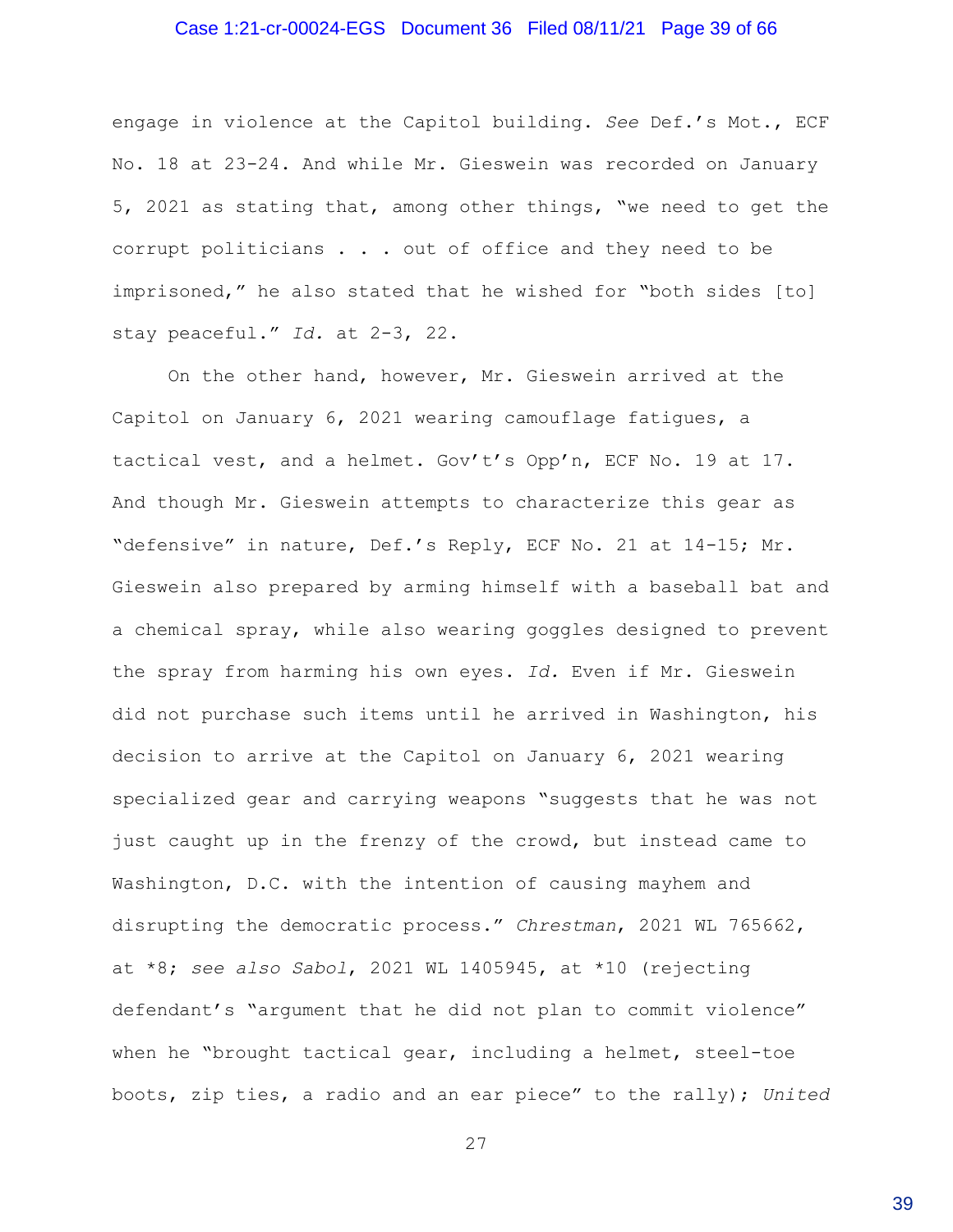engage in violence at the Capitol building. *See* Def.'s Mot., ECF No. 18 at 23-24. And while Mr. Gieswein was recorded on January 5, 2021 as stating that, among other things, "we need to get the corrupt politicians . . . out of office and they need to be imprisoned," he also stated that he wished for "both sides [to] stay peaceful." *Id.* at 2-3, 22.

On the other hand, however, Mr. Gieswein arrived at the Capitol on January 6, 2021 wearing camouflage fatigues, a tactical vest, and a helmet. Gov't's Opp'n, ECF No. 19 at 17. And though Mr. Gieswein attempts to characterize this gear as "defensive" in nature, Def.'s Reply, ECF No. 21 at 14-15; Mr. Gieswein also prepared by arming himself with a baseball bat and a chemical spray, while also wearing goggles designed to prevent the spray from harming his own eyes. *Id.* Even if Mr. Gieswein did not purchase such items until he arrived in Washington, his decision to arrive at the Capitol on January 6, 2021 wearing specialized gear and carrying weapons "suggests that he was not just caught up in the frenzy of the crowd, but instead came to Washington, D.C. with the intention of causing mayhem and disrupting the democratic process." *Chrestman*, 2021 WL 765662, at *8; *see also Sabol*, 2021 WL 1405945, at *10 (rejecting defendant's "argument that he did not plan to commit violence" when he "brought tactical gear, including a helmet, steel-toe boots, zip ties, a radio and an ear piece" to the rally); *United*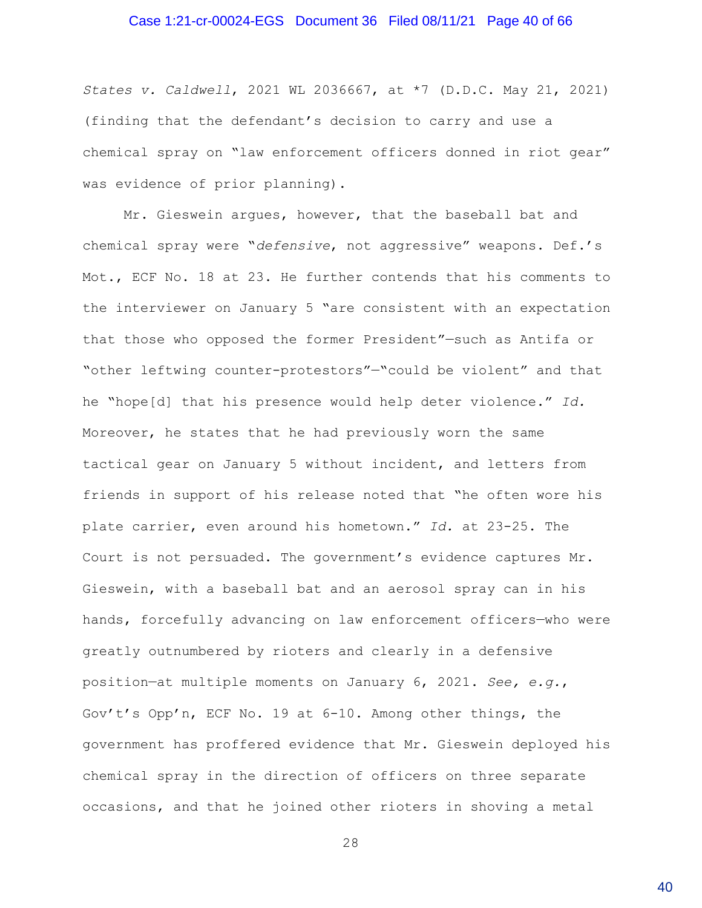*States v. Caldwell*, 2021 WL 2036667, at *7 (D.D.C. May 21, 2021) (finding that the defendant's decision to carry and use a chemical spray on "law enforcement officers donned in riot gear" was evidence of prior planning).

Mr. Gieswein argues, however, that the baseball bat and chemical spray were "*defensive*, not aggressive" weapons. Def.'s Mot., ECF No. 18 at 23. He further contends that his comments to the interviewer on January 5 "are consistent with an expectation that those who opposed the former President"—such as Antifa or "other leftwing counter-protestors"—"could be violent" and that he "hope[d] that his presence would help deter violence." *Id.* Moreover, he states that he had previously worn the same tactical gear on January 5 without incident, and letters from friends in support of his release noted that "he often wore his plate carrier, even around his hometown." *Id.* at 23-25. The Court is not persuaded. The government's evidence captures Mr. Gieswein, with a baseball bat and an aerosol spray can in his hands, forcefully advancing on law enforcement officers—who were greatly outnumbered by rioters and clearly in a defensive position—at multiple moments on January 6, 2021. *See, e.g.*, Gov't's Opp'n, ECF No. 19 at 6-10. Among other things, the government has proffered evidence that Mr. Gieswein deployed his chemical spray in the direction of officers on three separate occasions, and that he joined other rioters in shoving a metal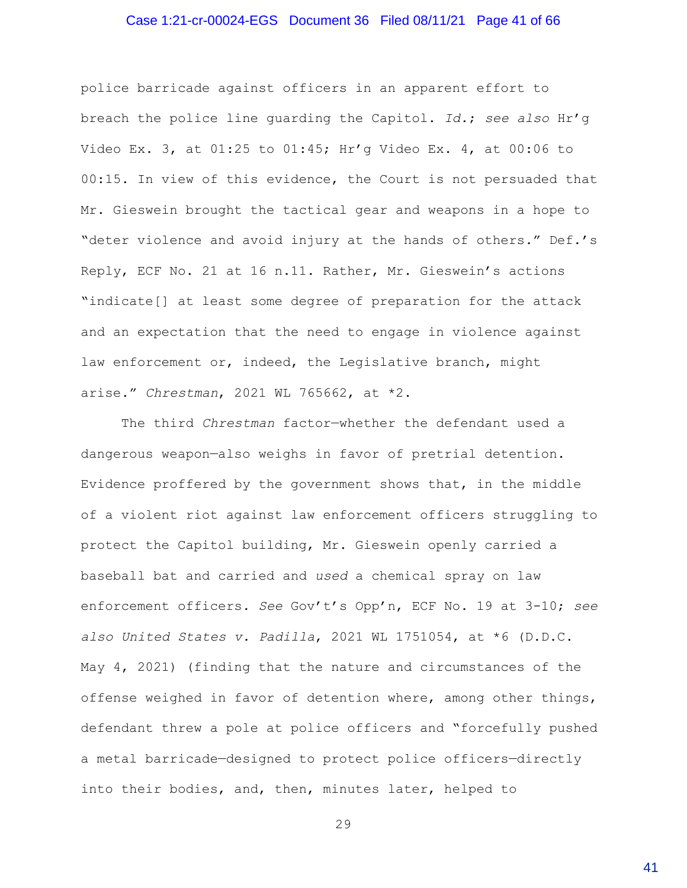police barricade against officers in an apparent effort to breach the police line guarding the Capitol. *Id.*; *see also* Hr'g Video Ex. 3, at 01:25 to 01:45; Hr'g Video Ex. 4, at 00:06 to 00:15. In view of this evidence, the Court is not persuaded that Mr. Gieswein brought the tactical gear and weapons in a hope to "deter violence and avoid injury at the hands of others." Def.'s Reply, ECF No. 21 at 16 n.11. Rather, Mr. Gieswein's actions "indicate[] at least some degree of preparation for the attack and an expectation that the need to engage in violence against law enforcement or, indeed, the Legislative branch, might arise." *Chrestman*, 2021 WL 765662, at *2.

The third *Chrestman* factor—whether the defendant used a dangerous weapon—also weighs in favor of pretrial detention. Evidence proffered by the government shows that, in the middle of a violent riot against law enforcement officers struggling to protect the Capitol building, Mr. Gieswein openly carried a baseball bat and carried and *used* a chemical spray on law enforcement officers. *See* Gov't's Opp'n, ECF No. 19 at 3-10; *see also United States v. Padilla*, 2021 WL 1751054, at *6 (D.D.C. May 4, 2021) (finding that the nature and circumstances of the offense weighed in favor of detention where, among other things, defendant threw a pole at police officers and "forcefully pushed a metal barricade—designed to protect police officers—directly into their bodies, and, then, minutes later, helped to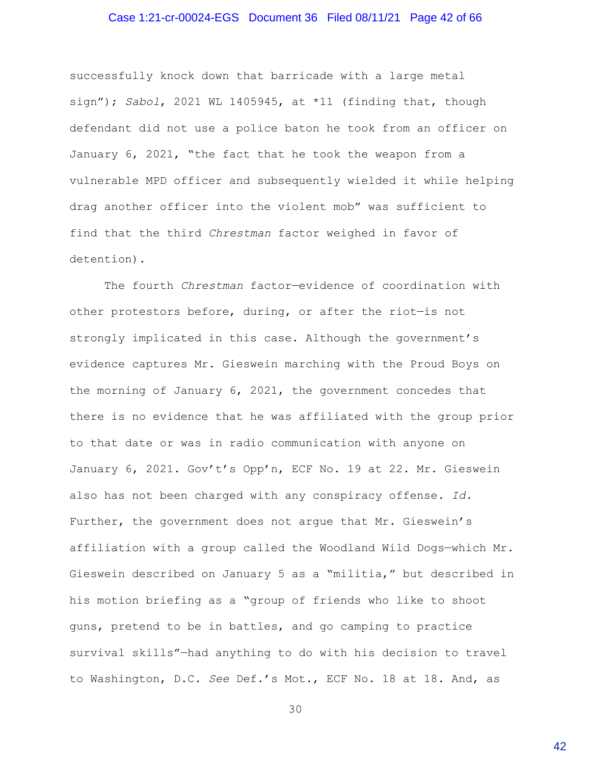successfully knock down that barricade with a large metal sign"); *Sabol*, 2021 WL 1405945, at *11 (finding that, though defendant did not use a police baton he took from an officer on January 6, 2021, "the fact that he took the weapon from a vulnerable MPD officer and subsequently wielded it while helping drag another officer into the violent mob" was sufficient to find that the third *Chrestman* factor weighed in favor of detention).

The fourth *Chrestman* factor—evidence of coordination with other protestors before, during, or after the riot—is not strongly implicated in this case. Although the government's evidence captures Mr. Gieswein marching with the Proud Boys on the morning of January 6, 2021, the government concedes that there is no evidence that he was affiliated with the group prior to that date or was in radio communication with anyone on January 6, 2021. Gov't's Opp'n, ECF No. 19 at 22. Mr. Gieswein also has not been charged with any conspiracy offense. *Id.* Further, the government does not argue that Mr. Gieswein's affiliation with a group called the Woodland Wild Dogs—which Mr. Gieswein described on January 5 as a "militia," but described in his motion briefing as a "group of friends who like to shoot guns, pretend to be in battles, and go camping to practice survival skills"—had anything to do with his decision to travel to Washington, D.C. *See* Def.'s Mot., ECF No. 18 at 18. And, as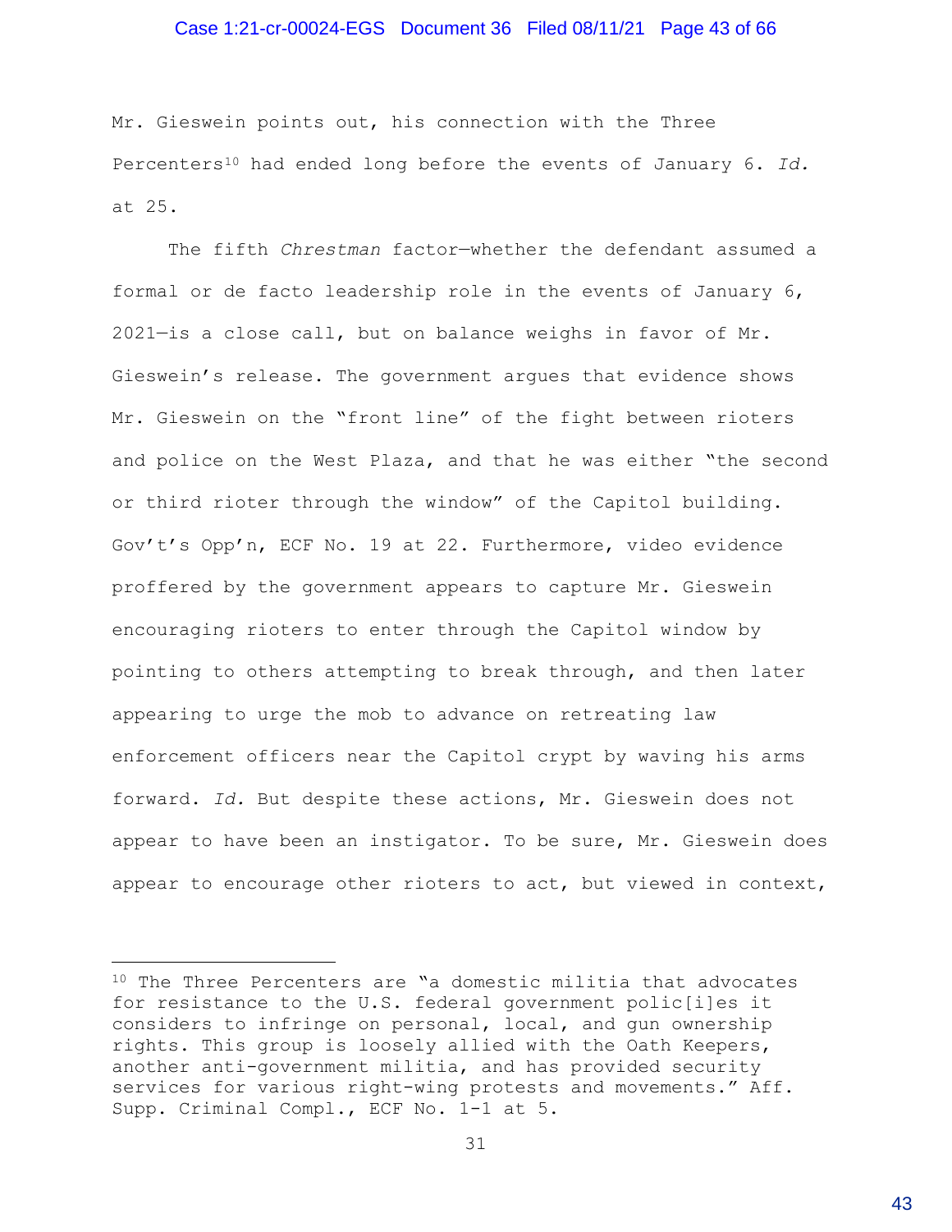Mr. Gieswein points out, his connection with the Three Percenters[10] had ended long before the events of January 6. *Id.* at 25.

The fifth *Chrestman* factor—whether the defendant assumed a formal or de facto leadership role in the events of January 6, 2021—is a close call, but on balance weighs in favor of Mr. Gieswein's release. The government argues that evidence shows Mr. Gieswein on the "front line" of the fight between rioters and police on the West Plaza, and that he was either "the second or third rioter through the window" of the Capitol building. Gov't's Opp'n, ECF No. 19 at 22. Furthermore, video evidence proffered by the government appears to capture Mr. Gieswein encouraging rioters to enter through the Capitol window by pointing to others attempting to break through, and then later appearing to urge the mob to advance on retreating law enforcement officers near the Capitol crypt by waving his arms forward. *Id.* But despite these actions, Mr. Gieswein does not appear to have been an instigator. To be sure, Mr. Gieswein does appear to encourage other rioters to act, but viewed in context,

---

[10] The Three Percenters are "a domestic militia that advocates for resistance to the U.S. federal government polic[i]es it considers to infringe on personal, local, and gun ownership rights. This group is loosely allied with the Oath Keepers, another anti-government militia, and has provided security services for various right-wing protests and movements." Aff. Supp. Criminal Compl., ECF No. 1-1 at 5.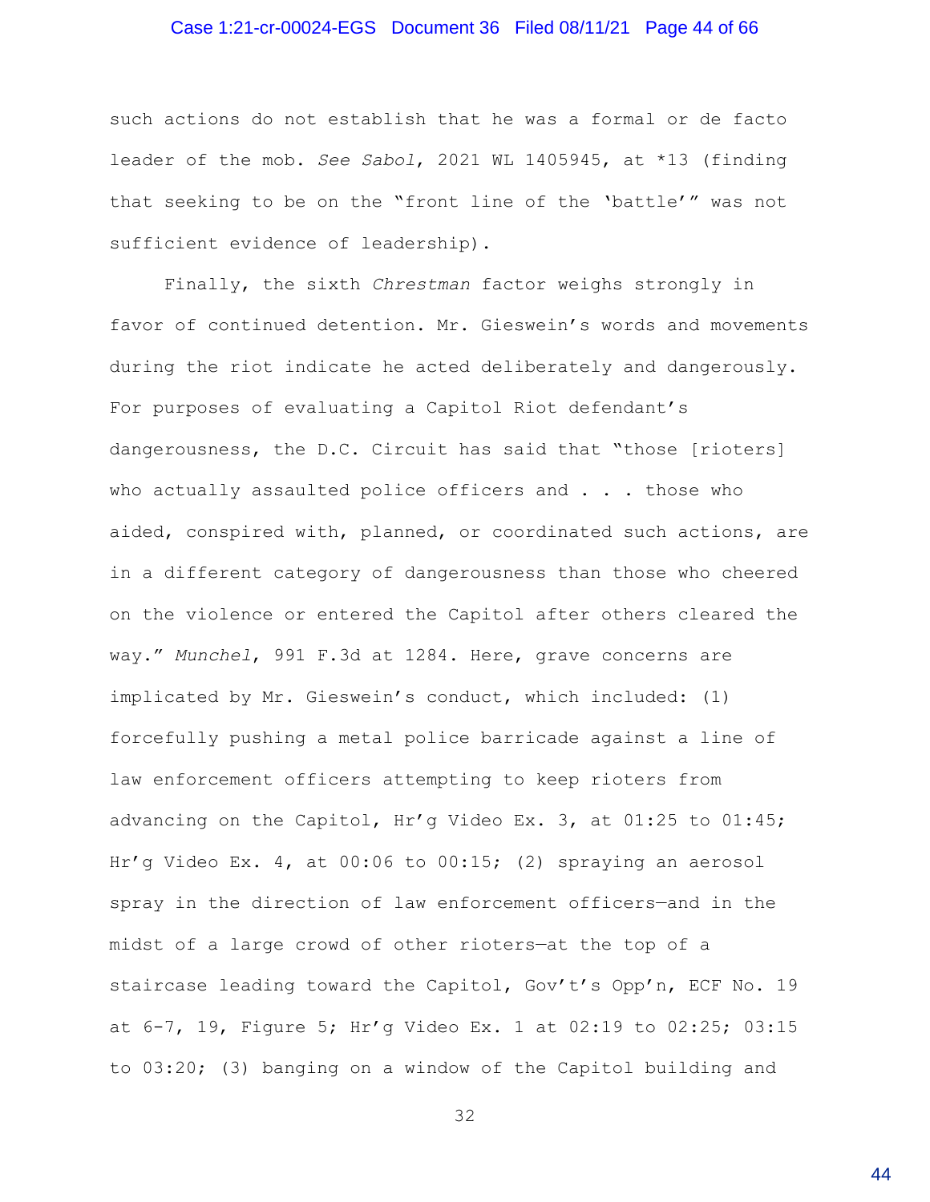such actions do not establish that he was a formal or de facto leader of the mob. *See Sabol*, 2021 WL 1405945, at *13 (finding that seeking to be on the "front line of the 'battle'" was not sufficient evidence of leadership).

Finally, the sixth *Chrestman* factor weighs strongly in favor of continued detention. Mr. Gieswein's words and movements during the riot indicate he acted deliberately and dangerously. For purposes of evaluating a Capitol Riot defendant's dangerousness, the D.C. Circuit has said that "those [rioters] who actually assaulted police officers and . . . those who aided, conspired with, planned, or coordinated such actions, are in a different category of dangerousness than those who cheered on the violence or entered the Capitol after others cleared the way." *Munchel*, 991 F.3d at 1284. Here, grave concerns are implicated by Mr. Gieswein's conduct, which included: (1) forcefully pushing a metal police barricade against a line of law enforcement officers attempting to keep rioters from advancing on the Capitol, Hr'g Video Ex. 3, at 01:25 to 01:45; Hr'g Video Ex. 4, at 00:06 to 00:15; (2) spraying an aerosol spray in the direction of law enforcement officers—and in the midst of a large crowd of other rioters—at the top of a staircase leading toward the Capitol, Gov't's Opp'n, ECF No. 19 at 6-7, 19, Figure 5; Hr'g Video Ex. 1 at 02:19 to 02:25; 03:15 to 03:20; (3) banging on a window of the Capitol building and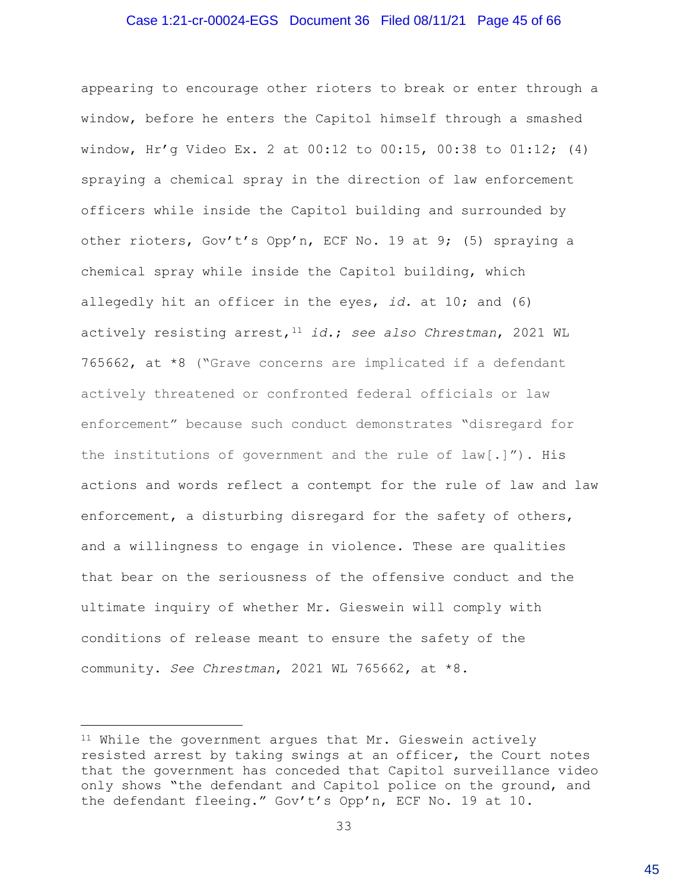appearing to encourage other rioters to break or enter through a window, before he enters the Capitol himself through a smashed window, Hr'g Video Ex. 2 at 00:12 to 00:15, 00:38 to 01:12; (4) spraying a chemical spray in the direction of law enforcement officers while inside the Capitol building and surrounded by other rioters, Gov't's Opp'n, ECF No. 19 at 9; (5) spraying a chemical spray while inside the Capitol building, which allegedly hit an officer in the eyes, *id.* at 10; and (6) actively resisting arrest,[11] *id.*; *see also Chrestman*, 2021 WL 765662, at *8 ("Grave concerns are implicated if a defendant actively threatened or confronted federal officials or law enforcement" because such conduct demonstrates "disregard for the institutions of government and the rule of law[.]"). His actions and words reflect a contempt for the rule of law and law enforcement, a disturbing disregard for the safety of others, and a willingness to engage in violence. These are qualities that bear on the seriousness of the offensive conduct and the ultimate inquiry of whether Mr. Gieswein will comply with conditions of release meant to ensure the safety of the community. *See Chrestman*, 2021 WL 765662, at *8.

---

[11] While the government argues that Mr. Gieswein actively resisted arrest by taking swings at an officer, the Court notes that the government has conceded that Capitol surveillance video only shows "the defendant and Capitol police on the ground, and the defendant fleeing." Gov't's Opp'n, ECF No. 19 at 10.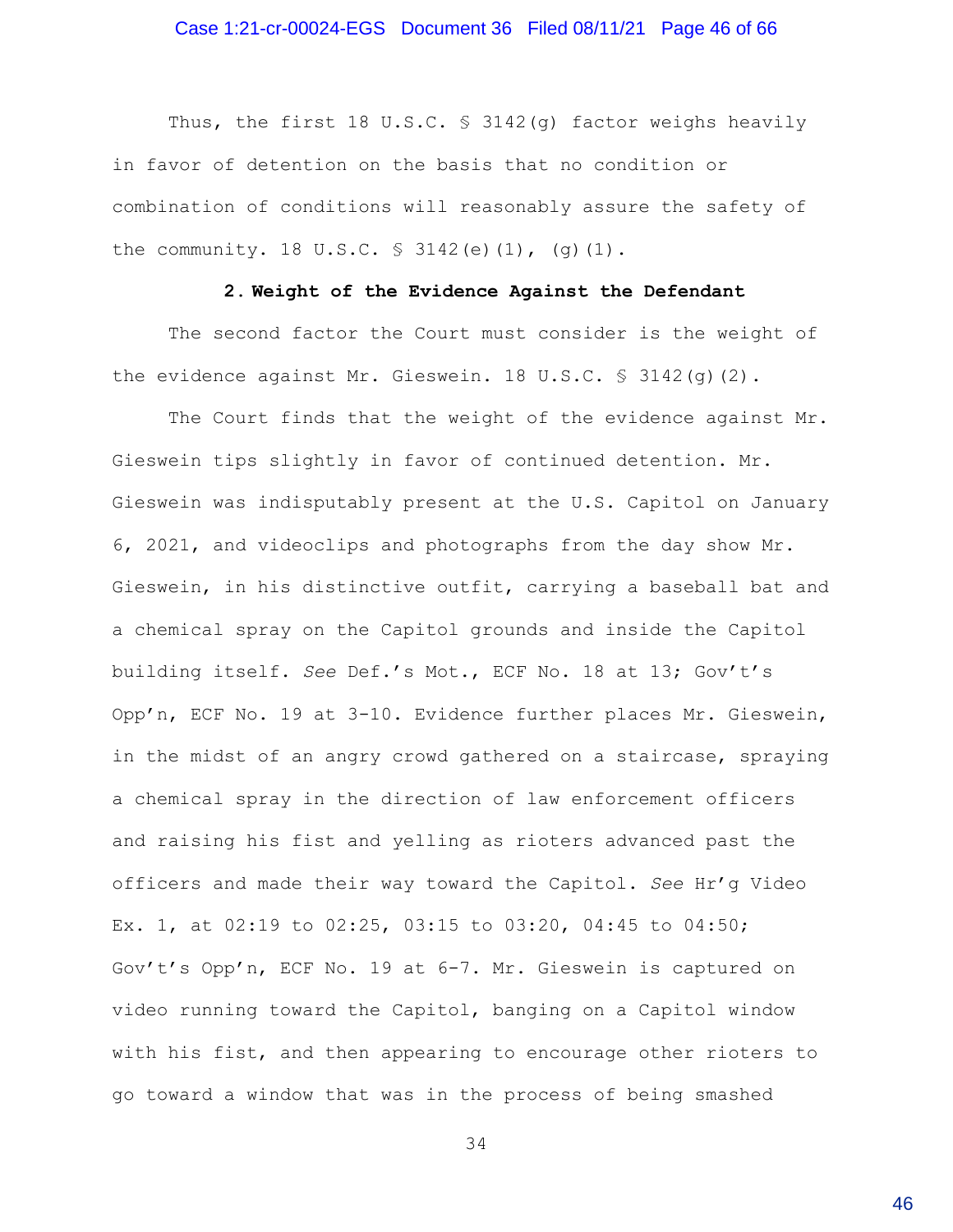Thus, the first 18 U.S.C. § 3142(g) factor weighs heavily in favor of detention on the basis that no condition or combination of conditions will reasonably assure the safety of the community. 18 U.S.C. § 3142(e)(1), (g)(1).

**2. Weight of the Evidence Against the Defendant**

The second factor the Court must consider is the weight of the evidence against Mr. Gieswein. 18 U.S.C. § 3142(g)(2).

The Court finds that the weight of the evidence against Mr. Gieswein tips slightly in favor of continued detention. Mr. Gieswein was indisputably present at the U.S. Capitol on January 6, 2021, and videoclips and photographs from the day show Mr. Gieswein, in his distinctive outfit, carrying a baseball bat and a chemical spray on the Capitol grounds and inside the Capitol building itself. *See* Def.'s Mot., ECF No. 18 at 13; Gov't's Opp'n, ECF No. 19 at 3-10. Evidence further places Mr. Gieswein, in the midst of an angry crowd gathered on a staircase, spraying a chemical spray in the direction of law enforcement officers and raising his fist and yelling as rioters advanced past the officers and made their way toward the Capitol. *See* Hr'g Video Ex. 1, at 02:19 to 02:25, 03:15 to 03:20, 04:45 to 04:50; Gov't's Opp'n, ECF No. 19 at 6-7. Mr. Gieswein is captured on video running toward the Capitol, banging on a Capitol window with his fist, and then appearing to encourage other rioters to go toward a window that was in the process of being smashed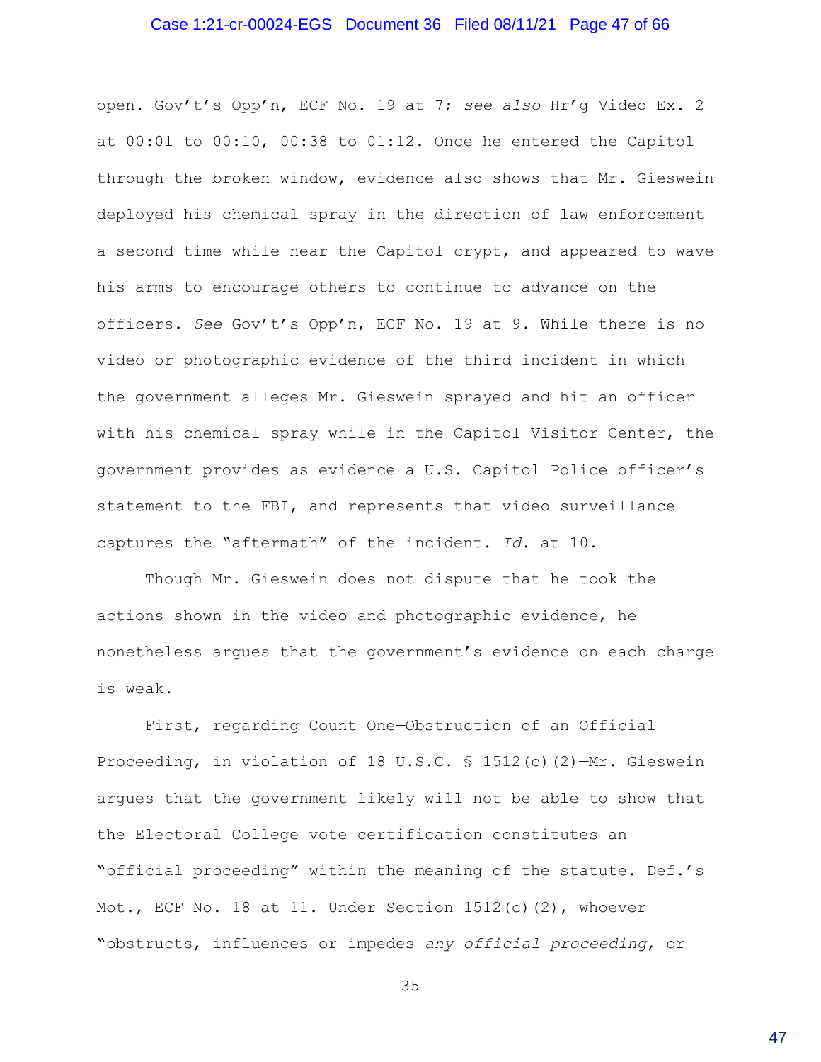open. Gov't's Opp'n, ECF No. 19 at 7; *see also* Hr'g Video Ex. 2 at 00:01 to 00:10, 00:38 to 01:12. Once he entered the Capitol through the broken window, evidence also shows that Mr. Gieswein deployed his chemical spray in the direction of law enforcement a second time while near the Capitol crypt, and appeared to wave his arms to encourage others to continue to advance on the officers. *See* Gov't's Opp'n, ECF No. 19 at 9. While there is no video or photographic evidence of the third incident in which the government alleges Mr. Gieswein sprayed and hit an officer with his chemical spray while in the Capitol Visitor Center, the government provides as evidence a U.S. Capitol Police officer's statement to the FBI, and represents that video surveillance captures the "aftermath" of the incident. *Id.* at 10.

Though Mr. Gieswein does not dispute that he took the actions shown in the video and photographic evidence, he nonetheless argues that the government's evidence on each charge is weak.

First, regarding Count One—Obstruction of an Official Proceeding, in violation of 18 U.S.C. § 1512(c)(2)—Mr. Gieswein argues that the government likely will not be able to show that the Electoral College vote certification constitutes an "official proceeding" within the meaning of the statute. Def.'s Mot., ECF No. 18 at 11. Under Section 1512(c)(2), whoever "obstructs, influences or impedes *any official proceeding*, or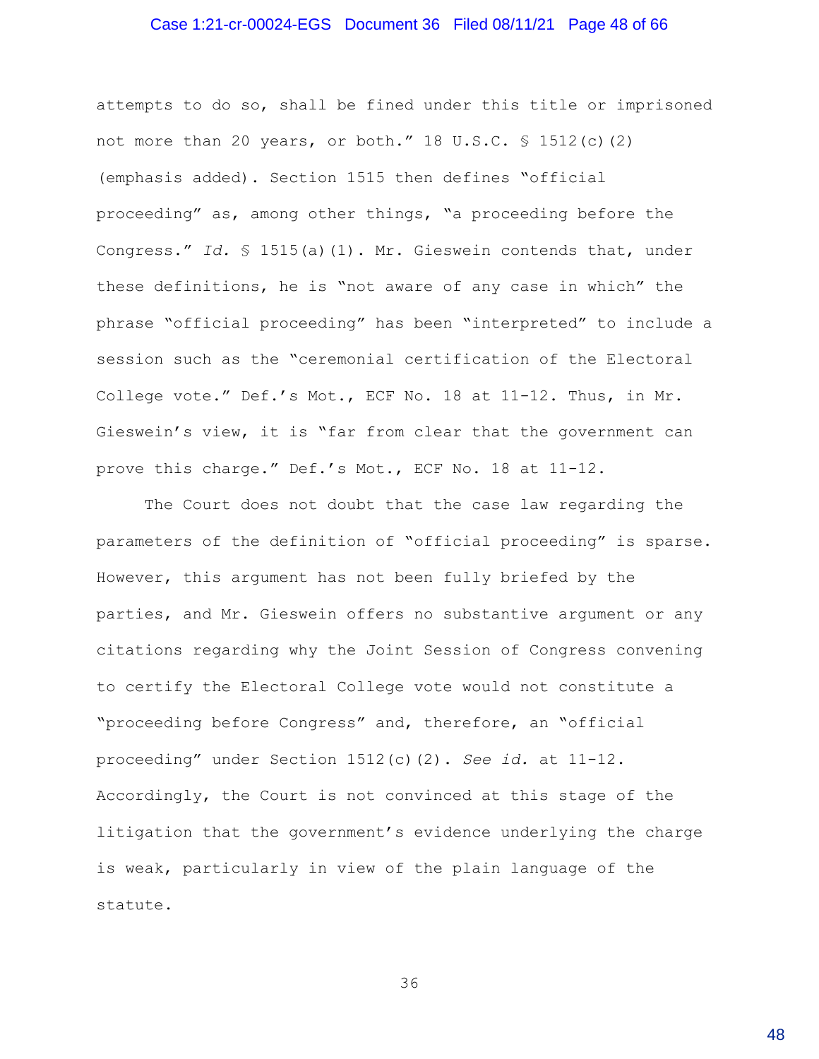attempts to do so, shall be fined under this title or imprisoned not more than 20 years, or both." 18 U.S.C. § 1512(c)(2) (emphasis added). Section 1515 then defines "official proceeding" as, among other things, "a proceeding before the Congress." *Id.* § 1515(a)(1). Mr. Gieswein contends that, under these definitions, he is "not aware of any case in which" the phrase "official proceeding" has been "interpreted" to include a session such as the "ceremonial certification of the Electoral College vote." Def.'s Mot., ECF No. 18 at 11-12. Thus, in Mr. Gieswein's view, it is "far from clear that the government can prove this charge." Def.'s Mot., ECF No. 18 at 11-12.

The Court does not doubt that the case law regarding the parameters of the definition of "official proceeding" is sparse. However, this argument has not been fully briefed by the parties, and Mr. Gieswein offers no substantive argument or any citations regarding why the Joint Session of Congress convening to certify the Electoral College vote would not constitute a "proceeding before Congress" and, therefore, an "official proceeding" under Section 1512(c)(2). *See id.* at 11-12. Accordingly, the Court is not convinced at this stage of the litigation that the government's evidence underlying the charge is weak, particularly in view of the plain language of the statute.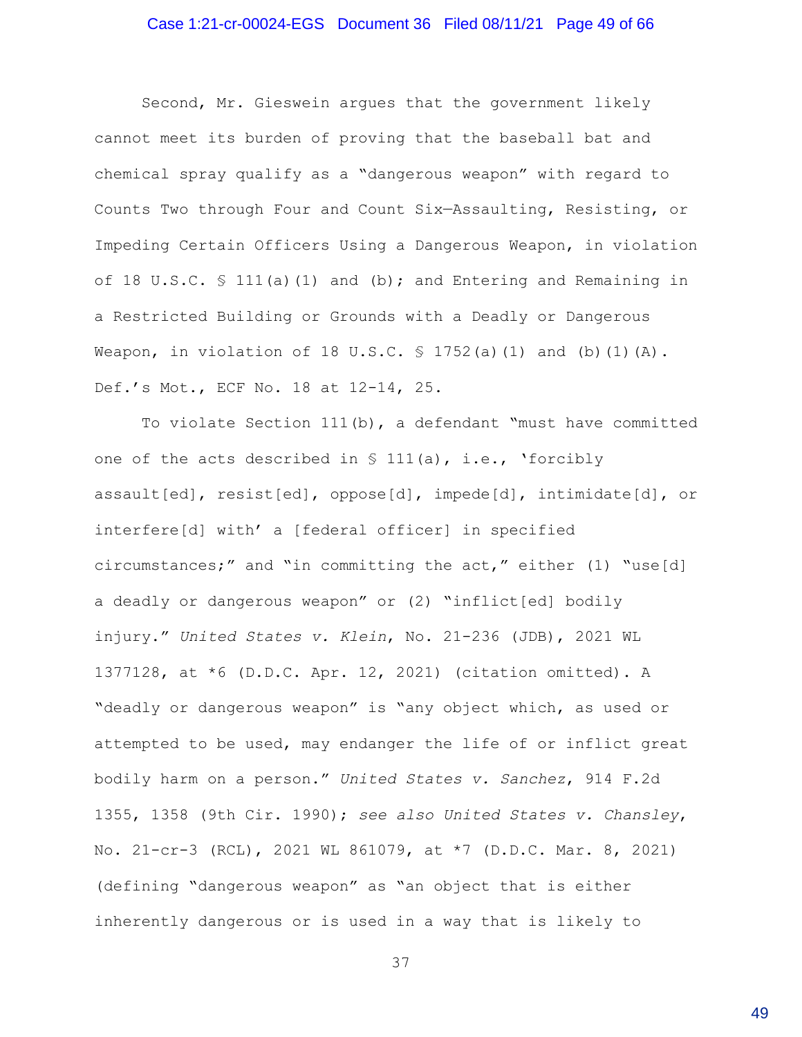Second, Mr. Gieswein argues that the government likely cannot meet its burden of proving that the baseball bat and chemical spray qualify as a "dangerous weapon" with regard to Counts Two through Four and Count Six—Assaulting, Resisting, or Impeding Certain Officers Using a Dangerous Weapon, in violation of 18 U.S.C. § 111(a)(1) and (b); and Entering and Remaining in a Restricted Building or Grounds with a Deadly or Dangerous Weapon, in violation of 18 U.S.C. § 1752(a)(1) and (b)(1)(A). Def.'s Mot., ECF No. 18 at 12-14, 25.

To violate Section 111(b), a defendant "must have committed one of the acts described in § 111(a), i.e., 'forcibly assault[ed], resist[ed], oppose[d], impede[d], intimidate[d], or interfere[d] with' a [federal officer] in specified circumstances;" and "in committing the act," either (1) "use[d] a deadly or dangerous weapon" or (2) "inflict[ed] bodily injury." *United States v. Klein*, No. 21-236 (JDB), 2021 WL 1377128, at *6 (D.D.C. Apr. 12, 2021) (citation omitted). A "deadly or dangerous weapon" is "any object which, as used or attempted to be used, may endanger the life of or inflict great bodily harm on a person." *United States v. Sanchez*, 914 F.2d 1355, 1358 (9th Cir. 1990); *see also United States v. Chansley*, No. 21-cr-3 (RCL), 2021 WL 861079, at *7 (D.D.C. Mar. 8, 2021) (defining "dangerous weapon" as "an object that is either inherently dangerous or is used in a way that is likely to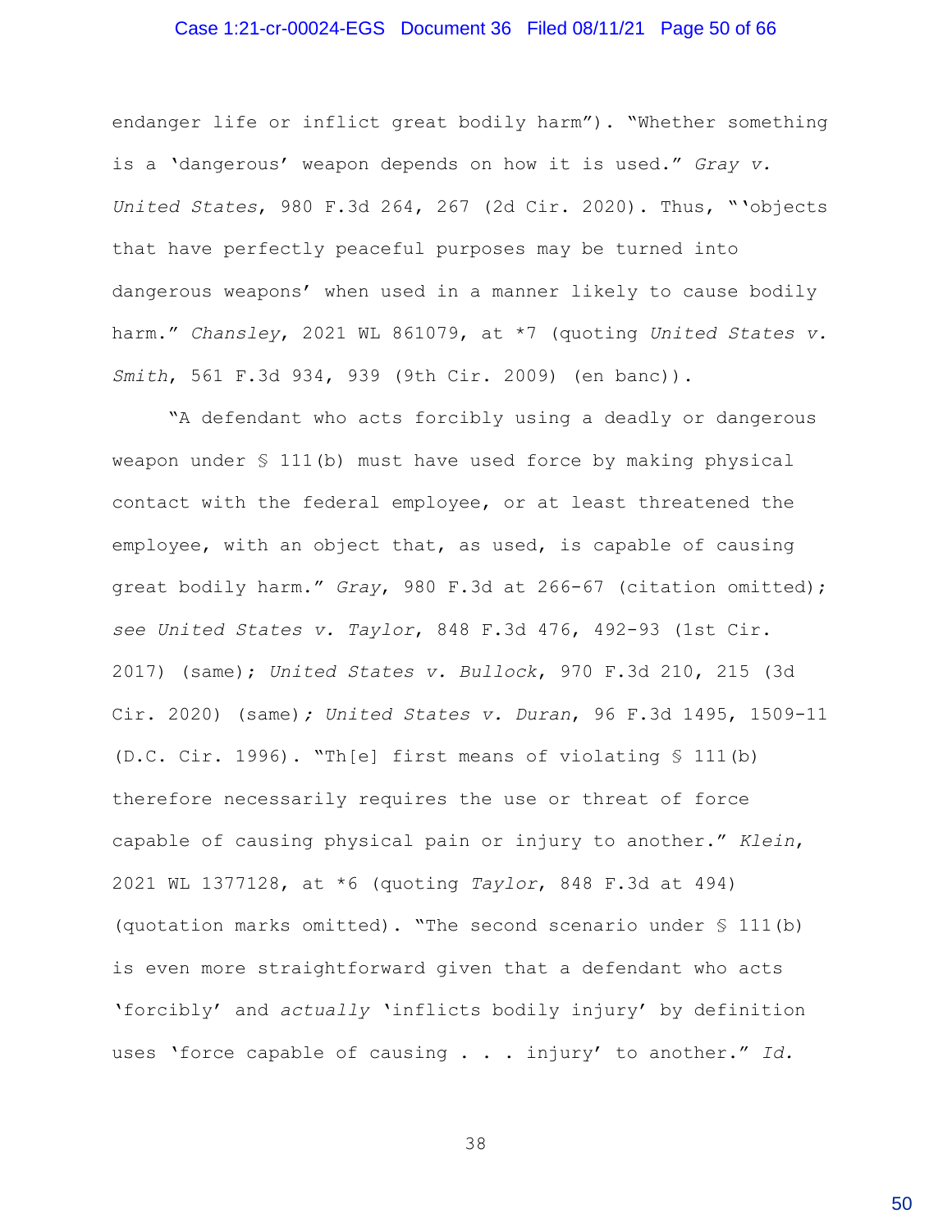endanger life or inflict great bodily harm"). "Whether something is a 'dangerous' weapon depends on how it is used." *Gray v. United States*, 980 F.3d 264, 267 (2d Cir. 2020). Thus, "'objects that have perfectly peaceful purposes may be turned into dangerous weapons' when used in a manner likely to cause bodily harm." *Chansley*, 2021 WL 861079, at *7 (quoting *United States v. Smith*, 561 F.3d 934, 939 (9th Cir. 2009) (en banc)).

"A defendant who acts forcibly using a deadly or dangerous weapon under § 111(b) must have used force by making physical contact with the federal employee, or at least threatened the employee, with an object that, as used, is capable of causing great bodily harm." *Gray*, 980 F.3d at 266-67 (citation omitted); *see United States v. Taylor*, 848 F.3d 476, 492-93 (1st Cir. 2017) (same); *United States v. Bullock*, 970 F.3d 210, 215 (3d Cir. 2020) (same); *United States v. Duran*, 96 F.3d 1495, 1509-11 (D.C. Cir. 1996). "Th[e] first means of violating § 111(b) therefore necessarily requires the use or threat of force capable of causing physical pain or injury to another." *Klein*, 2021 WL 1377128, at *6 (quoting *Taylor*, 848 F.3d at 494) (quotation marks omitted). "The second scenario under § 111(b) is even more straightforward given that a defendant who acts 'forcibly' and *actually* 'inflicts bodily injury' by definition uses 'force capable of causing . . . injury' to another." *Id.*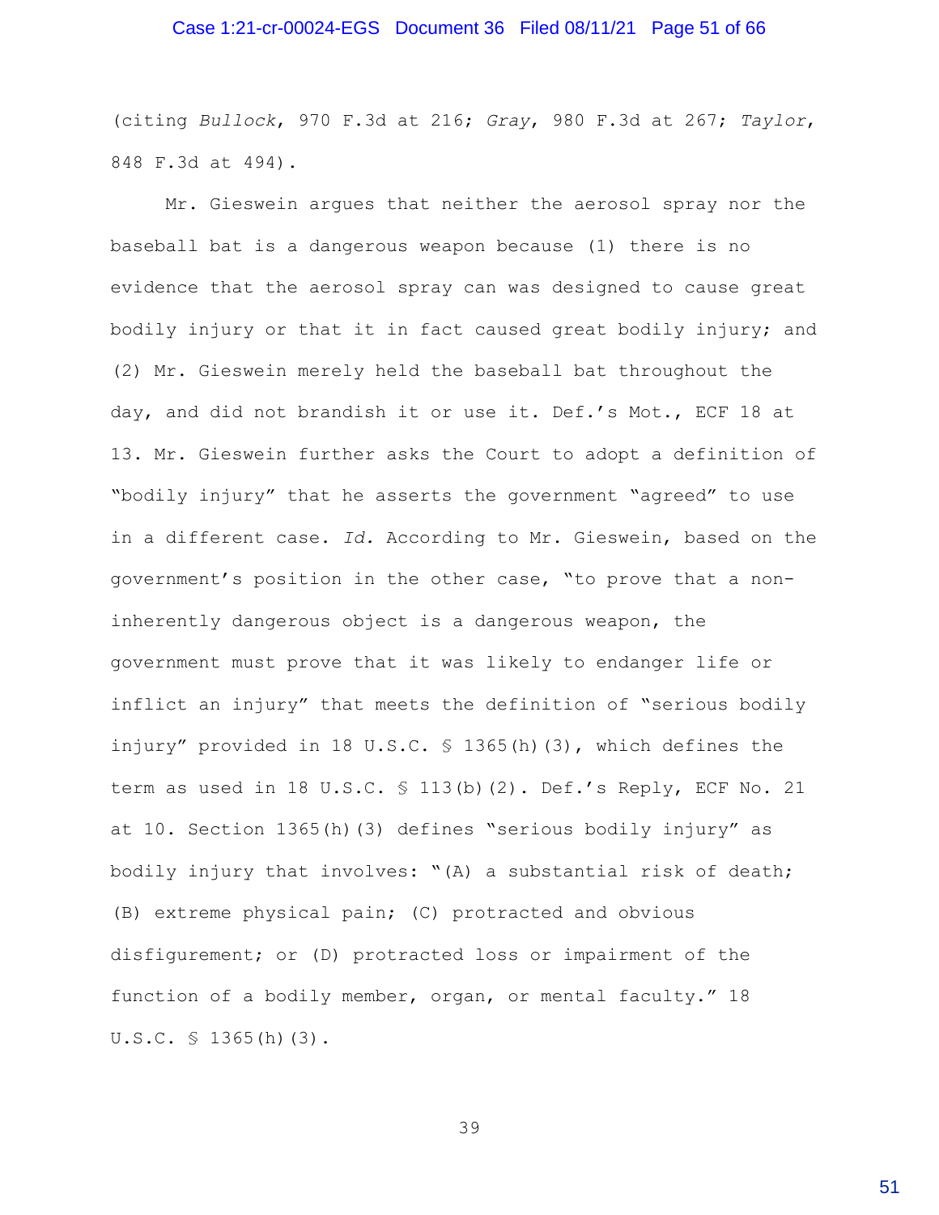(citing *Bullock*, 970 F.3d at 216; *Gray*, 980 F.3d at 267; *Taylor*, 848 F.3d at 494).

Mr. Gieswein argues that neither the aerosol spray nor the baseball bat is a dangerous weapon because (1) there is no evidence that the aerosol spray can was designed to cause great bodily injury or that it in fact caused great bodily injury; and (2) Mr. Gieswein merely held the baseball bat throughout the day, and did not brandish it or use it. Def.'s Mot., ECF 18 at 13. Mr. Gieswein further asks the Court to adopt a definition of "bodily injury" that he asserts the government "agreed" to use in a different case. *Id.* According to Mr. Gieswein, based on the government's position in the other case, "to prove that a non-inherently dangerous object is a dangerous weapon, the government must prove that it was likely to endanger life or inflict an injury" that meets the definition of "serious bodily injury" provided in 18 U.S.C. § 1365(h)(3), which defines the term as used in 18 U.S.C. § 113(b)(2). Def.'s Reply, ECF No. 21 at 10. Section 1365(h)(3) defines "serious bodily injury" as bodily injury that involves: "(A) a substantial risk of death; (B) extreme physical pain; (C) protracted and obvious disfigurement; or (D) protracted loss or impairment of the function of a bodily member, organ, or mental faculty." 18 U.S.C. § 1365(h)(3).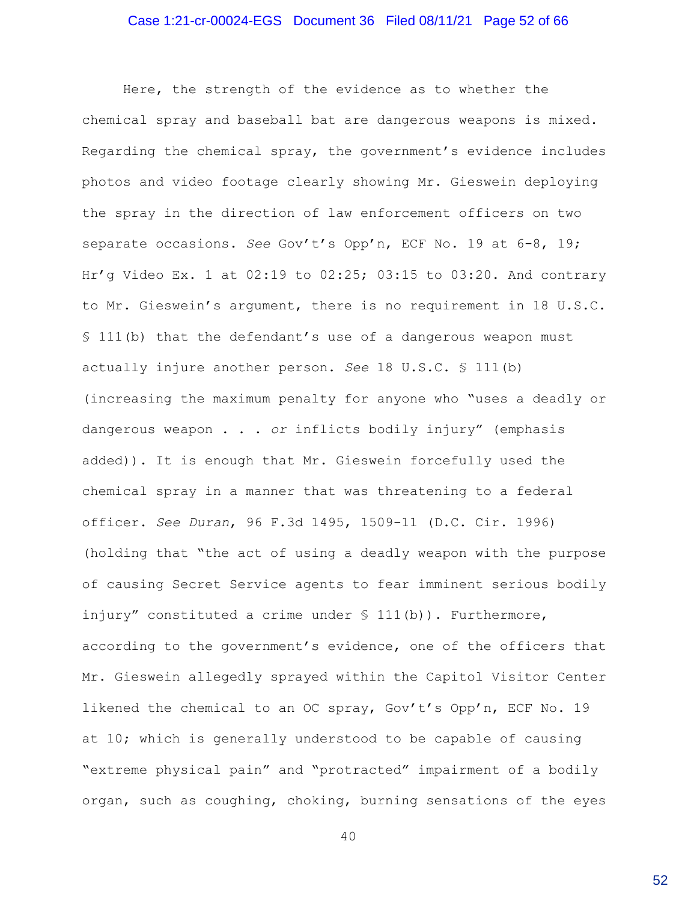Here, the strength of the evidence as to whether the chemical spray and baseball bat are dangerous weapons is mixed. Regarding the chemical spray, the government's evidence includes photos and video footage clearly showing Mr. Gieswein deploying the spray in the direction of law enforcement officers on two separate occasions. *See* Gov't's Opp'n, ECF No. 19 at 6-8, 19; Hr'g Video Ex. 1 at 02:19 to 02:25; 03:15 to 03:20. And contrary to Mr. Gieswein's argument, there is no requirement in 18 U.S.C. § 111(b) that the defendant's use of a dangerous weapon must actually injure another person. *See* 18 U.S.C. § 111(b) (increasing the maximum penalty for anyone who "uses a deadly or dangerous weapon . . . *or* inflicts bodily injury" (emphasis added)). It is enough that Mr. Gieswein forcefully used the chemical spray in a manner that was threatening to a federal officer. *See Duran*, 96 F.3d 1495, 1509-11 (D.C. Cir. 1996) (holding that "the act of using a deadly weapon with the purpose of causing Secret Service agents to fear imminent serious bodily injury" constituted a crime under § 111(b)). Furthermore, according to the government's evidence, one of the officers that Mr. Gieswein allegedly sprayed within the Capitol Visitor Center likened the chemical to an OC spray, Gov't's Opp'n, ECF No. 19 at 10; which is generally understood to be capable of causing "extreme physical pain" and "protracted" impairment of a bodily organ, such as coughing, choking, burning sensations of the eyes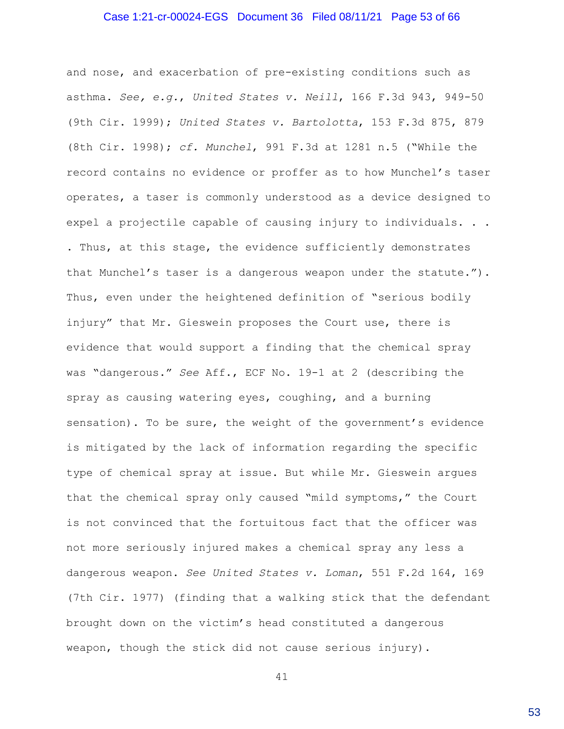and nose, and exacerbation of pre-existing conditions such as asthma. *See, e.g.*, *United States v. Neill*, 166 F.3d 943, 949-50 (9th Cir. 1999); *United States v. Bartolotta*, 153 F.3d 875, 879 (8th Cir. 1998); *cf. Munchel*, 991 F.3d at 1281 n.5 ("While the record contains no evidence or proffer as to how Munchel's taser operates, a taser is commonly understood as a device designed to expel a projectile capable of causing injury to individuals. . . . Thus, at this stage, the evidence sufficiently demonstrates that Munchel's taser is a dangerous weapon under the statute."). Thus, even under the heightened definition of "serious bodily injury" that Mr. Gieswein proposes the Court use, there is evidence that would support a finding that the chemical spray was "dangerous." *See* Aff., ECF No. 19-1 at 2 (describing the spray as causing watering eyes, coughing, and a burning sensation). To be sure, the weight of the government's evidence is mitigated by the lack of information regarding the specific type of chemical spray at issue. But while Mr. Gieswein argues that the chemical spray only caused "mild symptoms," the Court is not convinced that the fortuitous fact that the officer was not more seriously injured makes a chemical spray any less a dangerous weapon. *See United States v. Loman*, 551 F.2d 164, 169 (7th Cir. 1977) (finding that a walking stick that the defendant brought down on the victim's head constituted a dangerous weapon, though the stick did not cause serious injury).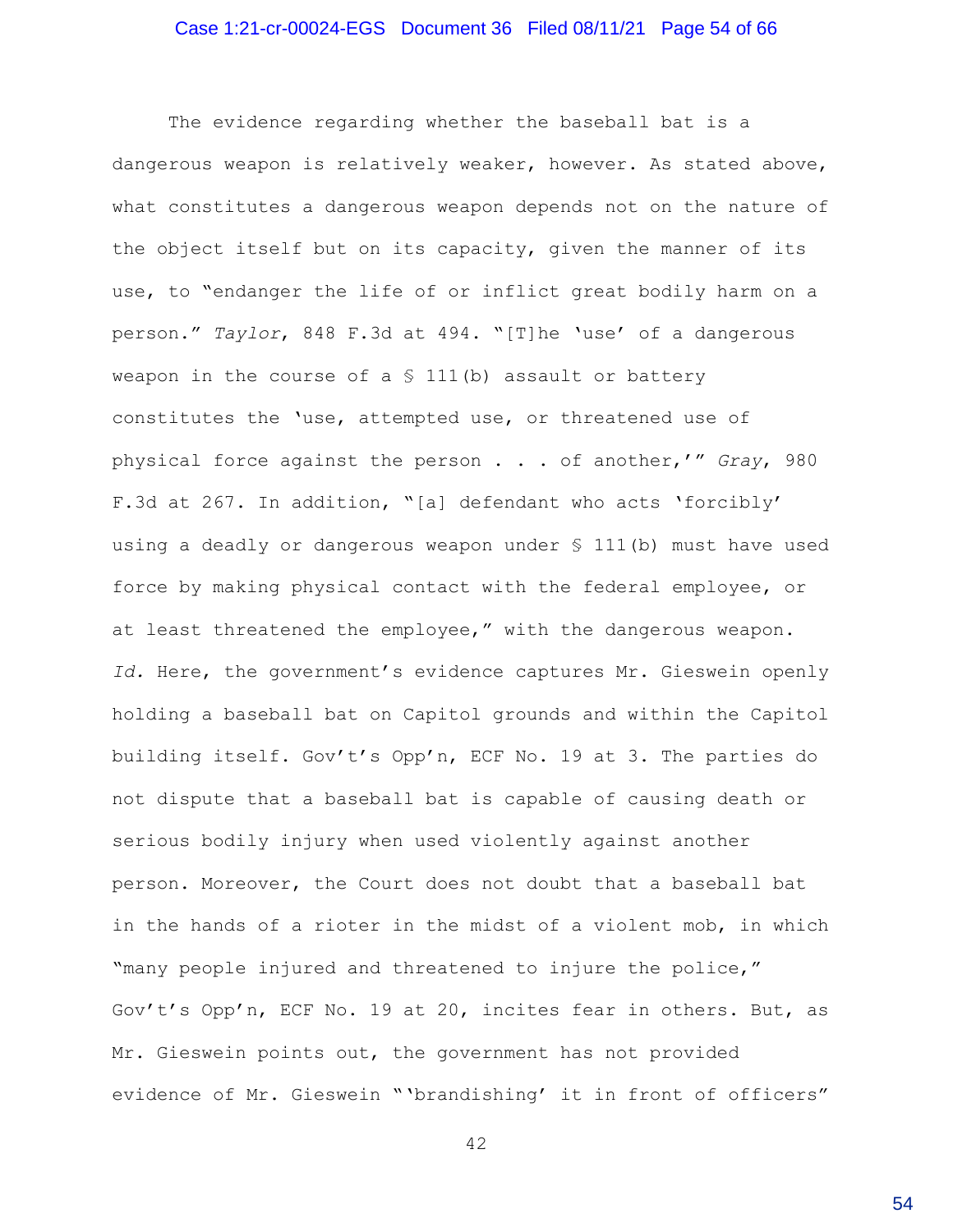The evidence regarding whether the baseball bat is a dangerous weapon is relatively weaker, however. As stated above, what constitutes a dangerous weapon depends not on the nature of the object itself but on its capacity, given the manner of its use, to "endanger the life of or inflict great bodily harm on a person." *Taylor*, 848 F.3d at 494. "[T]he 'use' of a dangerous weapon in the course of a § 111(b) assault or battery constitutes the 'use, attempted use, or threatened use of physical force against the person . . . of another,'" *Gray*, 980 F.3d at 267. In addition, "[a] defendant who acts 'forcibly' using a deadly or dangerous weapon under § 111(b) must have used force by making physical contact with the federal employee, or at least threatened the employee," with the dangerous weapon. *Id.* Here, the government's evidence captures Mr. Gieswein openly holding a baseball bat on Capitol grounds and within the Capitol building itself. Gov't's Opp'n, ECF No. 19 at 3. The parties do not dispute that a baseball bat is capable of causing death or serious bodily injury when used violently against another person. Moreover, the Court does not doubt that a baseball bat in the hands of a rioter in the midst of a violent mob, in which "many people injured and threatened to injure the police," Gov't's Opp'n, ECF No. 19 at 20, incites fear in others. But, as Mr. Gieswein points out, the government has not provided evidence of Mr. Gieswein "'brandishing' it in front of officers"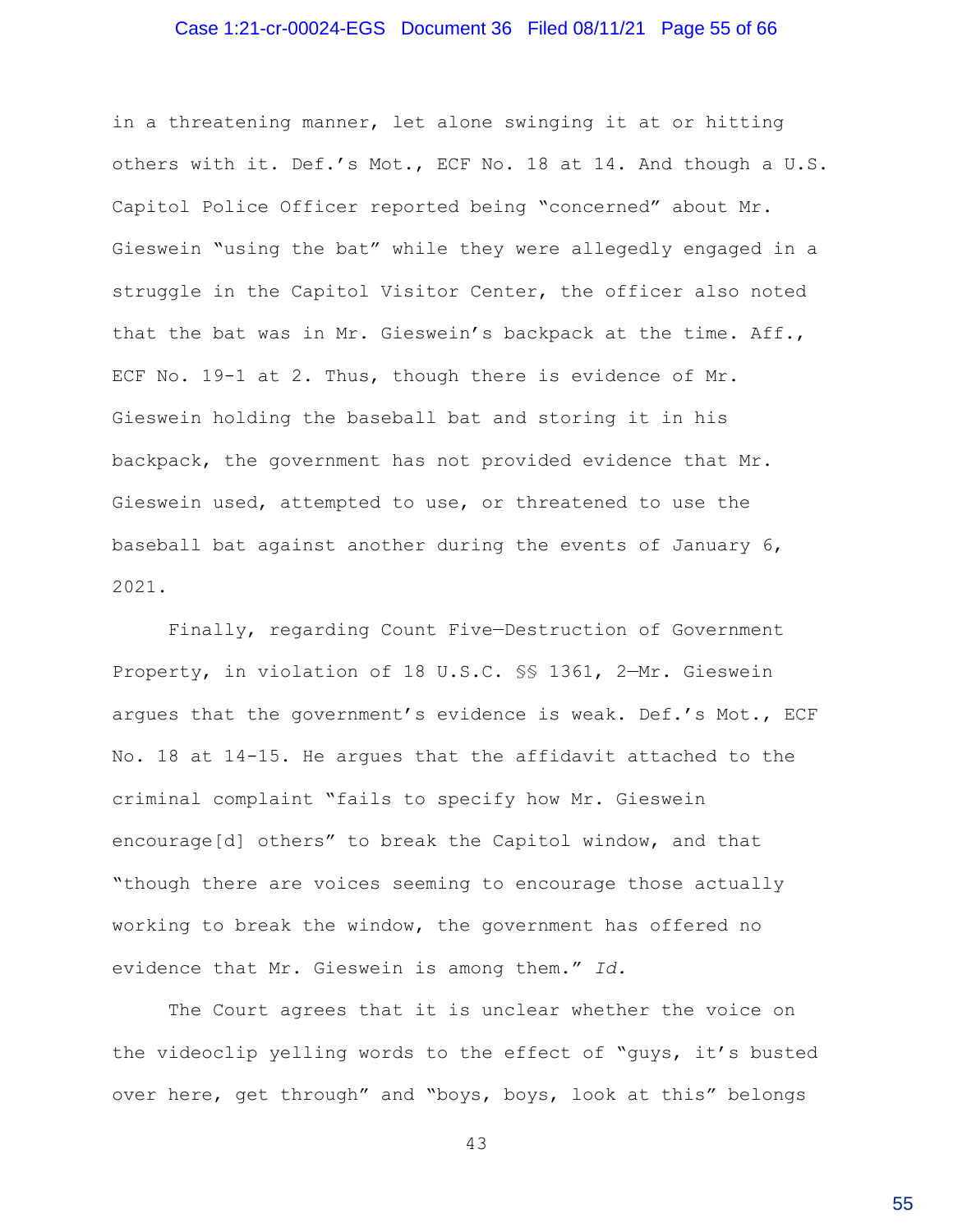in a threatening manner, let alone swinging it at or hitting others with it. Def.'s Mot., ECF No. 18 at 14. And though a U.S. Capitol Police Officer reported being "concerned" about Mr. Gieswein "using the bat" while they were allegedly engaged in a struggle in the Capitol Visitor Center, the officer also noted that the bat was in Mr. Gieswein's backpack at the time. Aff., ECF No. 19-1 at 2. Thus, though there is evidence of Mr. Gieswein holding the baseball bat and storing it in his backpack, the government has not provided evidence that Mr. Gieswein used, attempted to use, or threatened to use the baseball bat against another during the events of January 6, 2021.

Finally, regarding Count Five—Destruction of Government Property, in violation of 18 U.S.C. §§ 1361, 2—Mr. Gieswein argues that the government's evidence is weak. Def.'s Mot., ECF No. 18 at 14-15. He argues that the affidavit attached to the criminal complaint "fails to specify how Mr. Gieswein encourage[d] others" to break the Capitol window, and that "though there are voices seeming to encourage those actually working to break the window, the government has offered no evidence that Mr. Gieswein is among them." *Id.*

The Court agrees that it is unclear whether the voice on the videoclip yelling words to the effect of "guys, it's busted over here, get through" and "boys, boys, look at this" belongs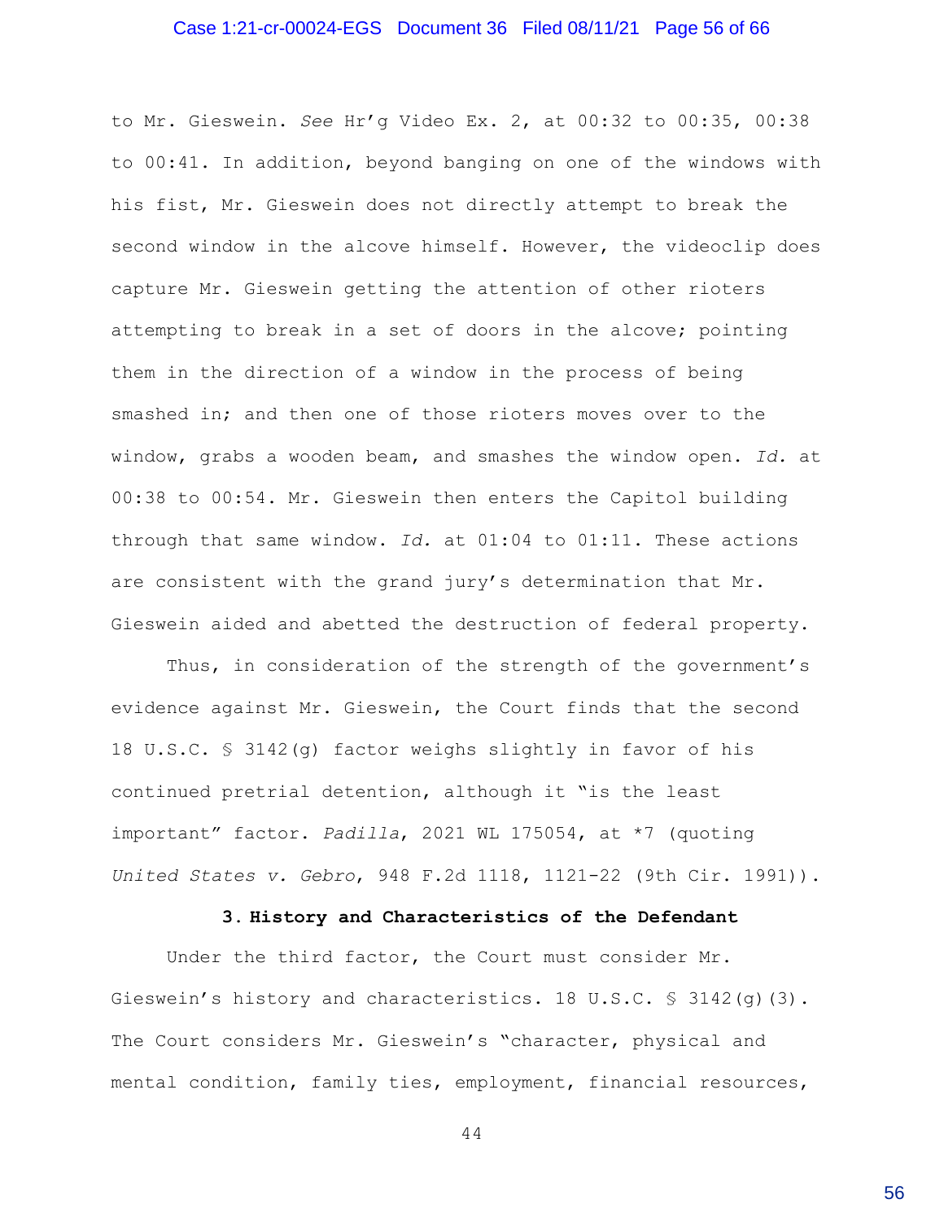to Mr. Gieswein. *See* Hr'g Video Ex. 2, at 00:32 to 00:35, 00:38 to 00:41. In addition, beyond banging on one of the windows with his fist, Mr. Gieswein does not directly attempt to break the second window in the alcove himself. However, the videoclip does capture Mr. Gieswein getting the attention of other rioters attempting to break in a set of doors in the alcove; pointing them in the direction of a window in the process of being smashed in; and then one of those rioters moves over to the window, grabs a wooden beam, and smashes the window open. *Id.* at 00:38 to 00:54. Mr. Gieswein then enters the Capitol building through that same window. *Id.* at 01:04 to 01:11. These actions are consistent with the grand jury's determination that Mr. Gieswein aided and abetted the destruction of federal property.

Thus, in consideration of the strength of the government's evidence against Mr. Gieswein, the Court finds that the second 18 U.S.C. § 3142(g) factor weighs slightly in favor of his continued pretrial detention, although it "is the least important" factor. *Padilla*, 2021 WL 175054, at *7 (quoting *United States v. Gebro*, 948 F.2d 1118, 1121-22 (9th Cir. 1991)).

### 3. History and Characteristics of the Defendant

Under the third factor, the Court must consider Mr. Gieswein's history and characteristics. 18 U.S.C. § 3142(g)(3). The Court considers Mr. Gieswein's "character, physical and mental condition, family ties, employment, financial resources,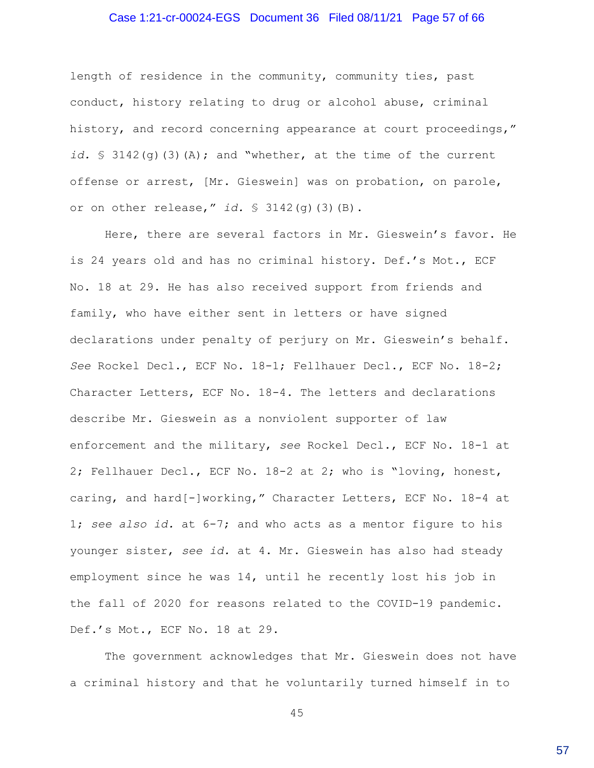length of residence in the community, community ties, past conduct, history relating to drug or alcohol abuse, criminal history, and record concerning appearance at court proceedings," *id.* § 3142(g)(3)(A); and "whether, at the time of the current offense or arrest, [Mr. Gieswein] was on probation, on parole, or on other release," *id.* § 3142(g)(3)(B).

Here, there are several factors in Mr. Gieswein's favor. He is 24 years old and has no criminal history. Def.'s Mot., ECF No. 18 at 29. He has also received support from friends and family, who have either sent in letters or have signed declarations under penalty of perjury on Mr. Gieswein's behalf. *See* Rockel Decl., ECF No. 18-1; Fellhauer Decl., ECF No. 18-2; Character Letters, ECF No. 18-4. The letters and declarations describe Mr. Gieswein as a nonviolent supporter of law enforcement and the military, *see* Rockel Decl., ECF No. 18-1 at 2; Fellhauer Decl., ECF No. 18-2 at 2; who is "loving, honest, caring, and hard[-]working," Character Letters, ECF No. 18-4 at 1; *see also id.* at 6-7; and who acts as a mentor figure to his younger sister, *see id.* at 4. Mr. Gieswein has also had steady employment since he was 14, until he recently lost his job in the fall of 2020 for reasons related to the COVID-19 pandemic. Def.'s Mot., ECF No. 18 at 29.

The government acknowledges that Mr. Gieswein does not have a criminal history and that he voluntarily turned himself in to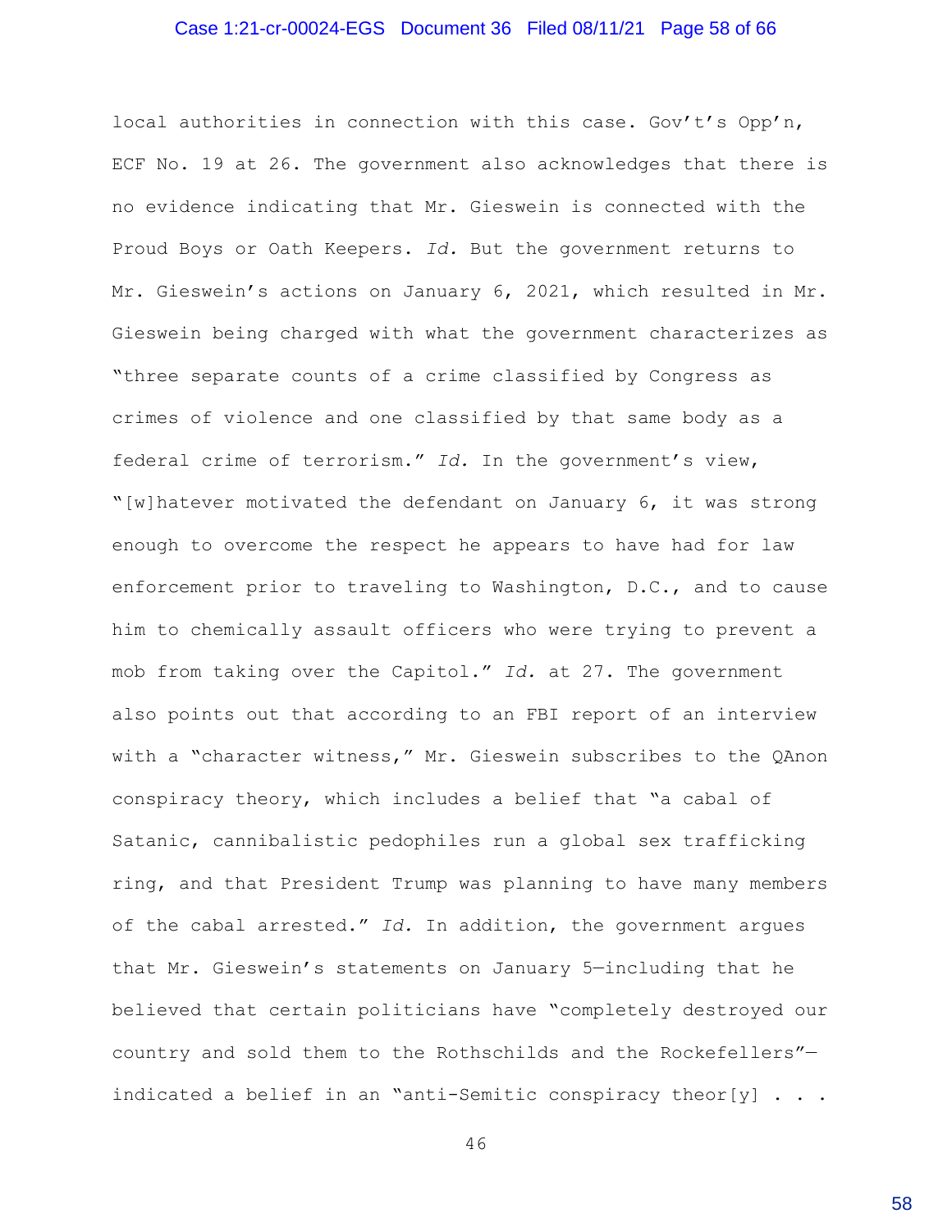local authorities in connection with this case. Gov't's Opp'n, ECF No. 19 at 26. The government also acknowledges that there is no evidence indicating that Mr. Gieswein is connected with the Proud Boys or Oath Keepers. *Id.* But the government returns to Mr. Gieswein's actions on January 6, 2021, which resulted in Mr. Gieswein being charged with what the government characterizes as "three separate counts of a crime classified by Congress as crimes of violence and one classified by that same body as a federal crime of terrorism." *Id.* In the government's view, "[w]hatever motivated the defendant on January 6, it was strong enough to overcome the respect he appears to have had for law enforcement prior to traveling to Washington, D.C., and to cause him to chemically assault officers who were trying to prevent a mob from taking over the Capitol." *Id.* at 27. The government also points out that according to an FBI report of an interview with a "character witness," Mr. Gieswein subscribes to the QAnon conspiracy theory, which includes a belief that "a cabal of Satanic, cannibalistic pedophiles run a global sex trafficking ring, and that President Trump was planning to have many members of the cabal arrested." *Id.* In addition, the government argues that Mr. Gieswein's statements on January 5—including that he believed that certain politicians have "completely destroyed our country and sold them to the Rothschilds and the Rockefellers"—indicated a belief in an "anti-Semitic conspiracy theor[y] . . .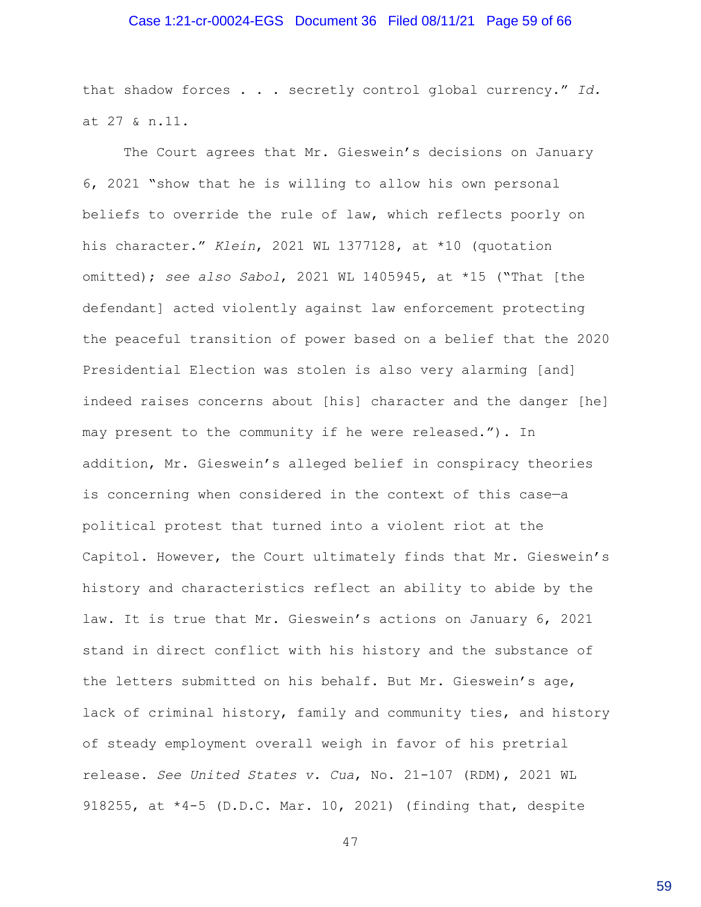that shadow forces . . . secretly control global currency." *Id.* at 27 & n.11.

The Court agrees that Mr. Gieswein's decisions on January 6, 2021 "show that he is willing to allow his own personal beliefs to override the rule of law, which reflects poorly on his character." *Klein*, 2021 WL 1377128, at *10 (quotation omitted); *see also Sabol*, 2021 WL 1405945, at *15 ("That [the defendant] acted violently against law enforcement protecting the peaceful transition of power based on a belief that the 2020 Presidential Election was stolen is also very alarming [and] indeed raises concerns about [his] character and the danger [he] may present to the community if he were released."). In addition, Mr. Gieswein's alleged belief in conspiracy theories is concerning when considered in the context of this case—a political protest that turned into a violent riot at the Capitol. However, the Court ultimately finds that Mr. Gieswein's history and characteristics reflect an ability to abide by the law. It is true that Mr. Gieswein's actions on January 6, 2021 stand in direct conflict with his history and the substance of the letters submitted on his behalf. But Mr. Gieswein's age, lack of criminal history, family and community ties, and history of steady employment overall weigh in favor of his pretrial release. *See United States v. Cua*, No. 21-107 (RDM), 2021 WL 918255, at *4-5 (D.D.C. Mar. 10, 2021) (finding that, despite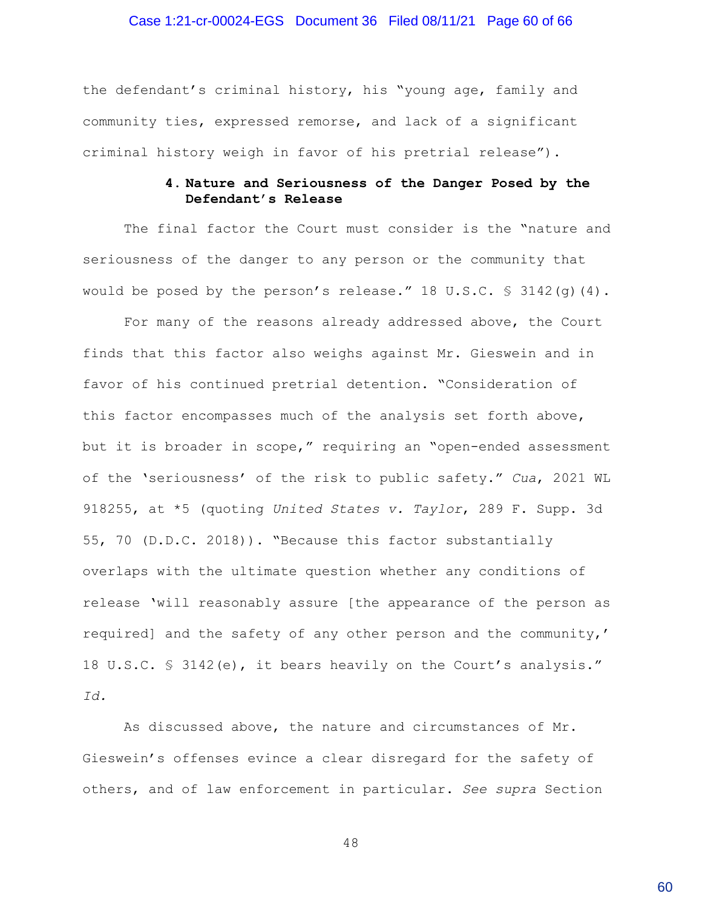the defendant's criminal history, his "young age, family and community ties, expressed remorse, and lack of a significant criminal history weigh in favor of his pretrial release").

#### 4. Nature and Seriousness of the Danger Posed by the Defendant's Release

The final factor the Court must consider is the "nature and seriousness of the danger to any person or the community that would be posed by the person's release." 18 U.S.C. § 3142(g)(4).

For many of the reasons already addressed above, the Court finds that this factor also weighs against Mr. Gieswein and in favor of his continued pretrial detention. "Consideration of this factor encompasses much of the analysis set forth above, but it is broader in scope," requiring an "open-ended assessment of the 'seriousness' of the risk to public safety." *Cua*, 2021 WL 918255, at *5 (quoting *United States v. Taylor*, 289 F. Supp. 3d 55, 70 (D.D.C. 2018)). "Because this factor substantially overlaps with the ultimate question whether any conditions of release 'will reasonably assure [the appearance of the person as required] and the safety of any other person and the community,' 18 U.S.C. § 3142(e), it bears heavily on the Court's analysis." *Id.*

As discussed above, the nature and circumstances of Mr. Gieswein's offenses evince a clear disregard for the safety of others, and of law enforcement in particular. *See supra* Section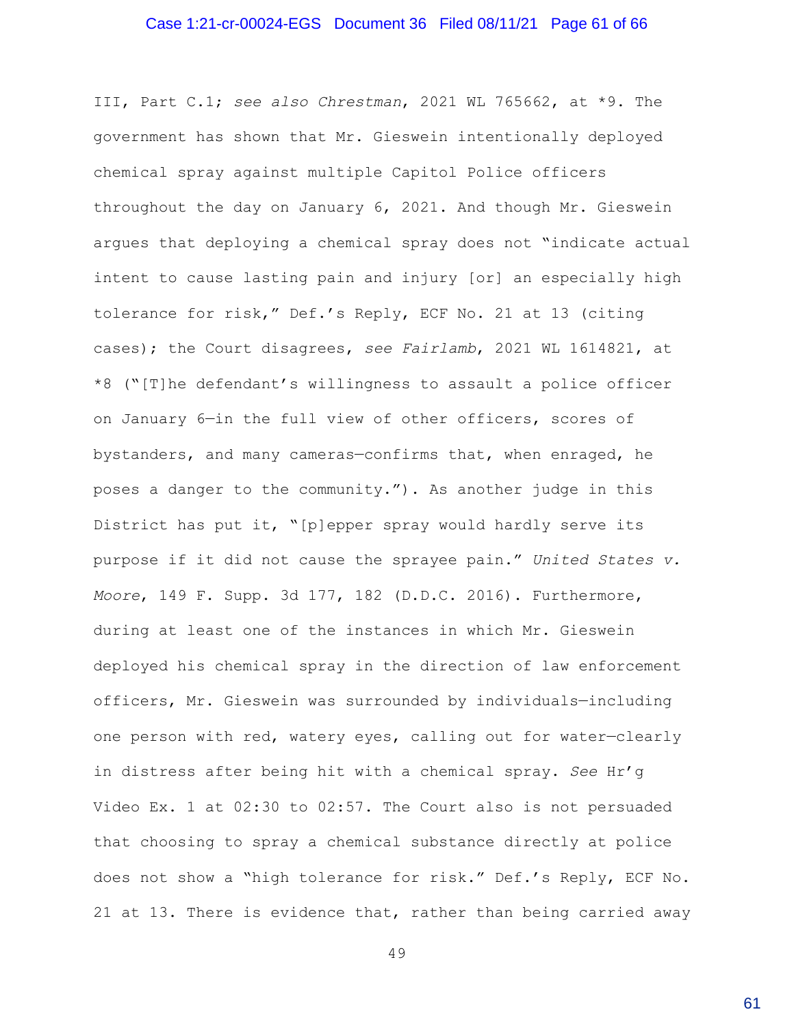III, Part C.1; *see also Chrestman*, 2021 WL 765662, at *9. The government has shown that Mr. Gieswein intentionally deployed chemical spray against multiple Capitol Police officers throughout the day on January 6, 2021. And though Mr. Gieswein argues that deploying a chemical spray does not "indicate actual intent to cause lasting pain and injury [or] an especially high tolerance for risk," Def.'s Reply, ECF No. 21 at 13 (citing cases); the Court disagrees, *see Fairlamb*, 2021 WL 1614821, at *8 ("[T]he defendant's willingness to assault a police officer on January 6—in the full view of other officers, scores of bystanders, and many cameras—confirms that, when enraged, he poses a danger to the community."). As another judge in this District has put it, "[p]epper spray would hardly serve its purpose if it did not cause the sprayee pain." *United States v. Moore*, 149 F. Supp. 3d 177, 182 (D.D.C. 2016). Furthermore, during at least one of the instances in which Mr. Gieswein deployed his chemical spray in the direction of law enforcement officers, Mr. Gieswein was surrounded by individuals—including one person with red, watery eyes, calling out for water—clearly in distress after being hit with a chemical spray. *See* Hr'g Video Ex. 1 at 02:30 to 02:57. The Court also is not persuaded that choosing to spray a chemical substance directly at police does not show a "high tolerance for risk." Def.'s Reply, ECF No. 21 at 13. There is evidence that, rather than being carried away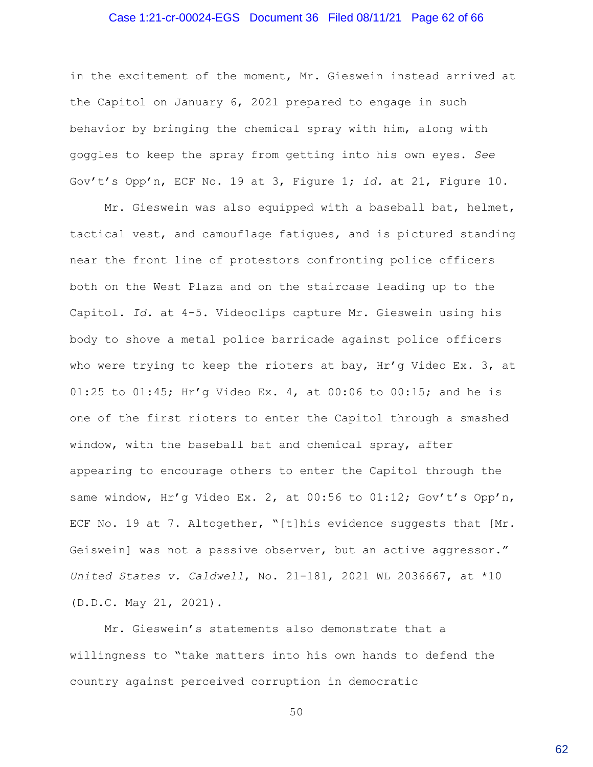in the excitement of the moment, Mr. Gieswein instead arrived at the Capitol on January 6, 2021 prepared to engage in such behavior by bringing the chemical spray with him, along with goggles to keep the spray from getting into his own eyes. *See* Gov't's Opp'n, ECF No. 19 at 3, Figure 1; *id.* at 21, Figure 10.

Mr. Gieswein was also equipped with a baseball bat, helmet, tactical vest, and camouflage fatigues, and is pictured standing near the front line of protestors confronting police officers both on the West Plaza and on the staircase leading up to the Capitol. *Id.* at 4-5. Videoclips capture Mr. Gieswein using his body to shove a metal police barricade against police officers who were trying to keep the rioters at bay, Hr'g Video Ex. 3, at 01:25 to 01:45; Hr'g Video Ex. 4, at 00:06 to 00:15; and he is one of the first rioters to enter the Capitol through a smashed window, with the baseball bat and chemical spray, after appearing to encourage others to enter the Capitol through the same window, Hr'g Video Ex. 2, at 00:56 to 01:12; Gov't's Opp'n, ECF No. 19 at 7. Altogether, "[t]his evidence suggests that [Mr. Geiswein] was not a passive observer, but an active aggressor." *United States v. Caldwell*, No. 21-181, 2021 WL 2036667, at *10 (D.D.C. May 21, 2021).

Mr. Gieswein's statements also demonstrate that a willingness to "take matters into his own hands to defend the country against perceived corruption in democratic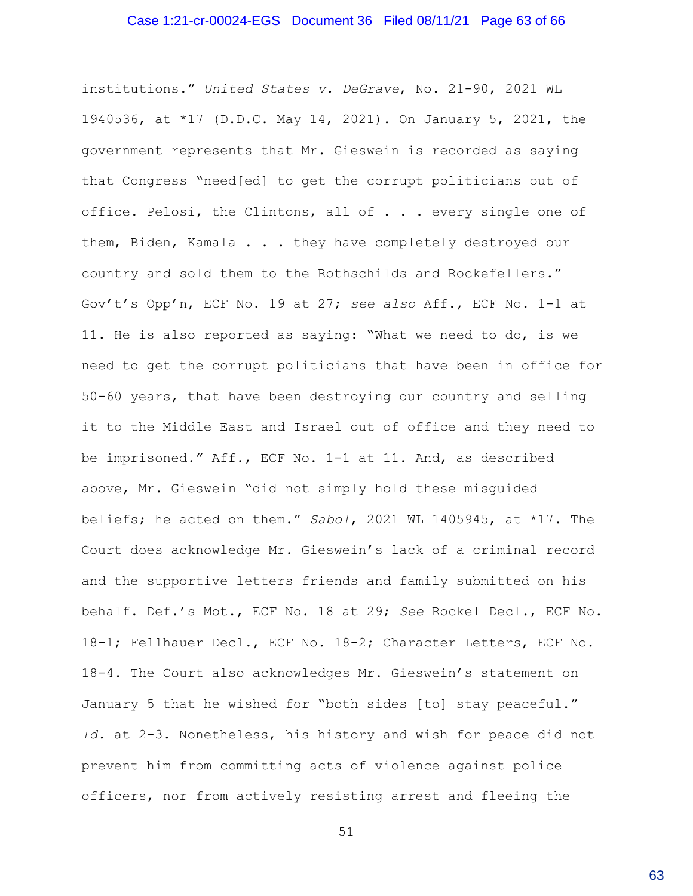institutions." *United States v. DeGrave*, No. 21-90, 2021 WL 1940536, at *17 (D.D.C. May 14, 2021). On January 5, 2021, the government represents that Mr. Gieswein is recorded as saying that Congress "need[ed] to get the corrupt politicians out of office. Pelosi, the Clintons, all of . . . every single one of them, Biden, Kamala . . . they have completely destroyed our country and sold them to the Rothschilds and Rockefellers." Gov't's Opp'n, ECF No. 19 at 27; *see also* Aff., ECF No. 1-1 at 11. He is also reported as saying: "What we need to do, is we need to get the corrupt politicians that have been in office for 50-60 years, that have been destroying our country and selling it to the Middle East and Israel out of office and they need to be imprisoned." Aff., ECF No. 1-1 at 11. And, as described above, Mr. Gieswein "did not simply hold these misguided beliefs; he acted on them." *Sabol*, 2021 WL 1405945, at *17. The Court does acknowledge Mr. Gieswein's lack of a criminal record and the supportive letters friends and family submitted on his behalf. Def.'s Mot., ECF No. 18 at 29; *See* Rockel Decl., ECF No. 18-1; Fellhauer Decl., ECF No. 18-2; Character Letters, ECF No. 18-4. The Court also acknowledges Mr. Gieswein's statement on January 5 that he wished for "both sides [to] stay peaceful." *Id.* at 2-3. Nonetheless, his history and wish for peace did not prevent him from committing acts of violence against police officers, nor from actively resisting arrest and fleeing the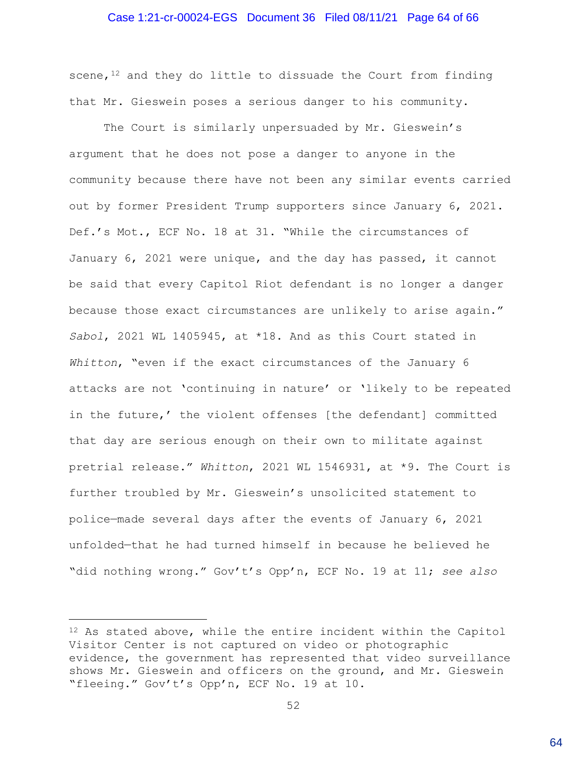scene,[12] and they do little to dissuade the Court from finding that Mr. Gieswein poses a serious danger to his community.

The Court is similarly unpersuaded by Mr. Gieswein's argument that he does not pose a danger to anyone in the community because there have not been any similar events carried out by former President Trump supporters since January 6, 2021. Def.'s Mot., ECF No. 18 at 31. "While the circumstances of January 6, 2021 were unique, and the day has passed, it cannot be said that every Capitol Riot defendant is no longer a danger because those exact circumstances are unlikely to arise again." *Sabol*, 2021 WL 1405945, at *18. And as this Court stated in *Whitton*, "even if the exact circumstances of the January 6 attacks are not 'continuing in nature' or 'likely to be repeated in the future,' the violent offenses [the defendant] committed that day are serious enough on their own to militate against pretrial release." *Whitton*, 2021 WL 1546931, at *9. The Court is further troubled by Mr. Gieswein's unsolicited statement to police—made several days after the events of January 6, 2021 unfolded—that he had turned himself in because he believed he "did nothing wrong." Gov't's Opp'n, ECF No. 19 at 11; *see also*

---

[12] As stated above, while the entire incident within the Capitol Visitor Center is not captured on video or photographic evidence, the government has represented that video surveillance shows Mr. Gieswein and officers on the ground, and Mr. Gieswein "fleeing." Gov't's Opp'n, ECF No. 19 at 10.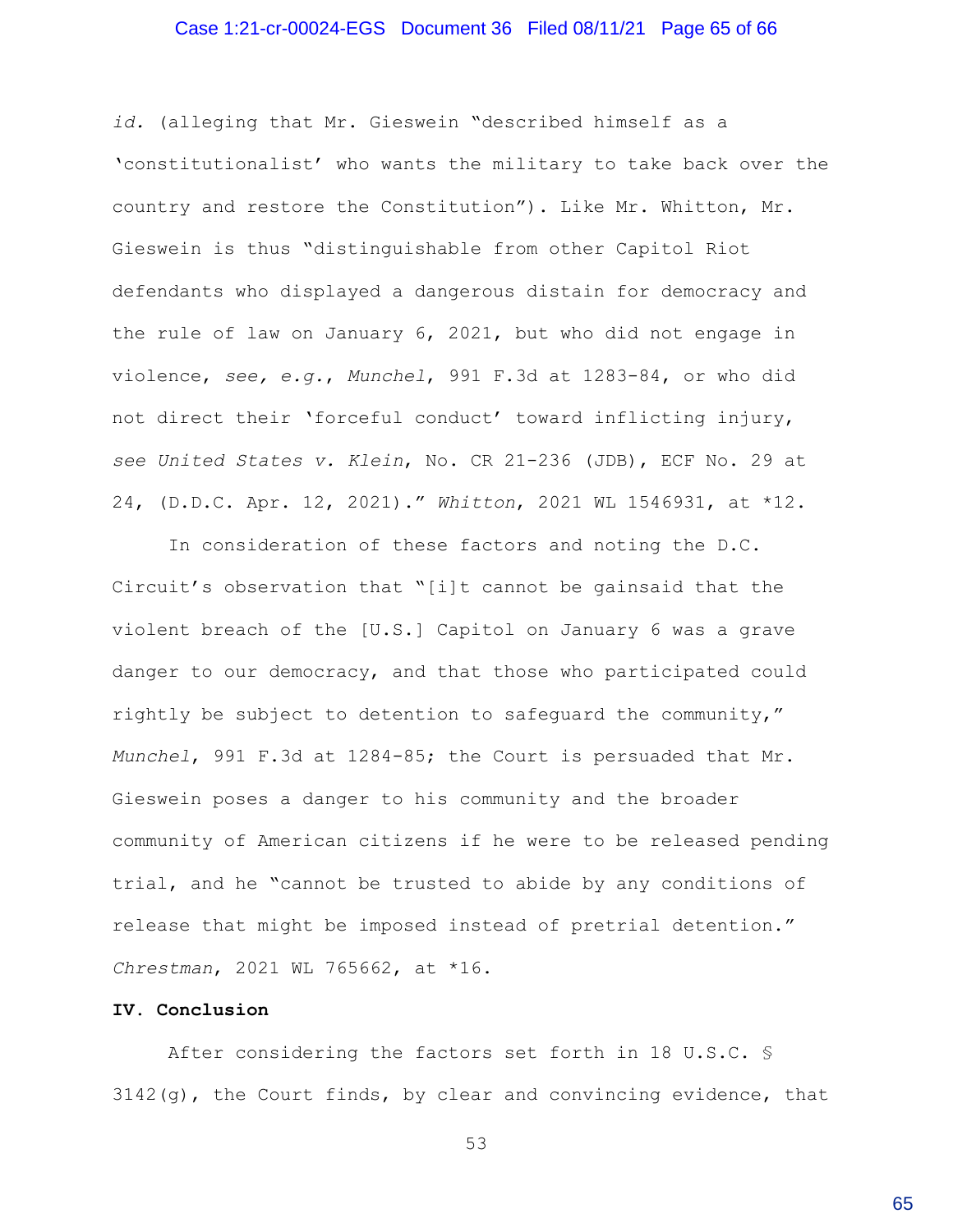*id.* (alleging that Mr. Gieswein "described himself as a 'constitutionalist' who wants the military to take back over the country and restore the Constitution"). Like Mr. Whitton, Mr. Gieswein is thus "distinguishable from other Capitol Riot defendants who displayed a dangerous distain for democracy and the rule of law on January 6, 2021, but who did not engage in violence, *see, e.g.*, *Munchel*, 991 F.3d at 1283-84, or who did not direct their 'forceful conduct' toward inflicting injury, *see United States v. Klein*, No. CR 21-236 (JDB), ECF No. 29 at 24, (D.D.C. Apr. 12, 2021)." *Whitton*, 2021 WL 1546931, at *12.

In consideration of these factors and noting the D.C. Circuit's observation that "[i]t cannot be gainsaid that the violent breach of the [U.S.] Capitol on January 6 was a grave danger to our democracy, and that those who participated could rightly be subject to detention to safeguard the community," *Munchel*, 991 F.3d at 1284-85; the Court is persuaded that Mr. Gieswein poses a danger to his community and the broader community of American citizens if he were to be released pending trial, and he "cannot be trusted to abide by any conditions of release that might be imposed instead of pretrial detention." *Chrestman*, 2021 WL 765662, at *16.

**IV. Conclusion**

After considering the factors set forth in 18 U.S.C. § 3142(g), the Court finds, by clear and convincing evidence, that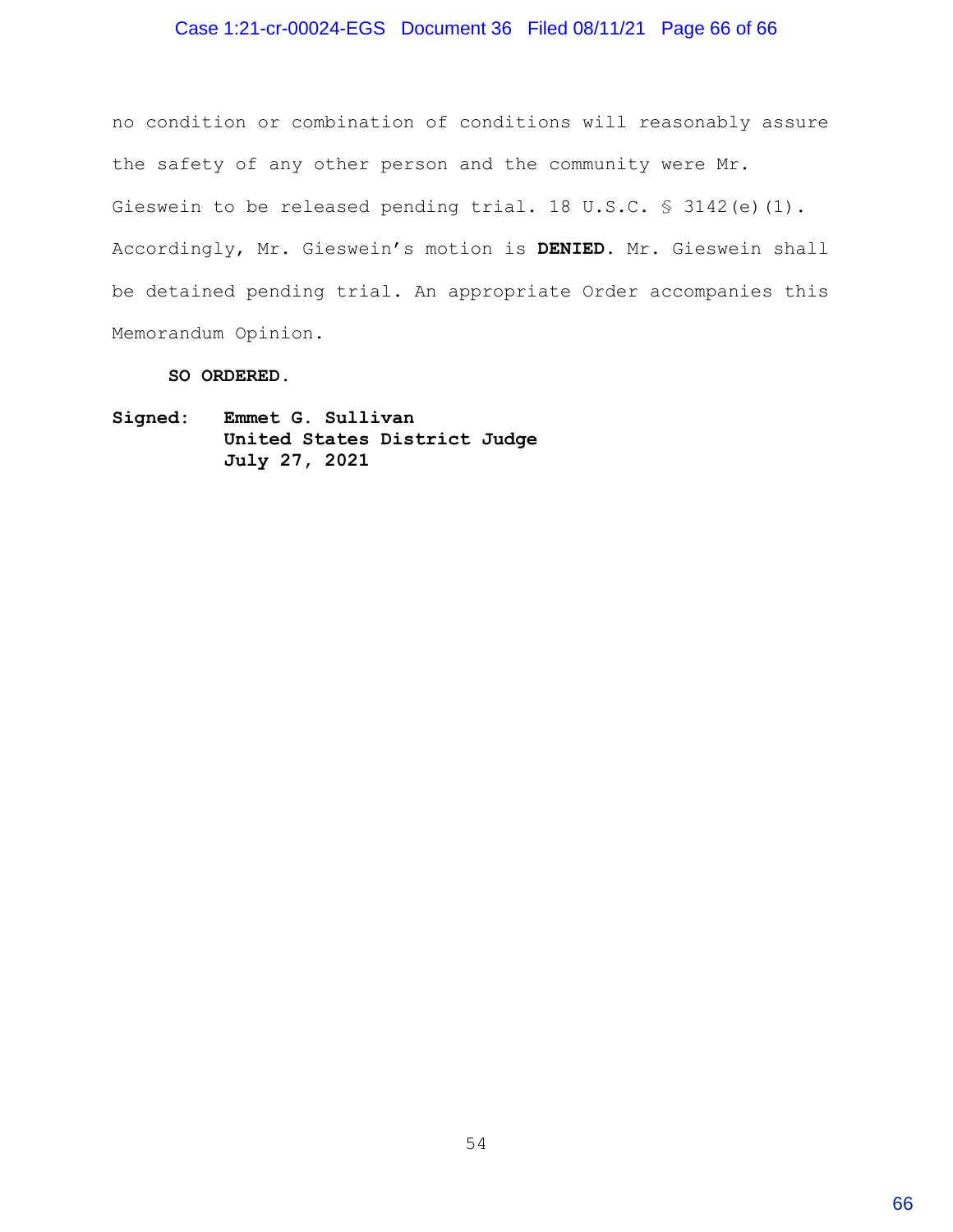no condition or combination of conditions will reasonably assure the safety of any other person and the community were Mr. Gieswein to be released pending trial. 18 U.S.C. § 3142(e)(1). Accordingly, Mr. Gieswein's motion is **DENIED**. Mr. Gieswein shall be detained pending trial. An appropriate Order accompanies this Memorandum Opinion.

**SO ORDERED.**

**Signed: Emmet G. Sullivan**
**United States District Judge**
**July 27, 2021**